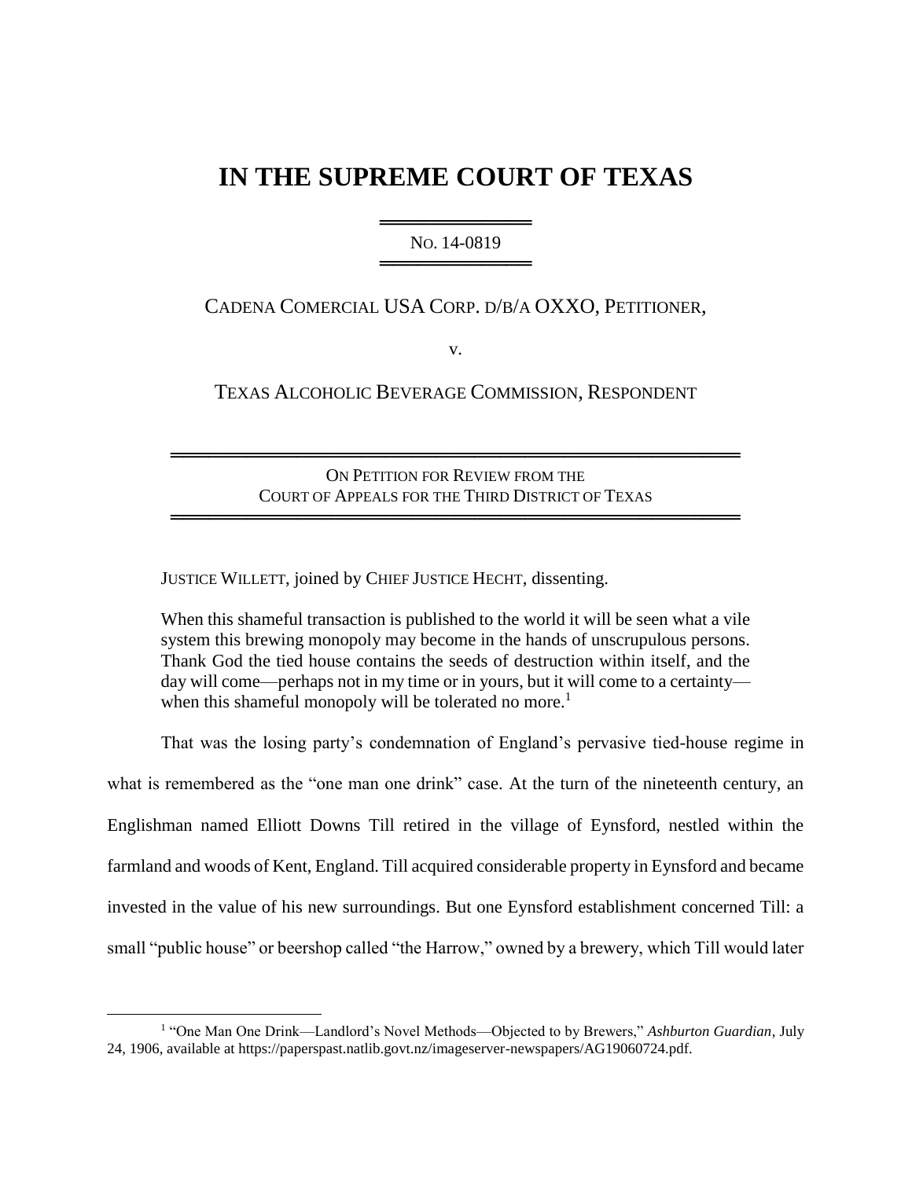# IN THE SUPREME COURT OF TEXAS

NO. 14-0819

CADENA COMERCIAL USA CORP. D/B/A OXXO, PETITIONER,

v.

TEXAS ALCOHOLIC BEVERAGE COMMISSION, RESPONDENT

ON PETITION FOR REVIEW FROM THE COURT OF APPEALS FOR THE THIRD DISTRICT OF TEXAS

JUSTICE WILLETT, joined by CHIEF JUSTICE HECHT, dissenting.

> When this shameful transaction is published to the world it will be seen what a vile system this brewing monopoly may become in the hands of unscrupulous persons. Thank God the tied house contains the seeds of destruction within itself, and the day will come—perhaps not in my time or in yours, but it will come to a certainty—when this shameful monopoly will be tolerated no more.[1]

That was the losing party's condemnation of England's pervasive tied-house regime in what is remembered as the "one man one drink" case. At the turn of the nineteenth century, an Englishman named Elliott Downs Till retired in the village of Eynsford, nestled within the farmland and woods of Kent, England. Till acquired considerable property in Eynsford and became invested in the value of his new surroundings. But one Eynsford establishment concerned Till: a small "public house" or beershop called "the Harrow," owned by a brewery, which Till would later

[1] "One Man One Drink—Landlord's Novel Methods—Objected to by Brewers," *Ashburton Guardian*, July 24, 1906, available at https://paperspast.natlib.govt.nz/imageserver-newspapers/AG19060724.pdf.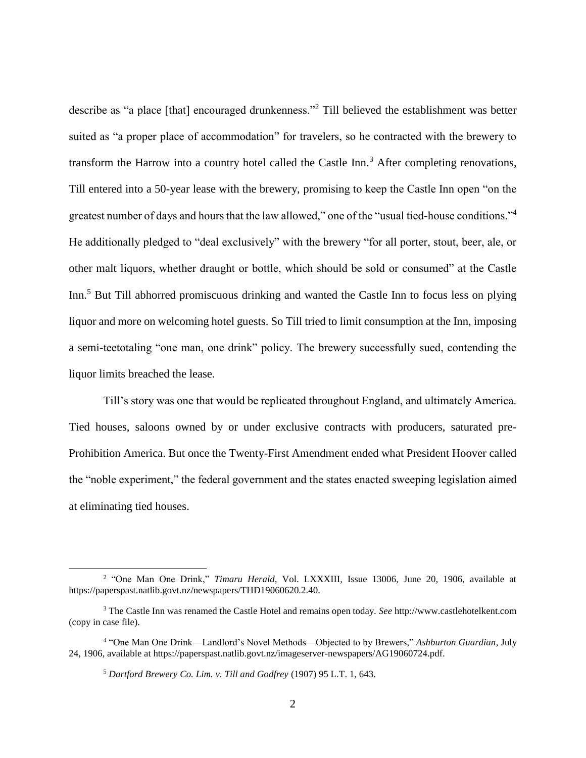describe as "a place [that] encouraged drunkenness."[2] Till believed the establishment was better suited as "a proper place of accommodation" for travelers, so he contracted with the brewery to transform the Harrow into a country hotel called the Castle Inn.[3] After completing renovations, Till entered into a 50-year lease with the brewery, promising to keep the Castle Inn open "on the greatest number of days and hours that the law allowed," one of the "usual tied-house conditions."[4] He additionally pledged to "deal exclusively" with the brewery "for all porter, stout, beer, ale, or other malt liquors, whether draught or bottle, which should be sold or consumed" at the Castle Inn.[5] But Till abhorred promiscuous drinking and wanted the Castle Inn to focus less on plying liquor and more on welcoming hotel guests. So Till tried to limit consumption at the Inn, imposing a semi-teetotaling "one man, one drink" policy. The brewery successfully sued, contending the liquor limits breached the lease.

Till's story was one that would be replicated throughout England, and ultimately America. Tied houses, saloons owned by or under exclusive contracts with producers, saturated pre-Prohibition America. But once the Twenty-First Amendment ended what President Hoover called the "noble experiment," the federal government and the states enacted sweeping legislation aimed at eliminating tied houses.

---

[2] "One Man One Drink," *Timaru Herald*, Vol. LXXXIII, Issue 13006, June 20, 1906, available at https://paperspast.natlib.govt.nz/newspapers/THD19060620.2.40.

[3] The Castle Inn was renamed the Castle Hotel and remains open today. *See* http://www.castlehotelkent.com (copy in case file).

[4] "One Man One Drink—Landlord's Novel Methods—Objected to by Brewers," *Ashburton Guardian*, July 24, 1906, available at https://paperspast.natlib.govt.nz/imageserver-newspapers/AG19060724.pdf.

[5] *Dartford Brewery Co. Lim. v. Till and Godfrey* (1907) 95 L.T. 1, 643.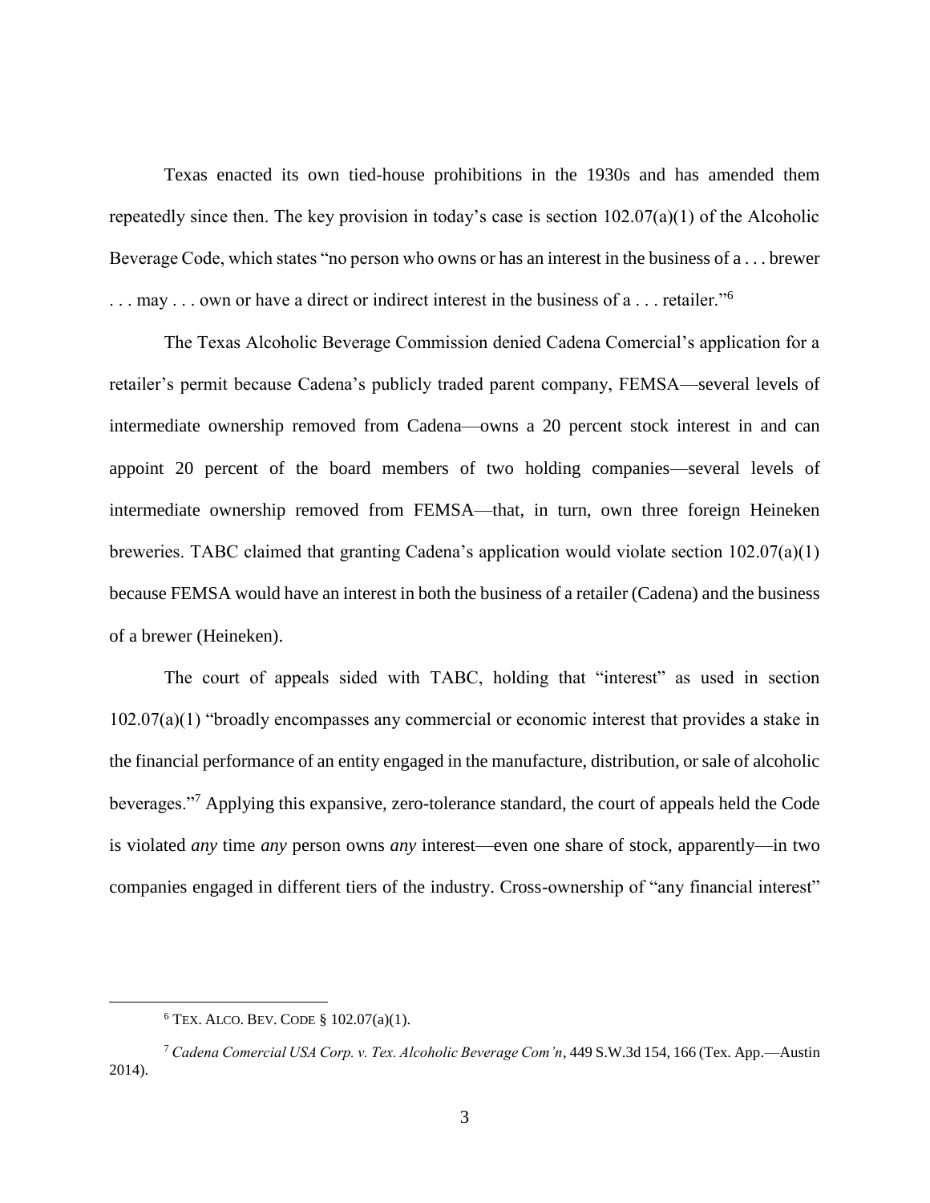Texas enacted its own tied-house prohibitions in the 1930s and has amended them repeatedly since then. The key provision in today's case is section 102.07(a)(1) of the Alcoholic Beverage Code, which states "no person who owns or has an interest in the business of a . . . brewer . . . may . . . own or have a direct or indirect interest in the business of a . . . retailer."[6]

The Texas Alcoholic Beverage Commission denied Cadena Comercial's application for a retailer's permit because Cadena's publicly traded parent company, FEMSA—several levels of intermediate ownership removed from Cadena—owns a 20 percent stock interest in and can appoint 20 percent of the board members of two holding companies—several levels of intermediate ownership removed from FEMSA—that, in turn, own three foreign Heineken breweries. TABC claimed that granting Cadena's application would violate section 102.07(a)(1) because FEMSA would have an interest in both the business of a retailer (Cadena) and the business of a brewer (Heineken).

The court of appeals sided with TABC, holding that "interest" as used in section 102.07(a)(1) "broadly encompasses any commercial or economic interest that provides a stake in the financial performance of an entity engaged in the manufacture, distribution, or sale of alcoholic beverages."[7] Applying this expansive, zero-tolerance standard, the court of appeals held the Code is violated *any* time *any* person owns *any* interest—even one share of stock, apparently—in two companies engaged in different tiers of the industry. Cross-ownership of "any financial interest"

---

[6] TEX. ALCO. BEV. CODE § 102.07(a)(1).

[7] *Cadena Comercial USA Corp. v. Tex. Alcoholic Beverage Com'n*, 449 S.W.3d 154, 166 (Tex. App.—Austin 2014).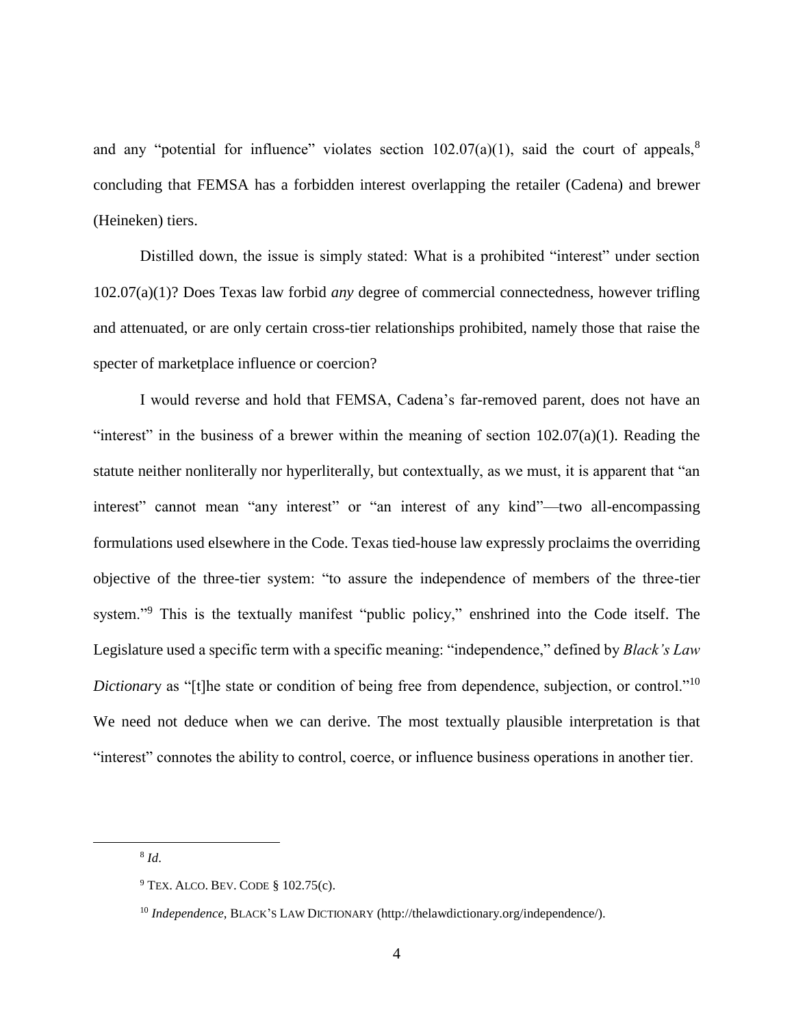and any "potential for influence" violates section 102.07(a)(1), said the court of appeals,[8] concluding that FEMSA has a forbidden interest overlapping the retailer (Cadena) and brewer (Heineken) tiers.

Distilled down, the issue is simply stated: What is a prohibited "interest" under section 102.07(a)(1)? Does Texas law forbid *any* degree of commercial connectedness, however trifling and attenuated, or are only certain cross-tier relationships prohibited, namely those that raise the specter of marketplace influence or coercion?

I would reverse and hold that FEMSA, Cadena's far-removed parent, does not have an "interest" in the business of a brewer within the meaning of section 102.07(a)(1). Reading the statute neither nonliterally nor hyperliterally, but contextually, as we must, it is apparent that "an interest" cannot mean "any interest" or "an interest of any kind"—two all-encompassing formulations used elsewhere in the Code. Texas tied-house law expressly proclaims the overriding objective of the three-tier system: "to assure the independence of members of the three-tier system."[9] This is the textually manifest "public policy," enshrined into the Code itself. The Legislature used a specific term with a specific meaning: "independence," defined by *Black's Law Dictionary* as "[t]he state or condition of being free from dependence, subjection, or control."[10] We need not deduce when we can derive. The most textually plausible interpretation is that "interest" connotes the ability to control, coerce, or influence business operations in another tier.

---

[8] *Id*.

[9] TEX. ALCO. BEV. CODE § 102.75(c).

[10] *Independence*, BLACK'S LAW DICTIONARY (http://thelawdictionary.org/independence/).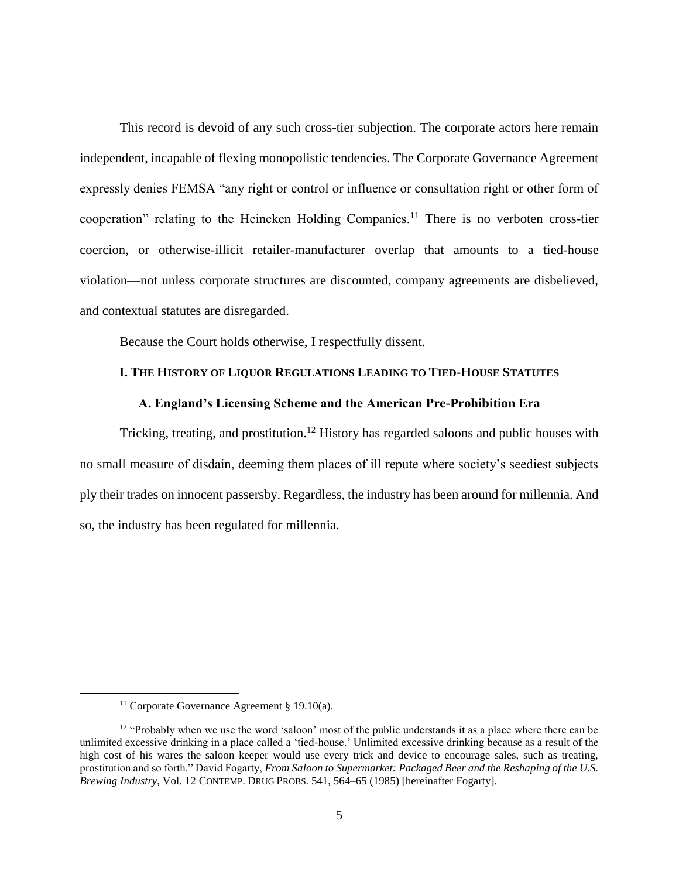This record is devoid of any such cross-tier subjection. The corporate actors here remain independent, incapable of flexing monopolistic tendencies. The Corporate Governance Agreement expressly denies FEMSA "any right or control or influence or consultation right or other form of cooperation" relating to the Heineken Holding Companies.[11] There is no verboten cross-tier coercion, or otherwise-illicit retailer-manufacturer overlap that amounts to a tied-house violation—not unless corporate structures are discounted, company agreements are disbelieved, and contextual statutes are disregarded.

Because the Court holds otherwise, I respectfully dissent.

## I. The History of Liquor Regulations Leading to Tied-House Statutes

### A. England's Licensing Scheme and the American Pre-Prohibition Era

Tricking, treating, and prostitution.[12] History has regarded saloons and public houses with no small measure of disdain, deeming them places of ill repute where society's seediest subjects ply their trades on innocent passersby. Regardless, the industry has been around for millennia. And so, the industry has been regulated for millennia.

---

[11] Corporate Governance Agreement § 19.10(a).

[12] "Probably when we use the word 'saloon' most of the public understands it as a place where there can be unlimited excessive drinking in a place called a 'tied-house.' Unlimited excessive drinking because as a result of the high cost of his wares the saloon keeper would use every trick and device to encourage sales, such as treating, prostitution and so forth." David Fogarty, *From Saloon to Supermarket: Packaged Beer and the Reshaping of the U.S. Brewing Industry*, Vol. 12 CONTEMP. DRUG PROBS. 541, 564–65 (1985) [hereinafter Fogarty].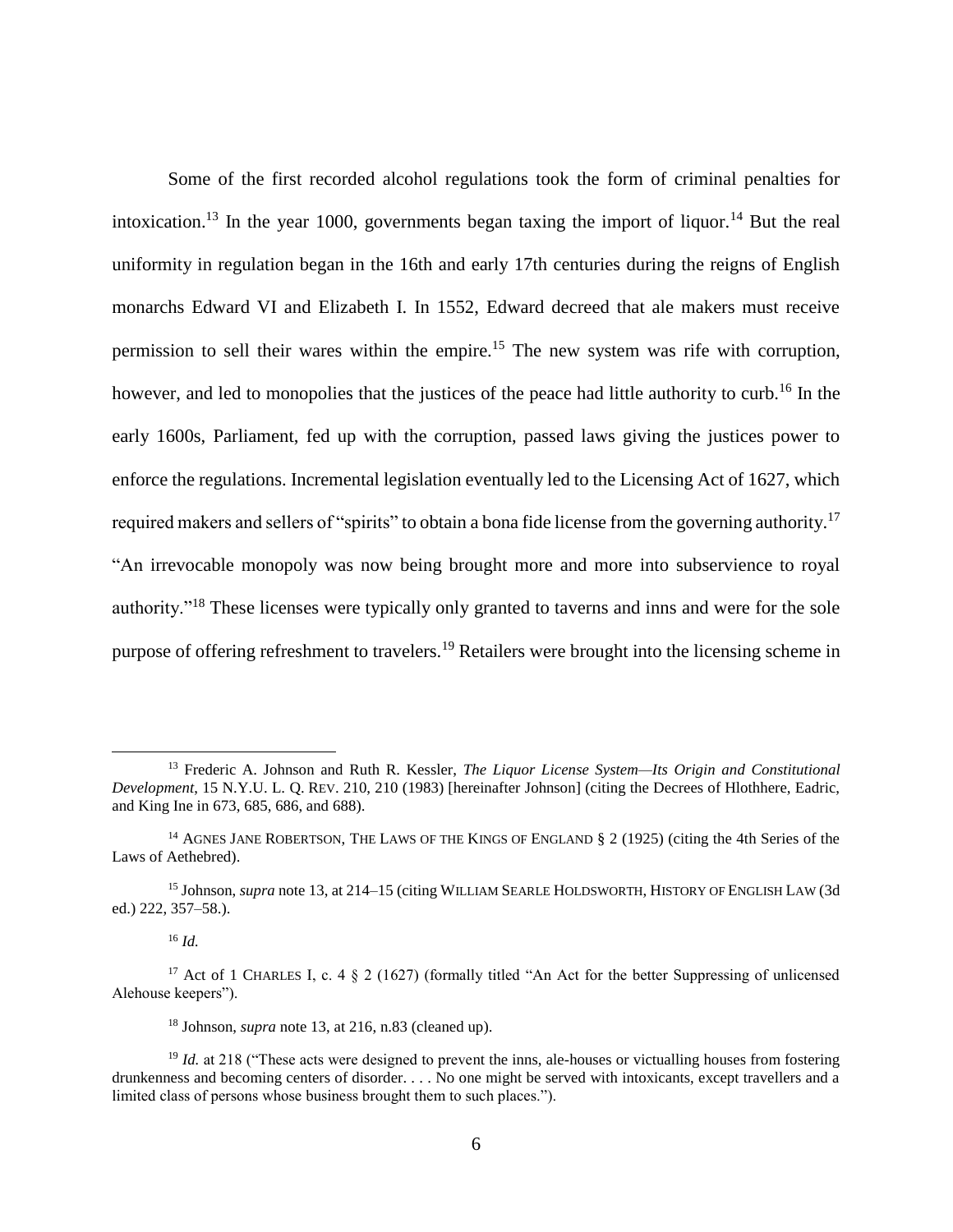Some of the first recorded alcohol regulations took the form of criminal penalties for intoxication.[13] In the year 1000, governments began taxing the import of liquor.[14] But the real uniformity in regulation began in the 16th and early 17th centuries during the reigns of English monarchs Edward VI and Elizabeth I. In 1552, Edward decreed that ale makers must receive permission to sell their wares within the empire.[15] The new system was rife with corruption, however, and led to monopolies that the justices of the peace had little authority to curb.[16] In the early 1600s, Parliament, fed up with the corruption, passed laws giving the justices power to enforce the regulations. Incremental legislation eventually led to the Licensing Act of 1627, which required makers and sellers of "spirits" to obtain a bona fide license from the governing authority.[17] "An irrevocable monopoly was now being brought more and more into subservience to royal authority."[18] These licenses were typically only granted to taverns and inns and were for the sole purpose of offering refreshment to travelers.[19] Retailers were brought into the licensing scheme in

---

[13] Frederic A. Johnson and Ruth R. Kessler, *The Liquor License System—Its Origin and Constitutional Development*, 15 N.Y.U. L. Q. REV. 210, 210 (1983) [hereinafter Johnson] (citing the Decrees of Hlothhere, Eadric, and King Ine in 673, 685, 686, and 688).

[14] AGNES JANE ROBERTSON, THE LAWS OF THE KINGS OF ENGLAND § 2 (1925) (citing the 4th Series of the Laws of Aethebred).

[15] Johnson, *supra* note 13, at 214–15 (citing WILLIAM SEARLE HOLDSWORTH, HISTORY OF ENGLISH LAW (3d ed.) 222, 357–58.).

[16] *Id.*

[17] Act of 1 CHARLES I, c. 4 § 2 (1627) (formally titled "An Act for the better Suppressing of unlicensed Alehouse keepers").

[18] Johnson, *supra* note 13, at 216, n.83 (cleaned up).

[19] *Id.* at 218 ("These acts were designed to prevent the inns, ale-houses or victualling houses from fostering drunkenness and becoming centers of disorder. . . . No one might be served with intoxicants, except travellers and a limited class of persons whose business brought them to such places.").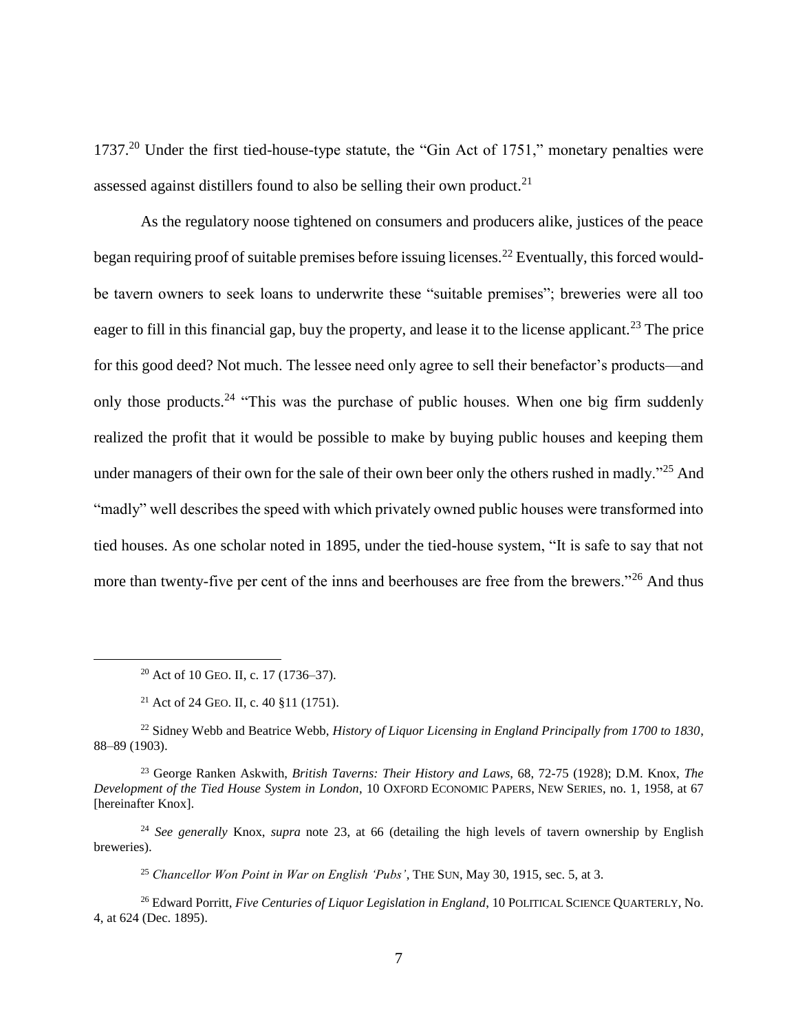1737.[20] Under the first tied-house-type statute, the "Gin Act of 1751," monetary penalties were assessed against distillers found to also be selling their own product.[21]

As the regulatory noose tightened on consumers and producers alike, justices of the peace began requiring proof of suitable premises before issuing licenses.[22] Eventually, this forced would-be tavern owners to seek loans to underwrite these "suitable premises"; breweries were all too eager to fill in this financial gap, buy the property, and lease it to the license applicant.[23] The price for this good deed? Not much. The lessee need only agree to sell their benefactor's products—and only those products.[24] "This was the purchase of public houses. When one big firm suddenly realized the profit that it would be possible to make by buying public houses and keeping them under managers of their own for the sale of their own beer only the others rushed in madly."[25] And "madly" well describes the speed with which privately owned public houses were transformed into tied houses. As one scholar noted in 1895, under the tied-house system, "It is safe to say that not more than twenty-five per cent of the inns and beerhouses are free from the brewers."[26] And thus

---

[20] Act of 10 GEO. II, c. 17 (1736–37).

[21] Act of 24 GEO. II, c. 40 §11 (1751).

[22] Sidney Webb and Beatrice Webb, *History of Liquor Licensing in England Principally from 1700 to 1830*, 88–89 (1903).

[23] George Ranken Askwith, *British Taverns: Their History and Laws,* 68, 72-75 (1928); D.M. Knox, *The Development of the Tied House System in London*, 10 OXFORD ECONOMIC PAPERS, NEW SERIES, no. 1, 1958, at 67 [hereinafter Knox].

[24] *See generally* Knox, *supra* note 23, at 66 (detailing the high levels of tavern ownership by English breweries).

[25] *Chancellor Won Point in War on English 'Pubs'*, THE SUN, May 30, 1915, sec. 5, at 3.

[26] Edward Porritt, *Five Centuries of Liquor Legislation in England*, 10 POLITICAL SCIENCE QUARTERLY, No. 4, at 624 (Dec. 1895).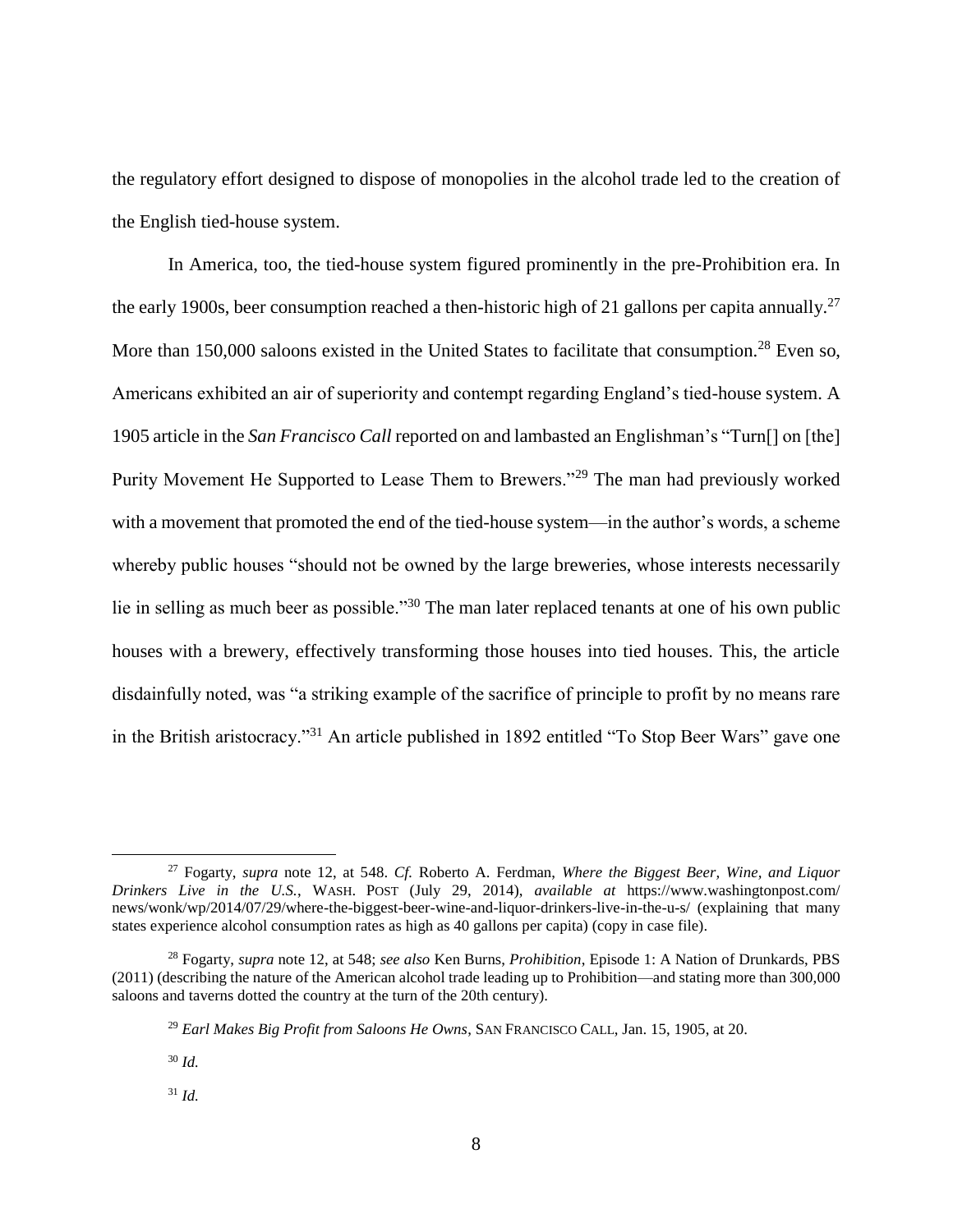the regulatory effort designed to dispose of monopolies in the alcohol trade led to the creation of the English tied-house system.

In America, too, the tied-house system figured prominently in the pre-Prohibition era. In the early 1900s, beer consumption reached a then-historic high of 21 gallons per capita annually.[27] More than 150,000 saloons existed in the United States to facilitate that consumption.[28] Even so, Americans exhibited an air of superiority and contempt regarding England's tied-house system. A 1905 article in the *San Francisco Call* reported on and lambasted an Englishman's "Turn[] on [the] Purity Movement He Supported to Lease Them to Brewers."[29] The man had previously worked with a movement that promoted the end of the tied-house system—in the author's words, a scheme whereby public houses "should not be owned by the large breweries, whose interests necessarily lie in selling as much beer as possible."[30] The man later replaced tenants at one of his own public houses with a brewery, effectively transforming those houses into tied houses. This, the article disdainfully noted, was "a striking example of the sacrifice of principle to profit by no means rare in the British aristocracy."[31] An article published in 1892 entitled "To Stop Beer Wars" gave one

---

[27] Fogarty, *supra* note 12, at 548. *Cf.* Roberto A. Ferdman, *Where the Biggest Beer, Wine, and Liquor Drinkers Live in the U.S.*, WASH. POST (July 29, 2014), *available at* https://www.washingtonpost.com/news/wonk/wp/2014/07/29/where-the-biggest-beer-wine-and-liquor-drinkers-live-in-the-u-s/ (explaining that many states experience alcohol consumption rates as high as 40 gallons per capita) (copy in case file).

[28] Fogarty, *supra* note 12, at 548; *see also* Ken Burns, *Prohibition*, Episode 1: A Nation of Drunkards, PBS (2011) (describing the nature of the American alcohol trade leading up to Prohibition—and stating more than 300,000 saloons and taverns dotted the country at the turn of the 20th century).

[29] *Earl Makes Big Profit from Saloons He Owns*, SAN FRANCISCO CALL, Jan. 15, 1905, at 20.

[30] *Id.*

[31] *Id.*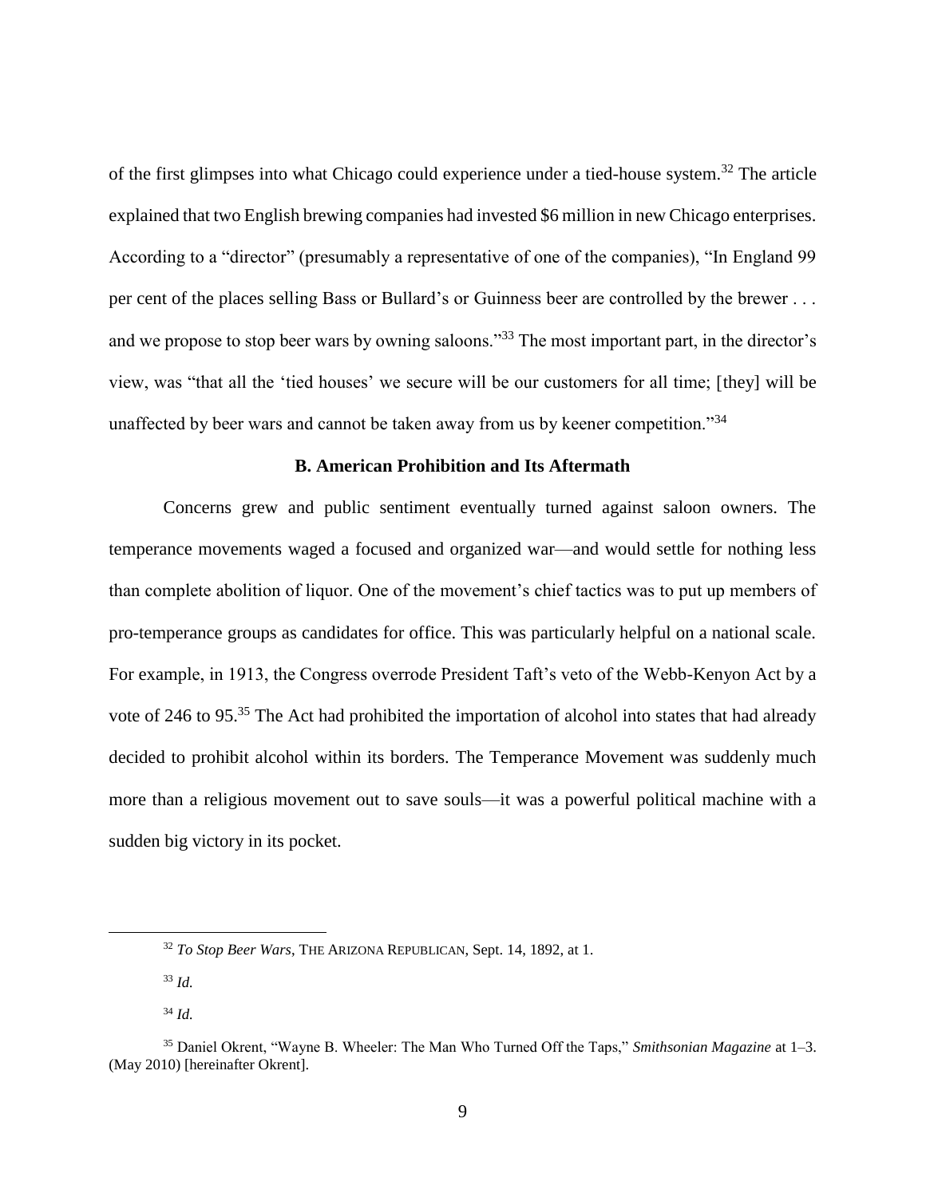of the first glimpses into what Chicago could experience under a tied-house system.[32] The article explained that two English brewing companies had invested $6 million in new Chicago enterprises. According to a "director" (presumably a representative of one of the companies), "In England 99 per cent of the places selling Bass or Bullard's or Guinness beer are controlled by the brewer . . . and we propose to stop beer wars by owning saloons."[33] The most important part, in the director's view, was "that all the 'tied houses' we secure will be our customers for all time; [they] will be unaffected by beer wars and cannot be taken away from us by keener competition."[34]

### B. American Prohibition and Its Aftermath

Concerns grew and public sentiment eventually turned against saloon owners. The temperance movements waged a focused and organized war—and would settle for nothing less than complete abolition of liquor. One of the movement's chief tactics was to put up members of pro-temperance groups as candidates for office. This was particularly helpful on a national scale. For example, in 1913, the Congress overrode President Taft's veto of the Webb-Kenyon Act by a vote of 246 to 95.[35] The Act had prohibited the importation of alcohol into states that had already decided to prohibit alcohol within its borders. The Temperance Movement was suddenly much more than a religious movement out to save souls—it was a powerful political machine with a sudden big victory in its pocket.

---

[32] *To Stop Beer Wars*, THE ARIZONA REPUBLICAN, Sept. 14, 1892, at 1.

[33] *Id.*

[34] *Id.*

[35] Daniel Okrent, "Wayne B. Wheeler: The Man Who Turned Off the Taps," *Smithsonian Magazine* at 1–3. (May 2010) [hereinafter Okrent].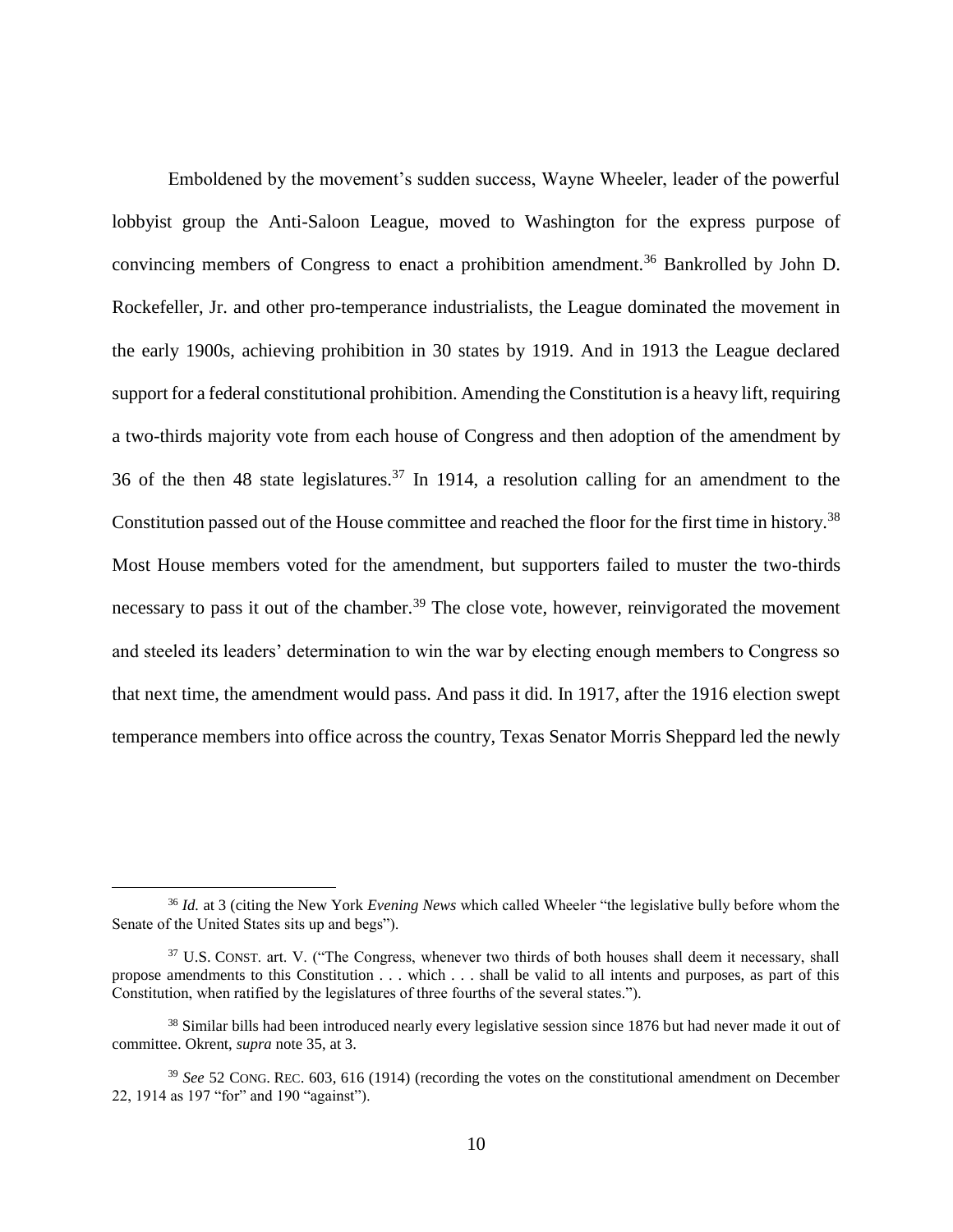Emboldened by the movement's sudden success, Wayne Wheeler, leader of the powerful lobbyist group the Anti-Saloon League, moved to Washington for the express purpose of convincing members of Congress to enact a prohibition amendment.[36] Bankrolled by John D. Rockefeller, Jr. and other pro-temperance industrialists, the League dominated the movement in the early 1900s, achieving prohibition in 30 states by 1919. And in 1913 the League declared support for a federal constitutional prohibition. Amending the Constitution is a heavy lift, requiring a two-thirds majority vote from each house of Congress and then adoption of the amendment by 36 of the then 48 state legislatures.[37] In 1914, a resolution calling for an amendment to the Constitution passed out of the House committee and reached the floor for the first time in history.[38] Most House members voted for the amendment, but supporters failed to muster the two-thirds necessary to pass it out of the chamber.[39] The close vote, however, reinvigorated the movement and steeled its leaders' determination to win the war by electing enough members to Congress so that next time, the amendment would pass. And pass it did. In 1917, after the 1916 election swept temperance members into office across the country, Texas Senator Morris Sheppard led the newly

---

[36] *Id.* at 3 (citing the New York *Evening News* which called Wheeler "the legislative bully before whom the Senate of the United States sits up and begs").

[37] U.S. CONST. art. V. ("The Congress, whenever two thirds of both houses shall deem it necessary, shall propose amendments to this Constitution . . . which . . . shall be valid to all intents and purposes, as part of this Constitution, when ratified by the legislatures of three fourths of the several states.").

[38] Similar bills had been introduced nearly every legislative session since 1876 but had never made it out of committee. Okrent, *supra* note 35, at 3.

[39] *See* 52 CONG. REC. 603, 616 (1914) (recording the votes on the constitutional amendment on December 22, 1914 as 197 "for" and 190 "against").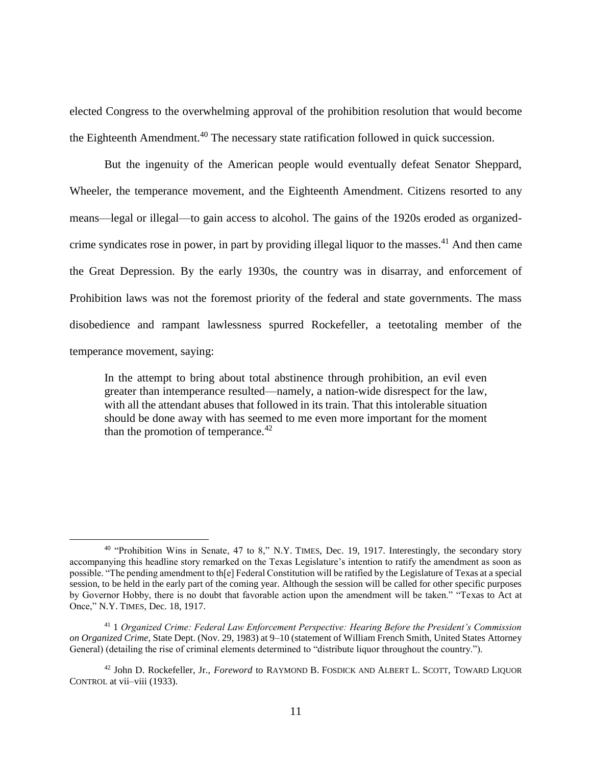elected Congress to the overwhelming approval of the prohibition resolution that would become the Eighteenth Amendment.[40] The necessary state ratification followed in quick succession.

But the ingenuity of the American people would eventually defeat Senator Sheppard, Wheeler, the temperance movement, and the Eighteenth Amendment. Citizens resorted to any means—legal or illegal—to gain access to alcohol. The gains of the 1920s eroded as organized-crime syndicates rose in power, in part by providing illegal liquor to the masses.[41] And then came the Great Depression. By the early 1930s, the country was in disarray, and enforcement of Prohibition laws was not the foremost priority of the federal and state governments. The mass disobedience and rampant lawlessness spurred Rockefeller, a teetotaling member of the temperance movement, saying:

> In the attempt to bring about total abstinence through prohibition, an evil even greater than intemperance resulted—namely, a nation-wide disrespect for the law, with all the attendant abuses that followed in its train. That this intolerable situation should be done away with has seemed to me even more important for the moment than the promotion of temperance.[42]

---

[40] "Prohibition Wins in Senate, 47 to 8," N.Y. TIMES, Dec. 19, 1917. Interestingly, the secondary story accompanying this headline story remarked on the Texas Legislature's intention to ratify the amendment as soon as possible. "The pending amendment to th[e] Federal Constitution will be ratified by the Legislature of Texas at a special session, to be held in the early part of the coming year. Although the session will be called for other specific purposes by Governor Hobby, there is no doubt that favorable action upon the amendment will be taken." "Texas to Act at Once," N.Y. TIMES, Dec. 18, 1917.

[41] 1 *Organized Crime: Federal Law Enforcement Perspective: Hearing Before the President's Commission on Organized Crime*, State Dept. (Nov. 29, 1983) at 9–10 (statement of William French Smith, United States Attorney General) (detailing the rise of criminal elements determined to "distribute liquor throughout the country.").

[42] John D. Rockefeller, Jr., *Foreword* to RAYMOND B. FOSDICK AND ALBERT L. SCOTT, TOWARD LIQUOR CONTROL at vii–viii (1933).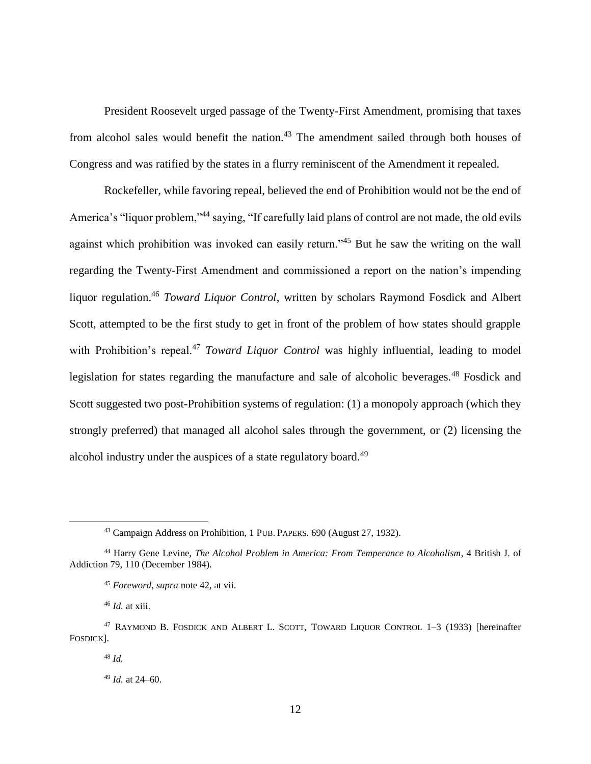President Roosevelt urged passage of the Twenty-First Amendment, promising that taxes from alcohol sales would benefit the nation.[43] The amendment sailed through both houses of Congress and was ratified by the states in a flurry reminiscent of the Amendment it repealed.

Rockefeller, while favoring repeal, believed the end of Prohibition would not be the end of America's "liquor problem,"[44] saying, "If carefully laid plans of control are not made, the old evils against which prohibition was invoked can easily return."[45] But he saw the writing on the wall regarding the Twenty-First Amendment and commissioned a report on the nation's impending liquor regulation.[46] *Toward Liquor Control*, written by scholars Raymond Fosdick and Albert Scott, attempted to be the first study to get in front of the problem of how states should grapple with Prohibition's repeal.[47] *Toward Liquor Control* was highly influential, leading to model legislation for states regarding the manufacture and sale of alcoholic beverages.[48] Fosdick and Scott suggested two post-Prohibition systems of regulation: (1) a monopoly approach (which they strongly preferred) that managed all alcohol sales through the government, or (2) licensing the alcohol industry under the auspices of a state regulatory board.[49]

---

[43] Campaign Address on Prohibition, 1 PUB. PAPERS. 690 (August 27, 1932).

[44] Harry Gene Levine, *The Alcohol Problem in America: From Temperance to Alcoholism*, 4 British J. of Addiction 79, 110 (December 1984).

[45] *Foreword*, *supra* note 42, at vii.

[46] *Id.* at xiii.

[47] RAYMOND B. FOSDICK AND ALBERT L. SCOTT, TOWARD LIQUOR CONTROL 1–3 (1933) [hereinafter FOSDICK].

[48] *Id.*

[49] *Id.* at 24–60.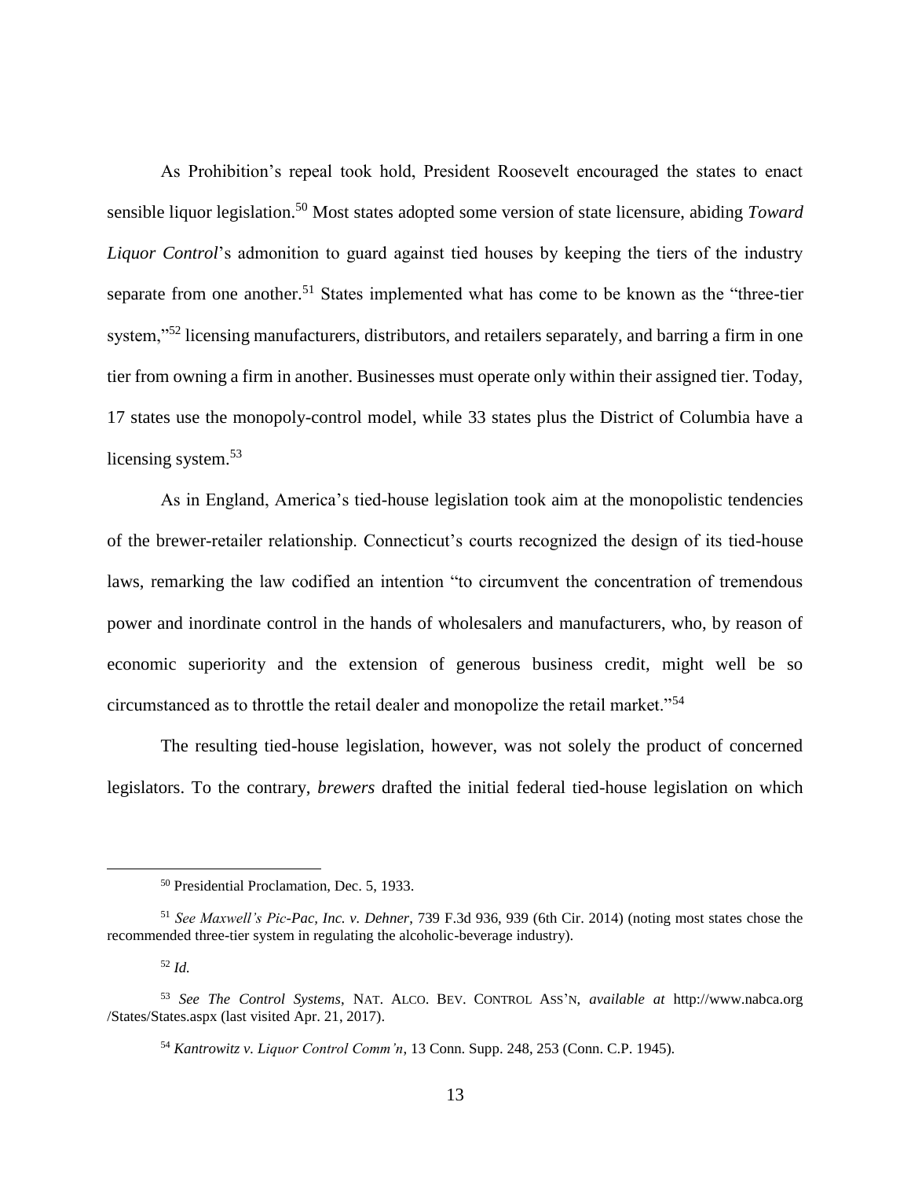As Prohibition's repeal took hold, President Roosevelt encouraged the states to enact sensible liquor legislation.[50] Most states adopted some version of state licensure, abiding *Toward Liquor Control*'s admonition to guard against tied houses by keeping the tiers of the industry separate from one another.[51] States implemented what has come to be known as the "three-tier system,"[52] licensing manufacturers, distributors, and retailers separately, and barring a firm in one tier from owning a firm in another. Businesses must operate only within their assigned tier. Today, 17 states use the monopoly-control model, while 33 states plus the District of Columbia have a licensing system.[53]

As in England, America's tied-house legislation took aim at the monopolistic tendencies of the brewer-retailer relationship. Connecticut's courts recognized the design of its tied-house laws, remarking the law codified an intention "to circumvent the concentration of tremendous power and inordinate control in the hands of wholesalers and manufacturers, who, by reason of economic superiority and the extension of generous business credit, might well be so circumstanced as to throttle the retail dealer and monopolize the retail market."[54]

The resulting tied-house legislation, however, was not solely the product of concerned legislators. To the contrary, *brewers* drafted the initial federal tied-house legislation on which

---

[50] Presidential Proclamation, Dec. 5, 1933.

[51] *See Maxwell's Pic-Pac, Inc. v. Dehner*, 739 F.3d 936, 939 (6th Cir. 2014) (noting most states chose the recommended three-tier system in regulating the alcoholic-beverage industry).

[52] *Id.*

[53] *See The Control Systems*, NAT. ALCO. BEV. CONTROL ASS'N, *available at* http://www.nabca.org/States/States.aspx (last visited Apr. 21, 2017).

[54] *Kantrowitz v. Liquor Control Comm'n*, 13 Conn. Supp. 248, 253 (Conn. C.P. 1945).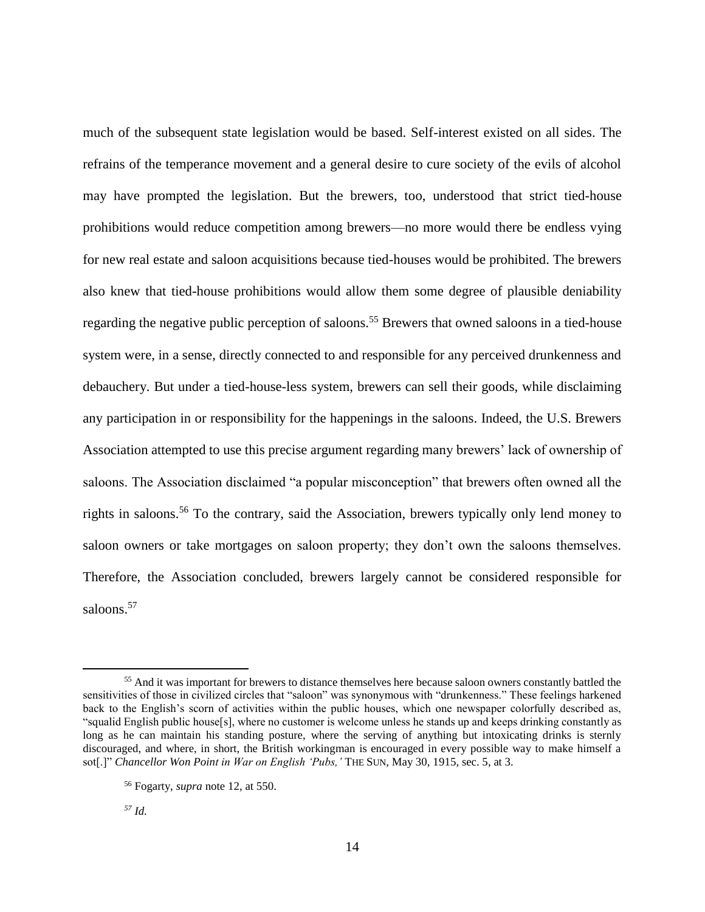much of the subsequent state legislation would be based. Self-interest existed on all sides. The refrains of the temperance movement and a general desire to cure society of the evils of alcohol may have prompted the legislation. But the brewers, too, understood that strict tied-house prohibitions would reduce competition among brewers—no more would there be endless vying for new real estate and saloon acquisitions because tied-houses would be prohibited. The brewers also knew that tied-house prohibitions would allow them some degree of plausible deniability regarding the negative public perception of saloons.[55] Brewers that owned saloons in a tied-house system were, in a sense, directly connected to and responsible for any perceived drunkenness and debauchery. But under a tied-house-less system, brewers can sell their goods, while disclaiming any participation in or responsibility for the happenings in the saloons. Indeed, the U.S. Brewers Association attempted to use this precise argument regarding many brewers' lack of ownership of saloons. The Association disclaimed "a popular misconception" that brewers often owned all the rights in saloons.[56] To the contrary, said the Association, brewers typically only lend money to saloon owners or take mortgages on saloon property; they don't own the saloons themselves. Therefore, the Association concluded, brewers largely cannot be considered responsible for saloons.[57]

---

[55] And it was important for brewers to distance themselves here because saloon owners constantly battled the sensitivities of those in civilized circles that "saloon" was synonymous with "drunkenness." These feelings harkened back to the English's scorn of activities within the public houses, which one newspaper colorfully described as, "squalid English public house[s], where no customer is welcome unless he stands up and keeps drinking constantly as long as he can maintain his standing posture, where the serving of anything but intoxicating drinks is sternly discouraged, and where, in short, the British workingman is encouraged in every possible way to make himself a sot[.]" *Chancellor Won Point in War on English 'Pubs,'* THE SUN, May 30, 1915, sec. 5, at 3.

[56] Fogarty, *supra* note 12, at 550.

[57] *Id.*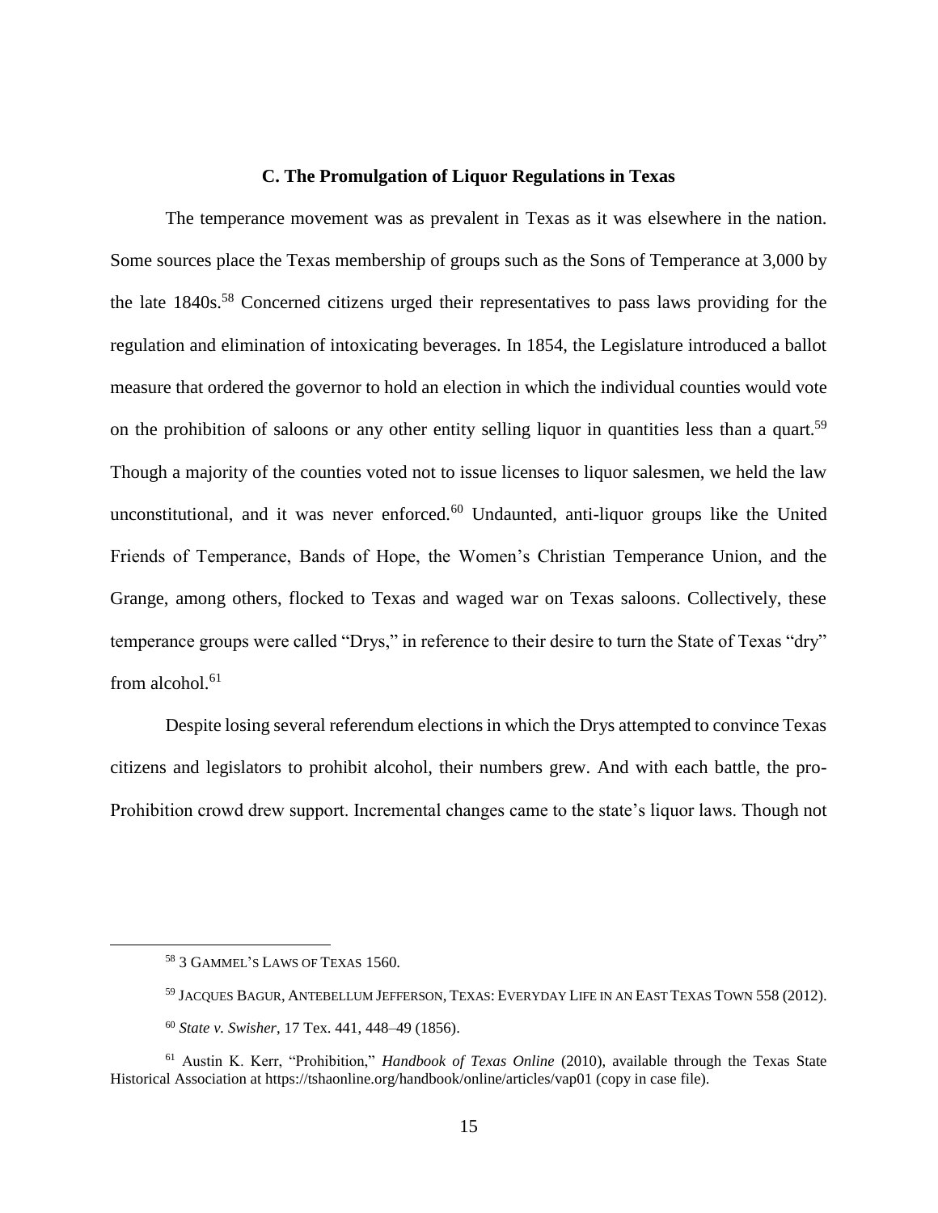### C. The Promulgation of Liquor Regulations in Texas

The temperance movement was as prevalent in Texas as it was elsewhere in the nation. Some sources place the Texas membership of groups such as the Sons of Temperance at 3,000 by the late 1840s.[58] Concerned citizens urged their representatives to pass laws providing for the regulation and elimination of intoxicating beverages. In 1854, the Legislature introduced a ballot measure that ordered the governor to hold an election in which the individual counties would vote on the prohibition of saloons or any other entity selling liquor in quantities less than a quart.[59] Though a majority of the counties voted not to issue licenses to liquor salesmen, we held the law unconstitutional, and it was never enforced.[60] Undaunted, anti-liquor groups like the United Friends of Temperance, Bands of Hope, the Women's Christian Temperance Union, and the Grange, among others, flocked to Texas and waged war on Texas saloons. Collectively, these temperance groups were called "Drys," in reference to their desire to turn the State of Texas "dry" from alcohol.[61]

Despite losing several referendum elections in which the Drys attempted to convince Texas citizens and legislators to prohibit alcohol, their numbers grew. And with each battle, the pro-Prohibition crowd drew support. Incremental changes came to the state's liquor laws. Though not

---

[58] 3 GAMMEL'S LAWS OF TEXAS 1560.

[59] JACQUES BAGUR, ANTEBELLUM JEFFERSON, TEXAS: EVERYDAY LIFE IN AN EAST TEXAS TOWN 558 (2012).

[60] *State v. Swisher*, 17 Tex. 441, 448–49 (1856).

[61] Austin K. Kerr, "Prohibition," *Handbook of Texas Online* (2010), available through the Texas State Historical Association at https://tshaonline.org/handbook/online/articles/vap01 (copy in case file).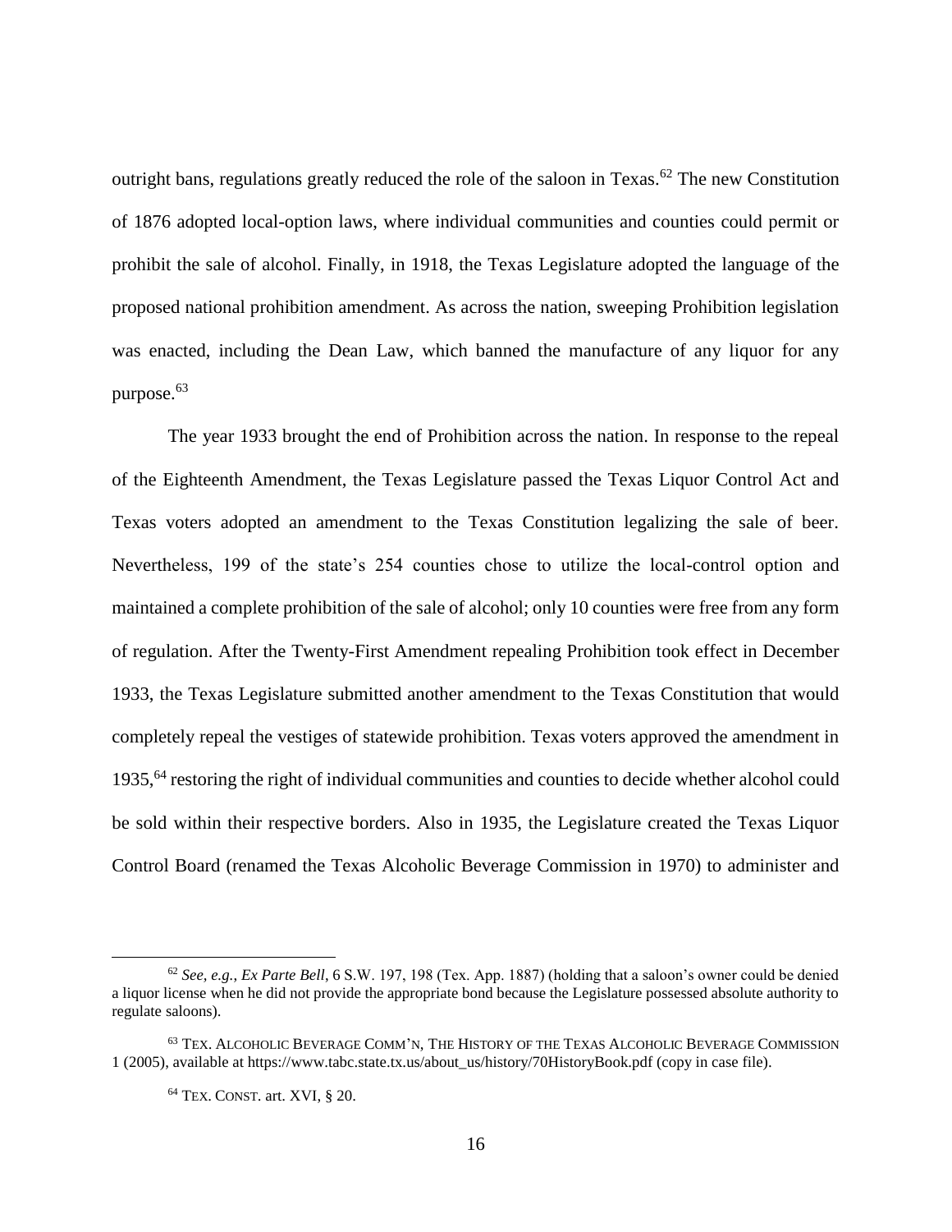outright bans, regulations greatly reduced the role of the saloon in Texas.[62] The new Constitution of 1876 adopted local-option laws, where individual communities and counties could permit or prohibit the sale of alcohol. Finally, in 1918, the Texas Legislature adopted the language of the proposed national prohibition amendment. As across the nation, sweeping Prohibition legislation was enacted, including the Dean Law, which banned the manufacture of any liquor for any purpose.[63]

The year 1933 brought the end of Prohibition across the nation. In response to the repeal of the Eighteenth Amendment, the Texas Legislature passed the Texas Liquor Control Act and Texas voters adopted an amendment to the Texas Constitution legalizing the sale of beer. Nevertheless, 199 of the state's 254 counties chose to utilize the local-control option and maintained a complete prohibition of the sale of alcohol; only 10 counties were free from any form of regulation. After the Twenty-First Amendment repealing Prohibition took effect in December 1933, the Texas Legislature submitted another amendment to the Texas Constitution that would completely repeal the vestiges of statewide prohibition. Texas voters approved the amendment in 1935,[64] restoring the right of individual communities and counties to decide whether alcohol could be sold within their respective borders. Also in 1935, the Legislature created the Texas Liquor Control Board (renamed the Texas Alcoholic Beverage Commission in 1970) to administer and

---

[62] *See, e.g.*, *Ex Parte Bell*, 6 S.W. 197, 198 (Tex. App. 1887) (holding that a saloon's owner could be denied a liquor license when he did not provide the appropriate bond because the Legislature possessed absolute authority to regulate saloons).

[63] TEX. ALCOHOLIC BEVERAGE COMM'N, THE HISTORY OF THE TEXAS ALCOHOLIC BEVERAGE COMMISSION 1 (2005), available at https://www.tabc.state.tx.us/about_us/history/70HistoryBook.pdf (copy in case file).

[64] TEX. CONST. art. XVI, § 20.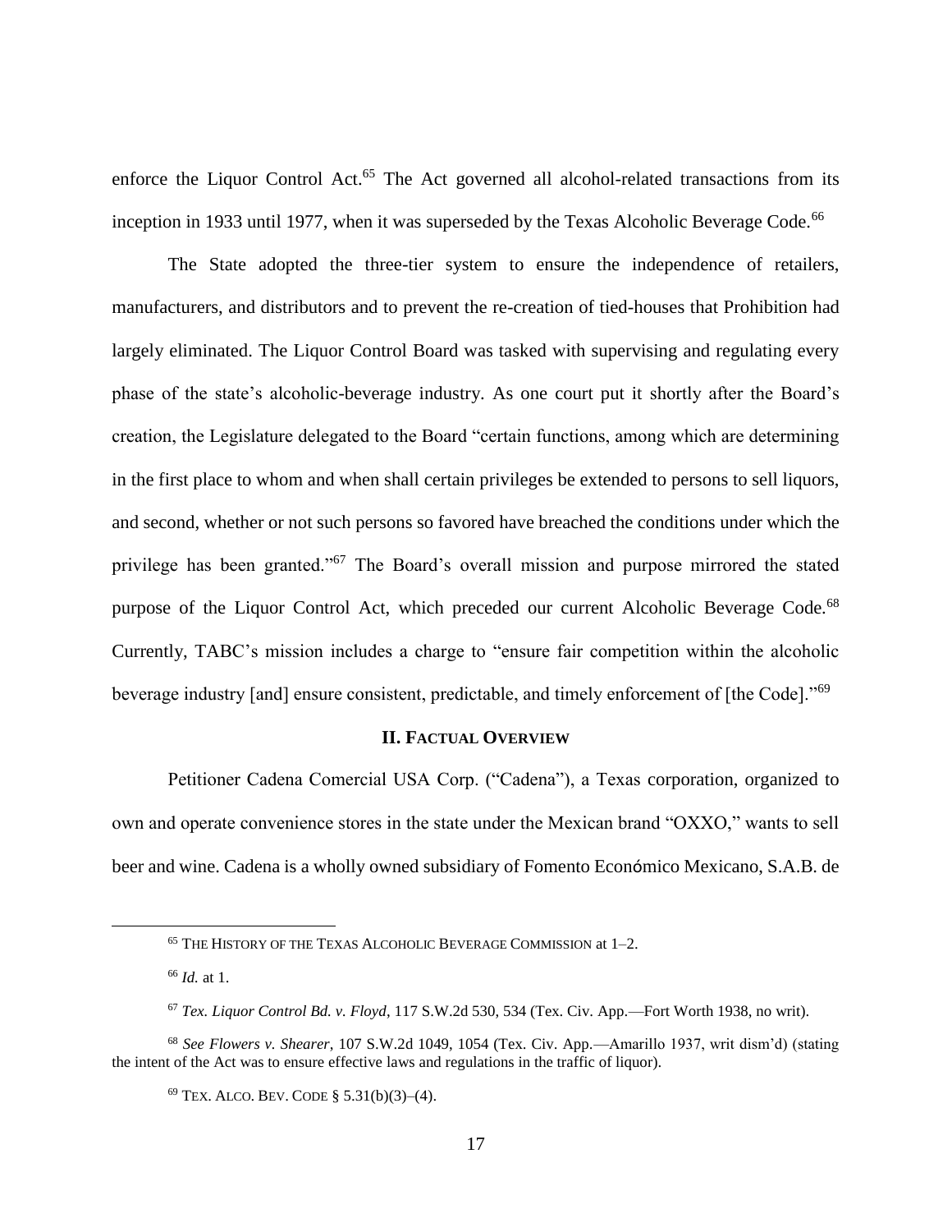enforce the Liquor Control Act.[65] The Act governed all alcohol-related transactions from its inception in 1933 until 1977, when it was superseded by the Texas Alcoholic Beverage Code.[66]

The State adopted the three-tier system to ensure the independence of retailers, manufacturers, and distributors and to prevent the re-creation of tied-houses that Prohibition had largely eliminated. The Liquor Control Board was tasked with supervising and regulating every phase of the state's alcoholic-beverage industry. As one court put it shortly after the Board's creation, the Legislature delegated to the Board "certain functions, among which are determining in the first place to whom and when shall certain privileges be extended to persons to sell liquors, and second, whether or not such persons so favored have breached the conditions under which the privilege has been granted."[67] The Board's overall mission and purpose mirrored the stated purpose of the Liquor Control Act, which preceded our current Alcoholic Beverage Code.[68] Currently, TABC's mission includes a charge to "ensure fair competition within the alcoholic beverage industry [and] ensure consistent, predictable, and timely enforcement of [the Code]."[69]

## II. FACTUAL OVERVIEW

Petitioner Cadena Comercial USA Corp. ("Cadena"), a Texas corporation, organized to own and operate convenience stores in the state under the Mexican brand "OXXO," wants to sell beer and wine. Cadena is a wholly owned subsidiary of Fomento Económico Mexicano, S.A.B. de

---

[65] THE HISTORY OF THE TEXAS ALCOHOLIC BEVERAGE COMMISSION at 1–2.

[66] *Id.* at 1.

[67] *Tex. Liquor Control Bd. v. Floyd*, 117 S.W.2d 530, 534 (Tex. Civ. App.—Fort Worth 1938, no writ).

[68] *See Flowers v. Shearer*, 107 S.W.2d 1049, 1054 (Tex. Civ. App.—Amarillo 1937, writ dism'd) (stating the intent of the Act was to ensure effective laws and regulations in the traffic of liquor).

[69] TEX. ALCO. BEV. CODE § 5.31(b)(3)–(4).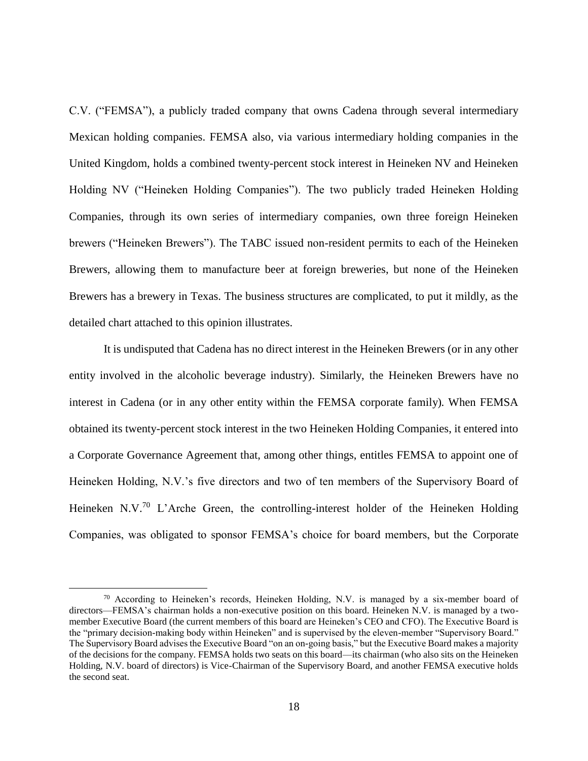C.V. ("FEMSA"), a publicly traded company that owns Cadena through several intermediary Mexican holding companies. FEMSA also, via various intermediary holding companies in the United Kingdom, holds a combined twenty-percent stock interest in Heineken NV and Heineken Holding NV ("Heineken Holding Companies"). The two publicly traded Heineken Holding Companies, through its own series of intermediary companies, own three foreign Heineken brewers ("Heineken Brewers"). The TABC issued non-resident permits to each of the Heineken Brewers, allowing them to manufacture beer at foreign breweries, but none of the Heineken Brewers has a brewery in Texas. The business structures are complicated, to put it mildly, as the detailed chart attached to this opinion illustrates.

It is undisputed that Cadena has no direct interest in the Heineken Brewers (or in any other entity involved in the alcoholic beverage industry). Similarly, the Heineken Brewers have no interest in Cadena (or in any other entity within the FEMSA corporate family). When FEMSA obtained its twenty-percent stock interest in the two Heineken Holding Companies, it entered into a Corporate Governance Agreement that, among other things, entitles FEMSA to appoint one of Heineken Holding, N.V.'s five directors and two of ten members of the Supervisory Board of Heineken N.V.[70] L'Arche Green, the controlling-interest holder of the Heineken Holding Companies, was obligated to sponsor FEMSA's choice for board members, but the Corporate

---

[70] According to Heineken's records, Heineken Holding, N.V. is managed by a six-member board of directors—FEMSA's chairman holds a non-executive position on this board. Heineken N.V. is managed by a two-member Executive Board (the current members of this board are Heineken's CEO and CFO). The Executive Board is the "primary decision-making body within Heineken" and is supervised by the eleven-member "Supervisory Board." The Supervisory Board advises the Executive Board "on an on-going basis," but the Executive Board makes a majority of the decisions for the company. FEMSA holds two seats on this board—its chairman (who also sits on the Heineken Holding, N.V. board of directors) is Vice-Chairman of the Supervisory Board, and another FEMSA executive holds the second seat.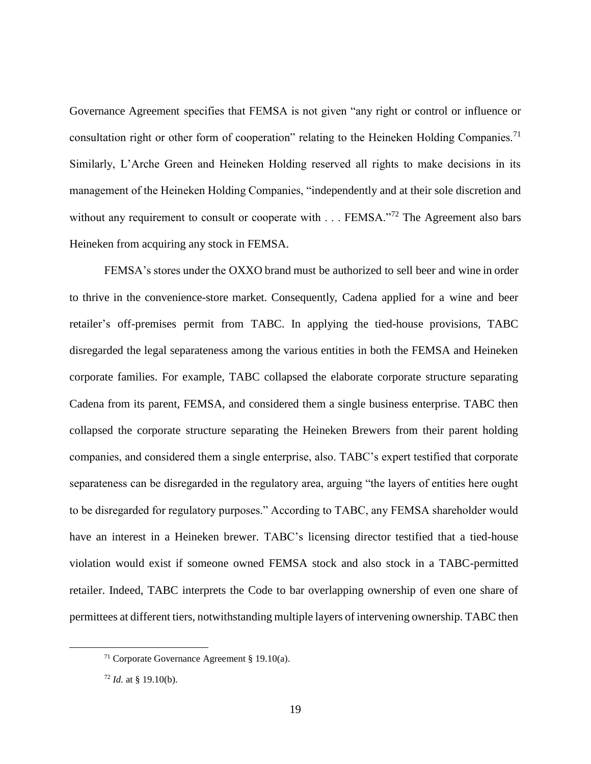Governance Agreement specifies that FEMSA is not given "any right or control or influence or consultation right or other form of cooperation" relating to the Heineken Holding Companies.[71] Similarly, L'Arche Green and Heineken Holding reserved all rights to make decisions in its management of the Heineken Holding Companies, "independently and at their sole discretion and without any requirement to consult or cooperate with . . . FEMSA."[72] The Agreement also bars Heineken from acquiring any stock in FEMSA.

FEMSA's stores under the OXXO brand must be authorized to sell beer and wine in order to thrive in the convenience-store market. Consequently, Cadena applied for a wine and beer retailer's off-premises permit from TABC. In applying the tied-house provisions, TABC disregarded the legal separateness among the various entities in both the FEMSA and Heineken corporate families. For example, TABC collapsed the elaborate corporate structure separating Cadena from its parent, FEMSA, and considered them a single business enterprise. TABC then collapsed the corporate structure separating the Heineken Brewers from their parent holding companies, and considered them a single enterprise, also. TABC's expert testified that corporate separateness can be disregarded in the regulatory area, arguing "the layers of entities here ought to be disregarded for regulatory purposes." According to TABC, any FEMSA shareholder would have an interest in a Heineken brewer. TABC's licensing director testified that a tied-house violation would exist if someone owned FEMSA stock and also stock in a TABC-permitted retailer. Indeed, TABC interprets the Code to bar overlapping ownership of even one share of permittees at different tiers, notwithstanding multiple layers of intervening ownership. TABC then

[71] Corporate Governance Agreement § 19.10(a).

[72] *Id.* at § 19.10(b).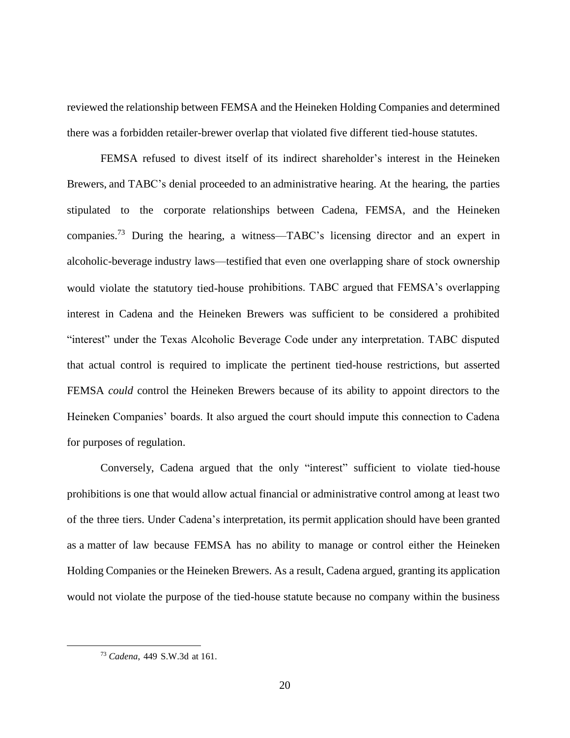reviewed the relationship between FEMSA and the Heineken Holding Companies and determined there was a forbidden retailer-brewer overlap that violated five different tied-house statutes.

FEMSA refused to divest itself of its indirect shareholder's interest in the Heineken Brewers, and TABC's denial proceeded to an administrative hearing. At the hearing, the parties stipulated to the corporate relationships between Cadena, FEMSA, and the Heineken companies.[73] During the hearing, a witness—TABC's licensing director and an expert in alcoholic-beverage industry laws—testified that even one overlapping share of stock ownership would violate the statutory tied-house prohibitions. TABC argued that FEMSA's overlapping interest in Cadena and the Heineken Brewers was sufficient to be considered a prohibited "interest" under the Texas Alcoholic Beverage Code under any interpretation. TABC disputed that actual control is required to implicate the pertinent tied-house restrictions, but asserted FEMSA *could* control the Heineken Brewers because of its ability to appoint directors to the Heineken Companies' boards. It also argued the court should impute this connection to Cadena for purposes of regulation.

Conversely, Cadena argued that the only "interest" sufficient to violate tied-house prohibitions is one that would allow actual financial or administrative control among at least two of the three tiers. Under Cadena's interpretation, its permit application should have been granted as a matter of law because FEMSA has no ability to manage or control either the Heineken Holding Companies or the Heineken Brewers. As a result, Cadena argued, granting its application would not violate the purpose of the tied-house statute because no company within the business

[73] *Cadena*, 449 S.W.3d at 161.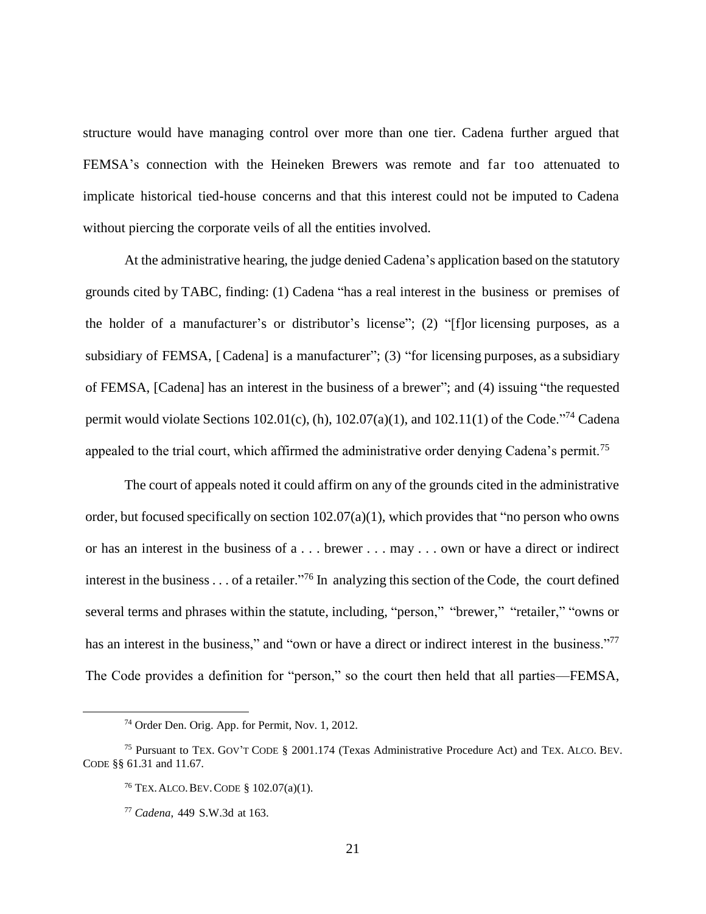structure would have managing control over more than one tier. Cadena further argued that FEMSA's connection with the Heineken Brewers was remote and far too attenuated to implicate historical tied-house concerns and that this interest could not be imputed to Cadena without piercing the corporate veils of all the entities involved.

At the administrative hearing, the judge denied Cadena's application based on the statutory grounds cited by TABC, finding: (1) Cadena "has a real interest in the business or premises of the holder of a manufacturer's or distributor's license"; (2) "[f]or licensing purposes, as a subsidiary of FEMSA, [Cadena] is a manufacturer"; (3) "for licensing purposes, as a subsidiary of FEMSA, [Cadena] has an interest in the business of a brewer"; and (4) issuing "the requested permit would violate Sections 102.01(c), (h), 102.07(a)(1), and 102.11(1) of the Code."[74] Cadena appealed to the trial court, which affirmed the administrative order denying Cadena's permit.[75]

The court of appeals noted it could affirm on any of the grounds cited in the administrative order, but focused specifically on section 102.07(a)(1), which provides that "no person who owns or has an interest in the business of a . . . brewer . . . may . . . own or have a direct or indirect interest in the business . . . of a retailer."[76] In analyzing this section of the Code, the court defined several terms and phrases within the statute, including, "person," "brewer," "retailer," "owns or has an interest in the business," and "own or have a direct or indirect interest in the business."[77] The Code provides a definition for "person," so the court then held that all parties—FEMSA,

---

[74] Order Den. Orig. App. for Permit, Nov. 1, 2012.

[75] Pursuant to TEX. GOV'T CODE § 2001.174 (Texas Administrative Procedure Act) and TEX. ALCO. BEV. CODE §§ 61.31 and 11.67.

[76] TEX. ALCO. BEV. CODE § 102.07(a)(1).

[77] *Cadena*, 449 S.W.3d at 163.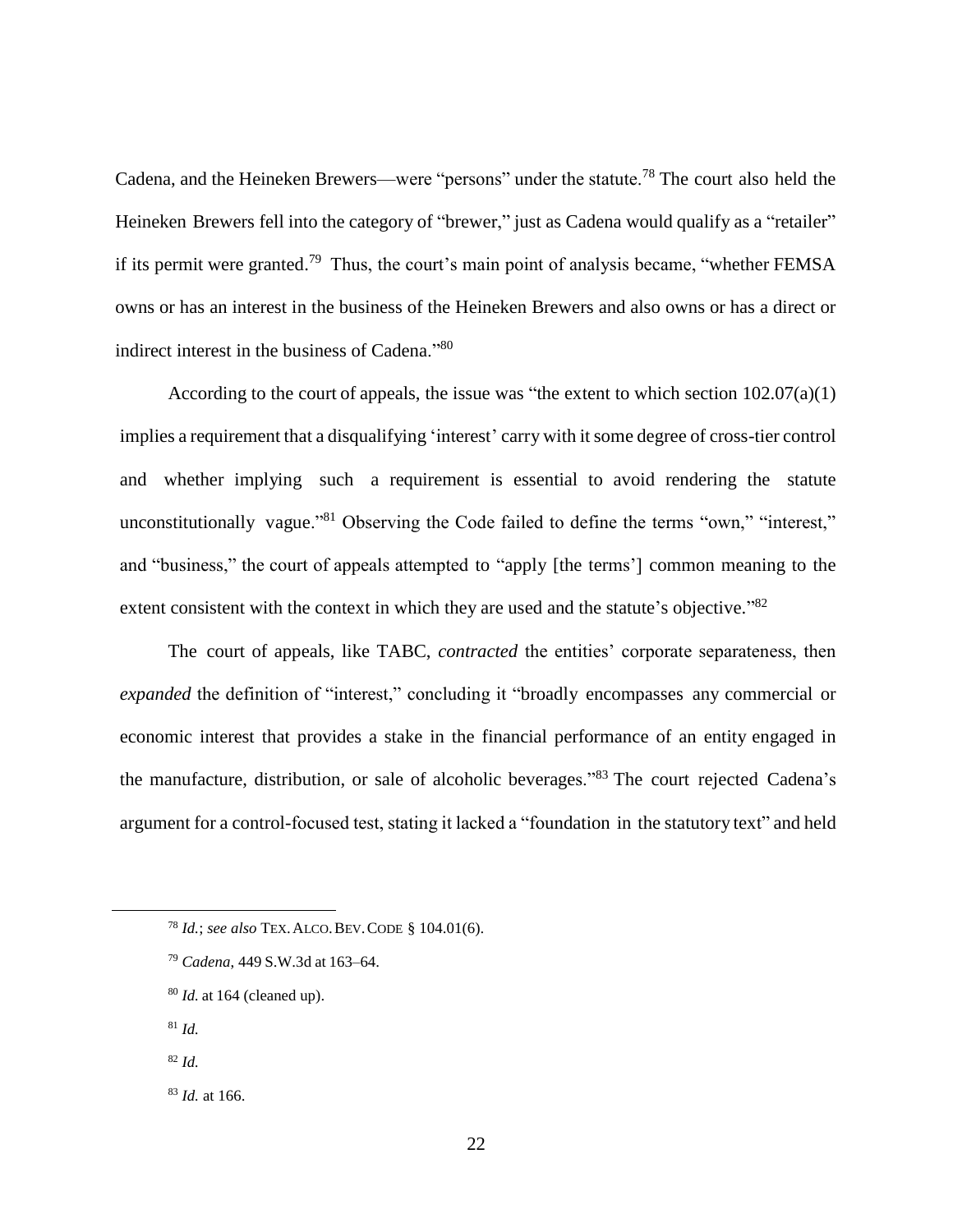Cadena, and the Heineken Brewers—were "persons" under the statute.[78] The court also held the Heineken Brewers fell into the category of "brewer," just as Cadena would qualify as a "retailer" if its permit were granted.[79] Thus, the court's main point of analysis became, "whether FEMSA owns or has an interest in the business of the Heineken Brewers and also owns or has a direct or indirect interest in the business of Cadena."[80]

According to the court of appeals, the issue was "the extent to which section 102.07(a)(1) implies a requirement that a disqualifying 'interest' carry with it some degree of cross-tier control and whether implying such a requirement is essential to avoid rendering the statute unconstitutionally vague."[81] Observing the Code failed to define the terms "own," "interest," and "business," the court of appeals attempted to "apply [the terms'] common meaning to the extent consistent with the context in which they are used and the statute's objective."[82]

The court of appeals, like TABC, *contracted* the entities' corporate separateness, then *expanded* the definition of "interest," concluding it "broadly encompasses any commercial or economic interest that provides a stake in the financial performance of an entity engaged in the manufacture, distribution, or sale of alcoholic beverages."[83] The court rejected Cadena's argument for a control-focused test, stating it lacked a "foundation in the statutory text" and held

---

[78] *Id.*; *see also* TEX. ALCO. BEV. CODE § 104.01(6).

[79] *Cadena*, 449 S.W.3d at 163–64.

[80] *Id.* at 164 (cleaned up).

[81] *Id.*

[82] *Id.*

[83] *Id.* at 166.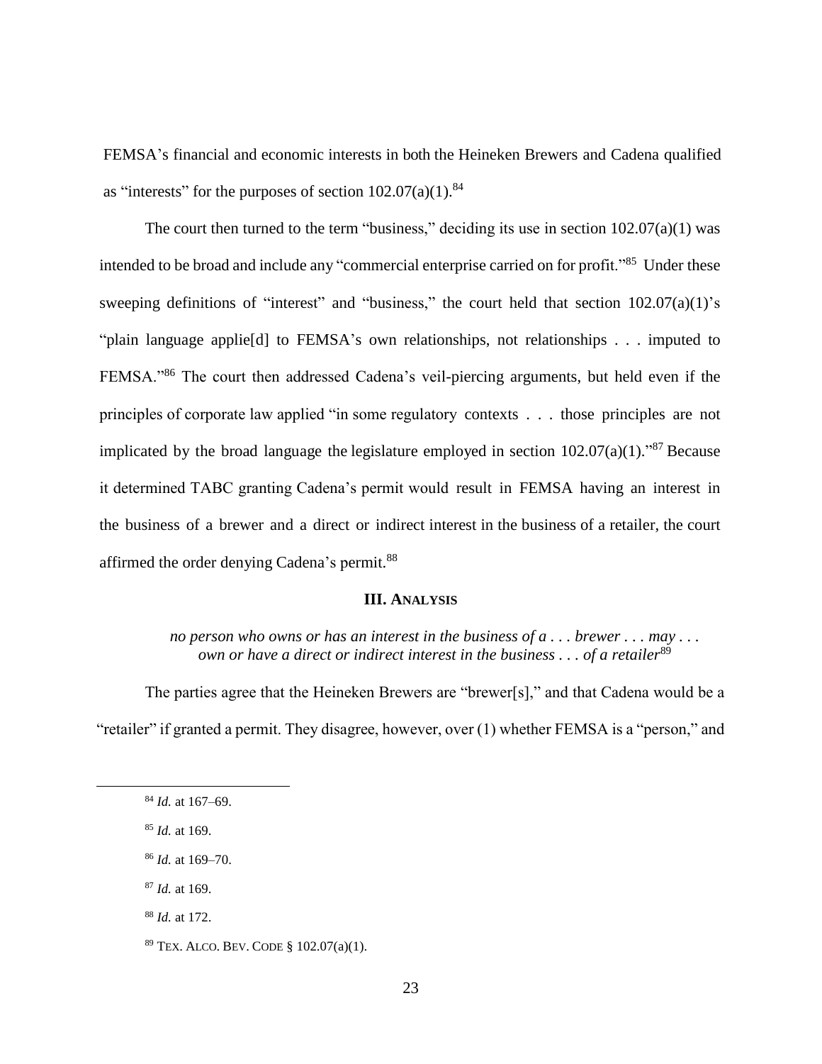FEMSA's financial and economic interests in both the Heineken Brewers and Cadena qualified as "interests" for the purposes of section 102.07(a)(1).[84]

The court then turned to the term "business," deciding its use in section 102.07(a)(1) was intended to be broad and include any "commercial enterprise carried on for profit."[85] Under these sweeping definitions of "interest" and "business," the court held that section 102.07(a)(1)'s "plain language applie[d] to FEMSA's own relationships, not relationships . . . imputed to FEMSA."[86] The court then addressed Cadena's veil-piercing arguments, but held even if the principles of corporate law applied "in some regulatory contexts . . . those principles are not implicated by the broad language the legislature employed in section 102.07(a)(1)."[87] Because it determined TABC granting Cadena's permit would result in FEMSA having an interest in the business of a brewer and a direct or indirect interest in the business of a retailer, the court affirmed the order denying Cadena's permit.[88]

## III. Analysis

*no person who owns or has an interest in the business of a . . . brewer . . . may . . . own or have a direct or indirect interest in the business . . . of a retailer*[89]

The parties agree that the Heineken Brewers are "brewer[s]," and that Cadena would be a "retailer" if granted a permit. They disagree, however, over (1) whether FEMSA is a "person," and

---

[84] *Id.* at 167–69.

[85] *Id.* at 169.

[86] *Id.* at 169–70.

[87] *Id.* at 169.

[88] *Id.* at 172.

[89] Tex. Alco. Bev. Code § 102.07(a)(1).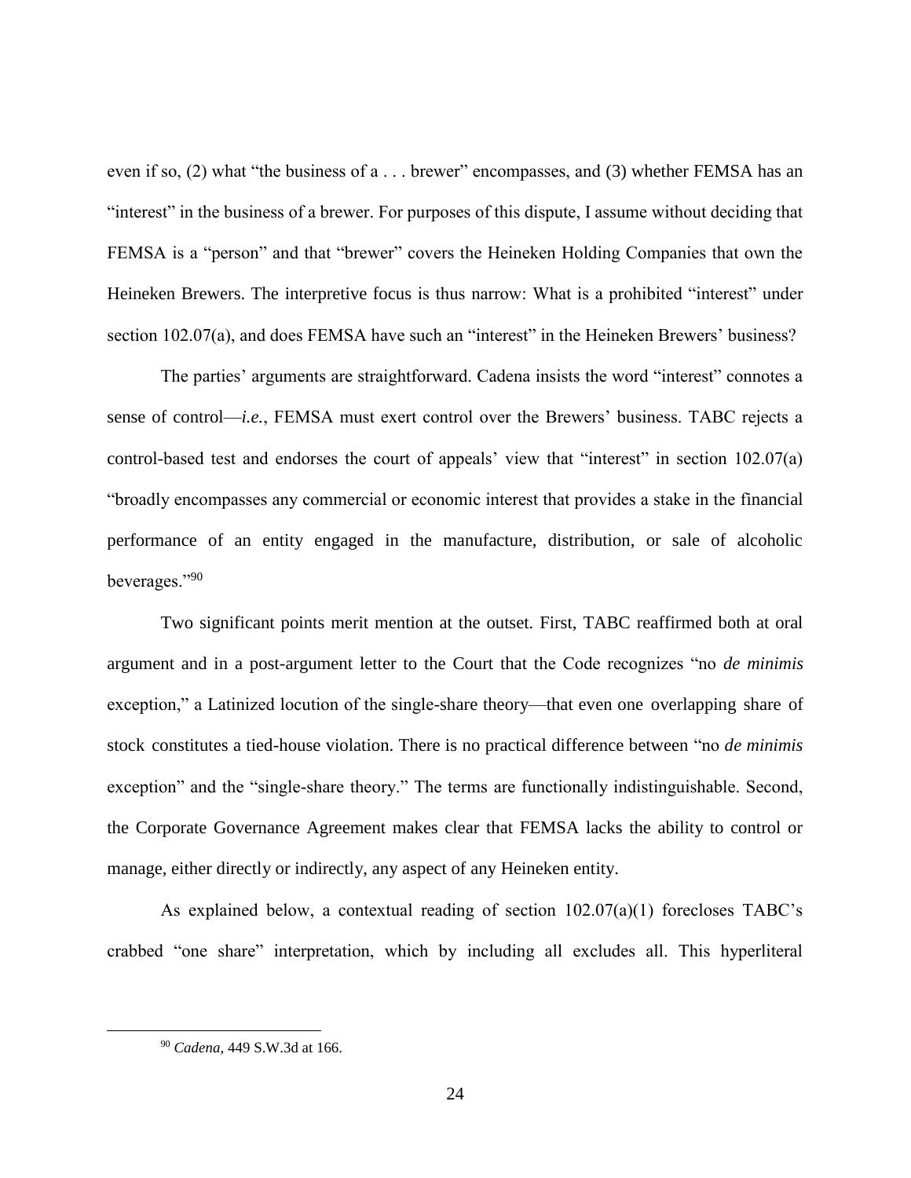even if so, (2) what "the business of a . . . brewer" encompasses, and (3) whether FEMSA has an "interest" in the business of a brewer. For purposes of this dispute, I assume without deciding that FEMSA is a "person" and that "brewer" covers the Heineken Holding Companies that own the Heineken Brewers. The interpretive focus is thus narrow: What is a prohibited "interest" under section 102.07(a), and does FEMSA have such an "interest" in the Heineken Brewers' business?

The parties' arguments are straightforward. Cadena insists the word "interest" connotes a sense of control—*i.e.*, FEMSA must exert control over the Brewers' business. TABC rejects a control-based test and endorses the court of appeals' view that "interest" in section 102.07(a) "broadly encompasses any commercial or economic interest that provides a stake in the financial performance of an entity engaged in the manufacture, distribution, or sale of alcoholic beverages."[90]

Two significant points merit mention at the outset. First, TABC reaffirmed both at oral argument and in a post-argument letter to the Court that the Code recognizes "no *de minimis* exception," a Latinized locution of the single-share theory—that even one overlapping share of stock constitutes a tied-house violation. There is no practical difference between "no *de minimis* exception" and the "single-share theory." The terms are functionally indistinguishable. Second, the Corporate Governance Agreement makes clear that FEMSA lacks the ability to control or manage, either directly or indirectly, any aspect of any Heineken entity.

As explained below, a contextual reading of section 102.07(a)(1) forecloses TABC's crabbed "one share" interpretation, which by including all excludes all. This hyperliteral

[90] *Cadena*, 449 S.W.3d at 166.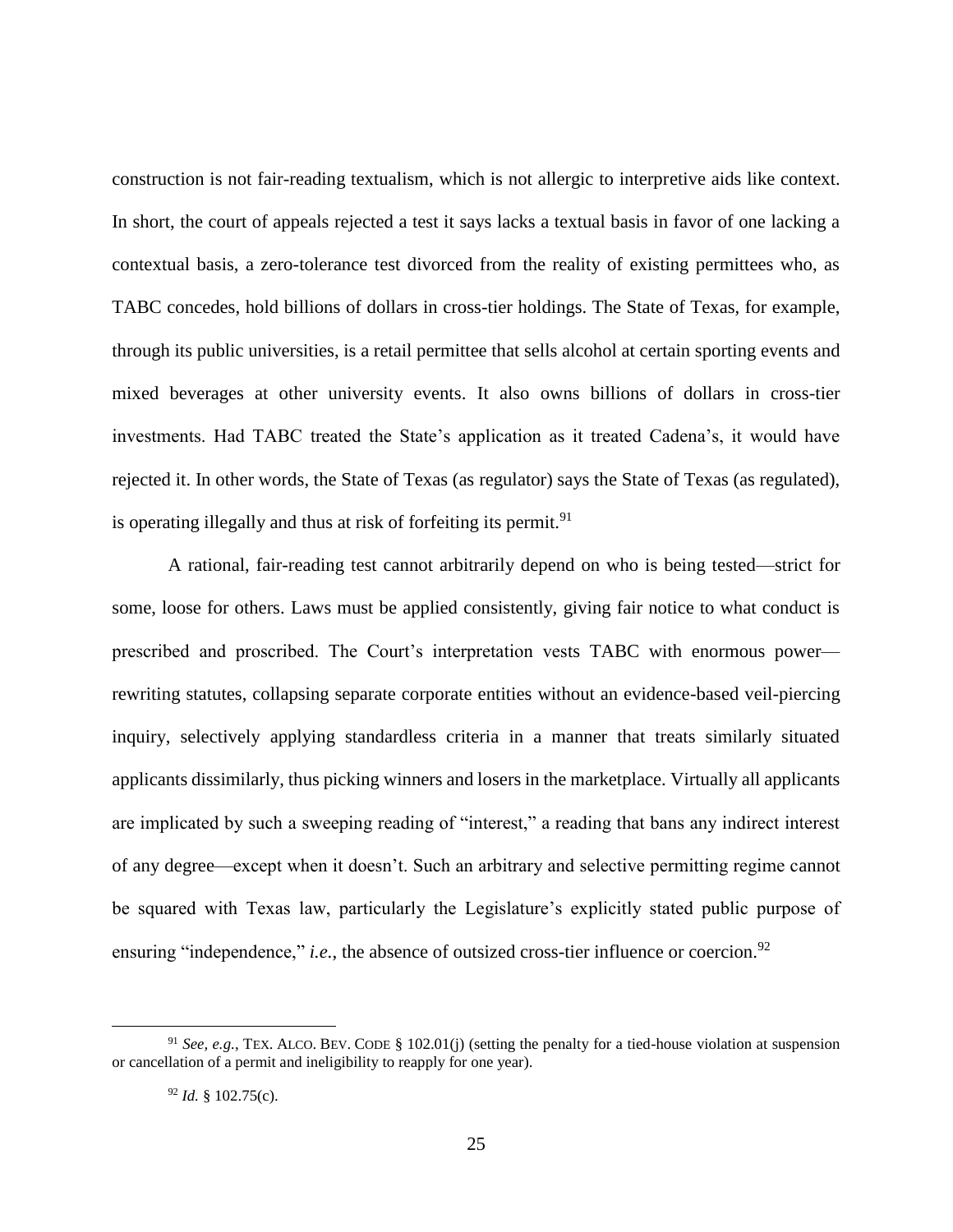construction is not fair-reading textualism, which is not allergic to interpretive aids like context. In short, the court of appeals rejected a test it says lacks a textual basis in favor of one lacking a contextual basis, a zero-tolerance test divorced from the reality of existing permittees who, as TABC concedes, hold billions of dollars in cross-tier holdings. The State of Texas, for example, through its public universities, is a retail permittee that sells alcohol at certain sporting events and mixed beverages at other university events. It also owns billions of dollars in cross-tier investments. Had TABC treated the State's application as it treated Cadena's, it would have rejected it. In other words, the State of Texas (as regulator) says the State of Texas (as regulated), is operating illegally and thus at risk of forfeiting its permit.[91]

A rational, fair-reading test cannot arbitrarily depend on who is being tested—strict for some, loose for others. Laws must be applied consistently, giving fair notice to what conduct is prescribed and proscribed. The Court's interpretation vests TABC with enormous power—rewriting statutes, collapsing separate corporate entities without an evidence-based veil-piercing inquiry, selectively applying standardless criteria in a manner that treats similarly situated applicants dissimilarly, thus picking winners and losers in the marketplace. Virtually all applicants are implicated by such a sweeping reading of "interest," a reading that bans any indirect interest of any degree—except when it doesn't. Such an arbitrary and selective permitting regime cannot be squared with Texas law, particularly the Legislature's explicitly stated public purpose of ensuring "independence," *i.e.*, the absence of outsized cross-tier influence or coercion.[92]

---

[91] *See, e.g.*, TEX. ALCO. BEV. CODE § 102.01(j) (setting the penalty for a tied-house violation at suspension or cancellation of a permit and ineligibility to reapply for one year).

[92] *Id.* § 102.75(c).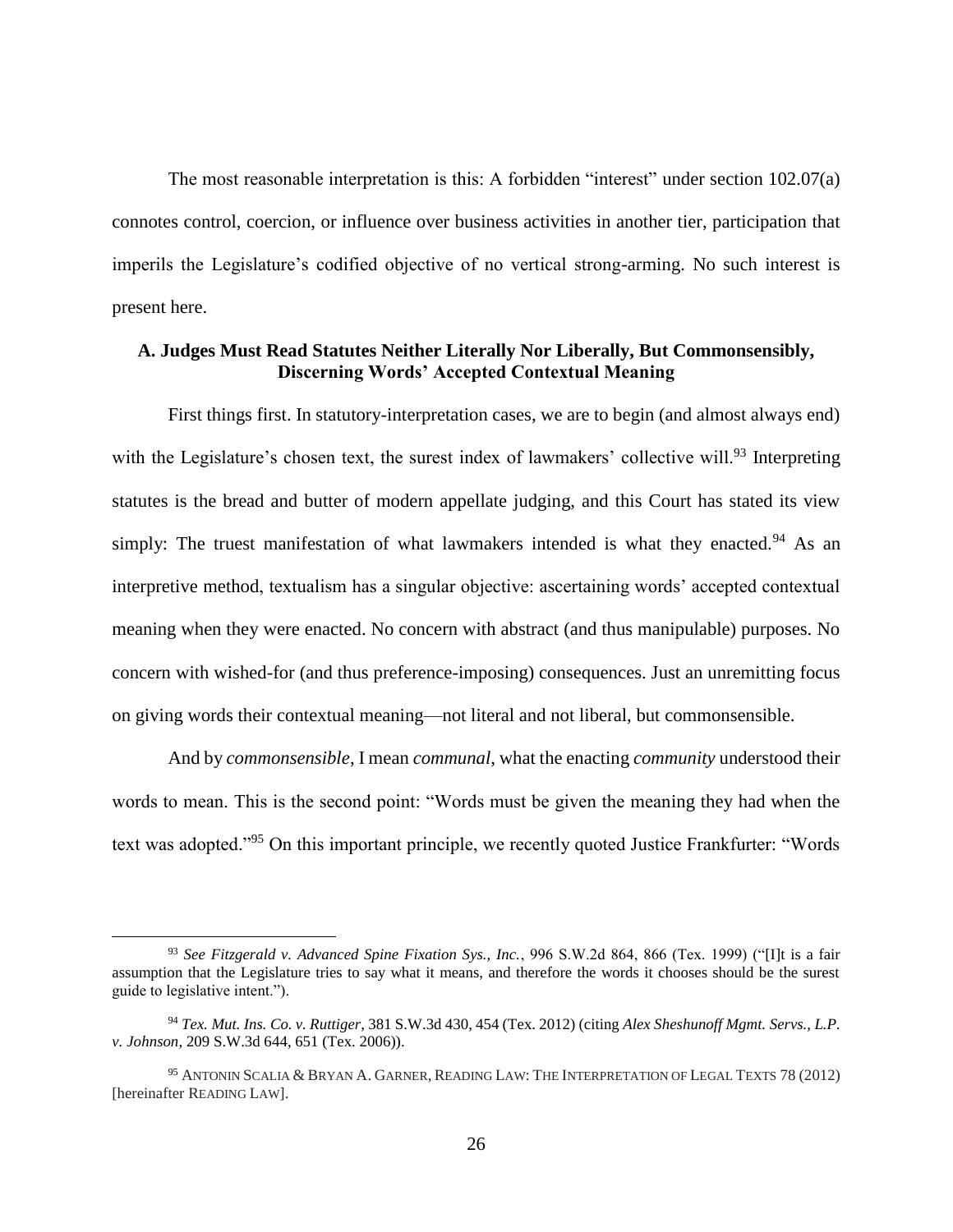The most reasonable interpretation is this: A forbidden "interest" under section 102.07(a) connotes control, coercion, or influence over business activities in another tier, participation that imperils the Legislature's codified objective of no vertical strong-arming. No such interest is present here.

### A. Judges Must Read Statutes Neither Literally Nor Liberally, But Commonsensibly, Discerning Words' Accepted Contextual Meaning

First things first. In statutory-interpretation cases, we are to begin (and almost always end) with the Legislature's chosen text, the surest index of lawmakers' collective will.[93] Interpreting statutes is the bread and butter of modern appellate judging, and this Court has stated its view simply: The truest manifestation of what lawmakers intended is what they enacted.[94] As an interpretive method, textualism has a singular objective: ascertaining words' accepted contextual meaning when they were enacted. No concern with abstract (and thus manipulable) purposes. No concern with wished-for (and thus preference-imposing) consequences. Just an unremitting focus on giving words their contextual meaning—not literal and not liberal, but commonsensible.

And by *commonsensible*, I mean *communal*, what the enacting *community* understood their words to mean. This is the second point: "Words must be given the meaning they had when the text was adopted."[95] On this important principle, we recently quoted Justice Frankfurter: "Words

---

[93] *See Fitzgerald v. Advanced Spine Fixation Sys., Inc.*, 996 S.W.2d 864, 866 (Tex. 1999) ("[I]t is a fair assumption that the Legislature tries to say what it means, and therefore the words it chooses should be the surest guide to legislative intent.").

[94] *Tex. Mut. Ins. Co. v. Ruttiger*, 381 S.W.3d 430, 454 (Tex. 2012) (citing *Alex Sheshunoff Mgmt. Servs., L.P. v. Johnson*, 209 S.W.3d 644, 651 (Tex. 2006)).

[95] ANTONIN SCALIA & BRYAN A. GARNER, READING LAW: THE INTERPRETATION OF LEGAL TEXTS 78 (2012) [hereinafter READING LAW].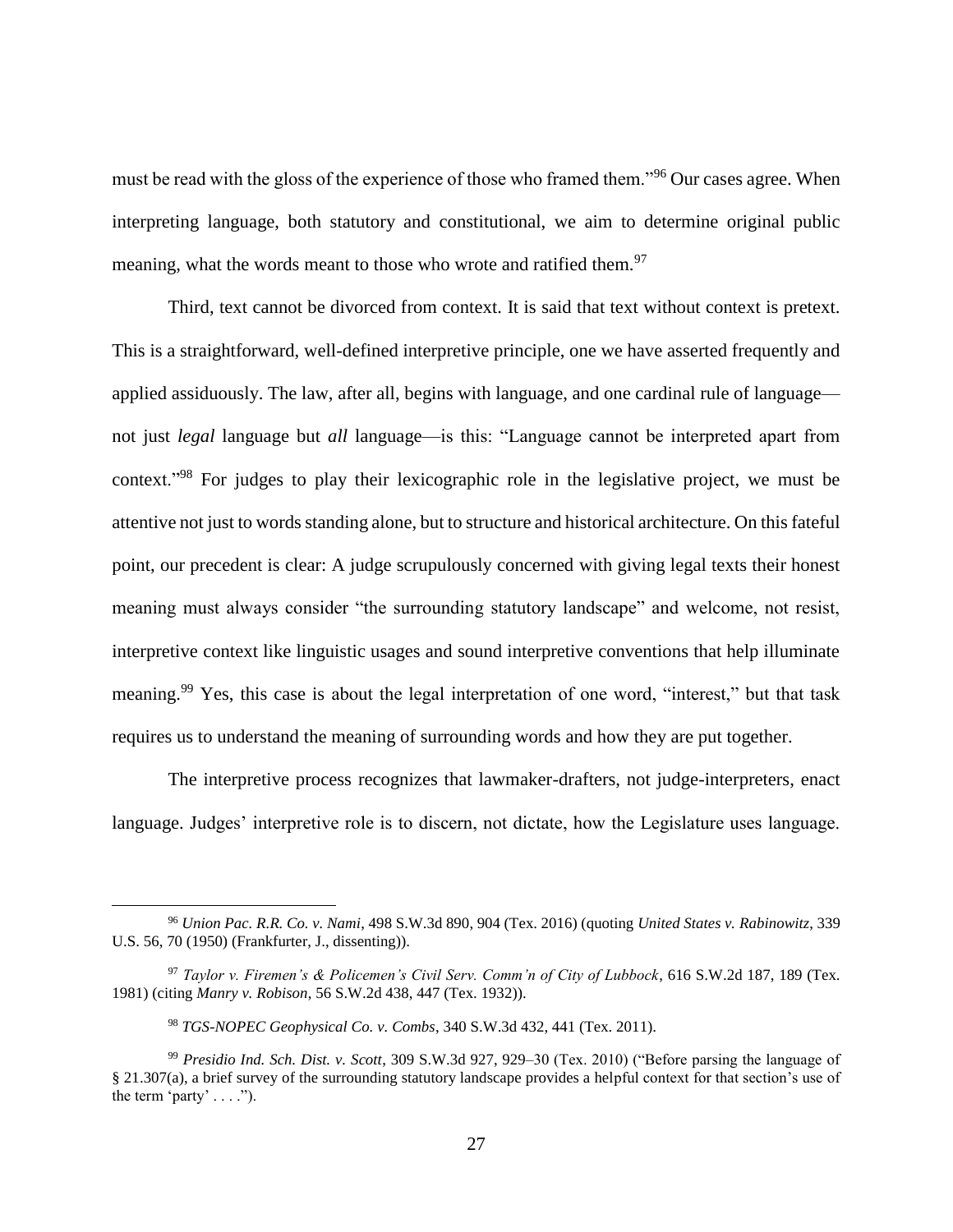must be read with the gloss of the experience of those who framed them."[96] Our cases agree. When interpreting language, both statutory and constitutional, we aim to determine original public meaning, what the words meant to those who wrote and ratified them.[97]

Third, text cannot be divorced from context. It is said that text without context is pretext. This is a straightforward, well-defined interpretive principle, one we have asserted frequently and applied assiduously. The law, after all, begins with language, and one cardinal rule of language—not just *legal* language but *all* language—is this: "Language cannot be interpreted apart from context."[98] For judges to play their lexicographic role in the legislative project, we must be attentive not just to words standing alone, but to structure and historical architecture. On this fateful point, our precedent is clear: A judge scrupulously concerned with giving legal texts their honest meaning must always consider "the surrounding statutory landscape" and welcome, not resist, interpretive context like linguistic usages and sound interpretive conventions that help illuminate meaning.[99] Yes, this case is about the legal interpretation of one word, "interest," but that task requires us to understand the meaning of surrounding words and how they are put together.

The interpretive process recognizes that lawmaker-drafters, not judge-interpreters, enact language. Judges' interpretive role is to discern, not dictate, how the Legislature uses language.

---

[96] *Union Pac. R.R. Co. v. Nami*, 498 S.W.3d 890, 904 (Tex. 2016) (quoting *United States v. Rabinowitz*, 339 U.S. 56, 70 (1950) (Frankfurter, J., dissenting)).

[97] *Taylor v. Firemen's & Policemen's Civil Serv. Comm'n of City of Lubbock*, 616 S.W.2d 187, 189 (Tex. 1981) (citing *Manry v. Robison*, 56 S.W.2d 438, 447 (Tex. 1932)).

[98] *TGS-NOPEC Geophysical Co. v. Combs*, 340 S.W.3d 432, 441 (Tex. 2011).

[99] *Presidio Ind. Sch. Dist. v. Scott*, 309 S.W.3d 927, 929–30 (Tex. 2010) ("Before parsing the language of § 21.307(a), a brief survey of the surrounding statutory landscape provides a helpful context for that section's use of the term 'party' . . . .").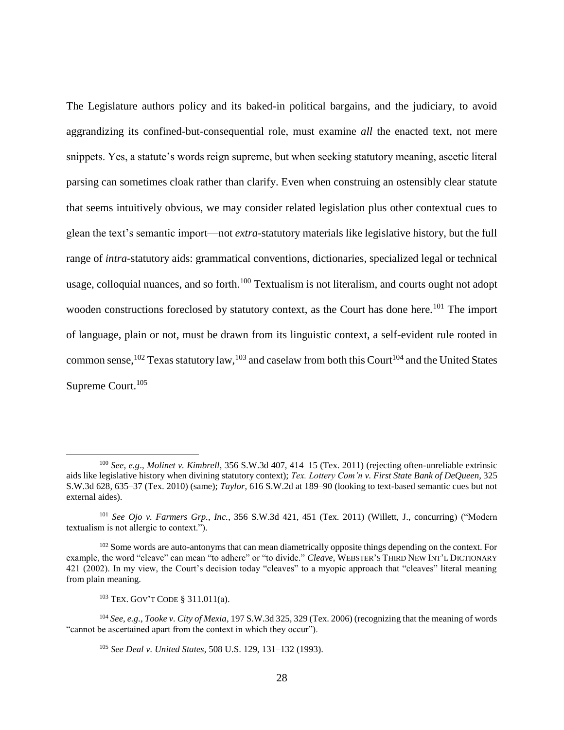The Legislature authors policy and its baked-in political bargains, and the judiciary, to avoid aggrandizing its confined-but-consequential role, must examine *all* the enacted text, not mere snippets. Yes, a statute's words reign supreme, but when seeking statutory meaning, ascetic literal parsing can sometimes cloak rather than clarify. Even when construing an ostensibly clear statute that seems intuitively obvious, we may consider related legislation plus other contextual cues to glean the text's semantic import—not *extra*-statutory materials like legislative history, but the full range of *intra*-statutory aids: grammatical conventions, dictionaries, specialized legal or technical usage, colloquial nuances, and so forth.[100] Textualism is not literalism, and courts ought not adopt wooden constructions foreclosed by statutory context, as the Court has done here.[101] The import of language, plain or not, must be drawn from its linguistic context, a self-evident rule rooted in common sense,[102] Texas statutory law,[103] and caselaw from both this Court[104] and the United States Supreme Court.[105]

---

[100] *See, e.g.*, *Molinet v. Kimbrell*, 356 S.W.3d 407, 414–15 (Tex. 2011) (rejecting often-unreliable extrinsic aids like legislative history when divining statutory context); *Tex. Lottery Com'n v. First State Bank of DeQueen*, 325 S.W.3d 628, 635–37 (Tex. 2010) (same); *Taylor*, 616 S.W.2d at 189–90 (looking to text-based semantic cues but not external aides).

[101] *See Ojo v. Farmers Grp., Inc.*, 356 S.W.3d 421, 451 (Tex. 2011) (Willett, J., concurring) ("Modern textualism is not allergic to context.").

[102] Some words are auto-antonyms that can mean diametrically opposite things depending on the context. For example, the word "cleave" can mean "to adhere" or "to divide." *Cleave*, WEBSTER'S THIRD NEW INT'L DICTIONARY 421 (2002). In my view, the Court's decision today "cleaves" to a myopic approach that "cleaves" literal meaning from plain meaning.

[103] TEX. GOV'T CODE § 311.011(a).

[104] *See, e.g.*, *Tooke v. City of Mexia*, 197 S.W.3d 325, 329 (Tex. 2006) (recognizing that the meaning of words "cannot be ascertained apart from the context in which they occur").

[105] *See Deal v. United States*, 508 U.S. 129, 131–132 (1993).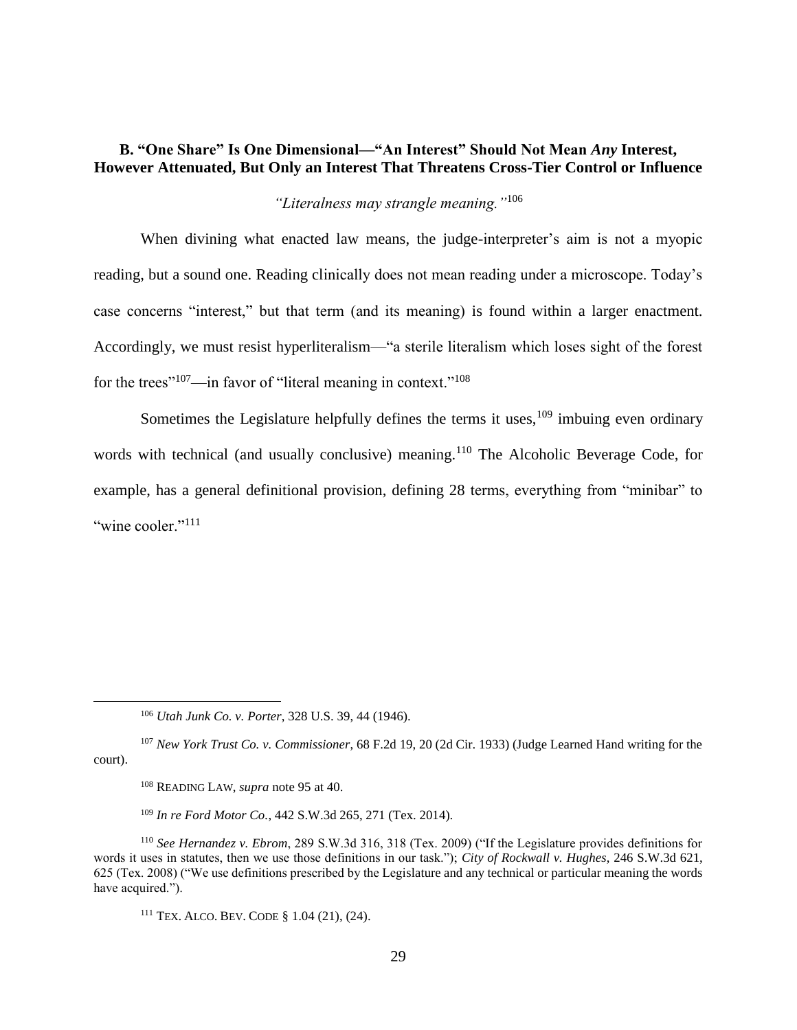### B. "One Share" Is One Dimensional—"An Interest" Should Not Mean *Any* Interest, However Attenuated, But Only an Interest That Threatens Cross-Tier Control or Influence

*"Literalness may strangle meaning."*[106]

When divining what enacted law means, the judge-interpreter's aim is not a myopic reading, but a sound one. Reading clinically does not mean reading under a microscope. Today's case concerns "interest," but that term (and its meaning) is found within a larger enactment. Accordingly, we must resist hyperliteralism—"a sterile literalism which loses sight of the forest for the trees"[107]—in favor of "literal meaning in context."[108]

Sometimes the Legislature helpfully defines the terms it uses,[109] imbuing even ordinary words with technical (and usually conclusive) meaning.[110] The Alcoholic Beverage Code, for example, has a general definitional provision, defining 28 terms, everything from "minibar" to "wine cooler."[111]

---

[106] *Utah Junk Co. v. Porter*, 328 U.S. 39, 44 (1946).

[107] *New York Trust Co. v. Commissioner*, 68 F.2d 19, 20 (2d Cir. 1933) (Judge Learned Hand writing for the court).

[108] READING LAW, *supra* note 95 at 40.

[109] *In re Ford Motor Co.*, 442 S.W.3d 265, 271 (Tex. 2014).

[110] *See Hernandez v. Ebrom*, 289 S.W.3d 316, 318 (Tex. 2009) ("If the Legislature provides definitions for words it uses in statutes, then we use those definitions in our task."); *City of Rockwall v. Hughes*, 246 S.W.3d 621, 625 (Tex. 2008) ("We use definitions prescribed by the Legislature and any technical or particular meaning the words have acquired.").

[111] TEX. ALCO. BEV. CODE § 1.04 (21), (24).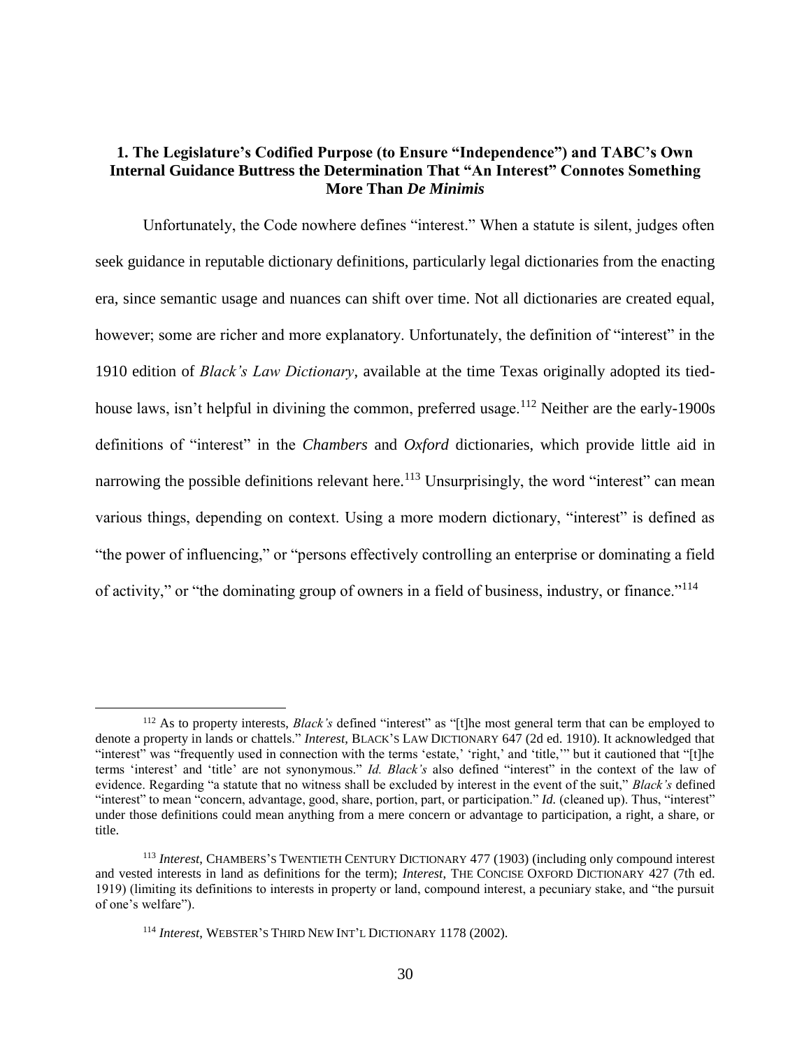### 1. The Legislature's Codified Purpose (to Ensure "Independence") and TABC's Own Internal Guidance Buttress the Determination That "An Interest" Connotes Something More Than *De Minimis*

Unfortunately, the Code nowhere defines "interest." When a statute is silent, judges often seek guidance in reputable dictionary definitions, particularly legal dictionaries from the enacting era, since semantic usage and nuances can shift over time. Not all dictionaries are created equal, however; some are richer and more explanatory. Unfortunately, the definition of "interest" in the 1910 edition of *Black's Law Dictionary*, available at the time Texas originally adopted its tied-house laws, isn't helpful in divining the common, preferred usage.[112] Neither are the early-1900s definitions of "interest" in the *Chambers* and *Oxford* dictionaries, which provide little aid in narrowing the possible definitions relevant here.[113] Unsurprisingly, the word "interest" can mean various things, depending on context. Using a more modern dictionary, "interest" is defined as "the power of influencing," or "persons effectively controlling an enterprise or dominating a field of activity," or "the dominating group of owners in a field of business, industry, or finance."[114]

---

[112] As to property interests, *Black's* defined "interest" as "[t]he most general term that can be employed to denote a property in lands or chattels." *Interest*, BLACK'S LAW DICTIONARY 647 (2d ed. 1910). It acknowledged that "interest" was "frequently used in connection with the terms 'estate,' 'right,' and 'title,'" but it cautioned that "[t]he terms 'interest' and 'title' are not synonymous." *Id. Black's* also defined "interest" in the context of the law of evidence. Regarding "a statute that no witness shall be excluded by interest in the event of the suit," *Black's* defined "interest" to mean "concern, advantage, good, share, portion, part, or participation." *Id.* (cleaned up). Thus, "interest" under those definitions could mean anything from a mere concern or advantage to participation, a right, a share, or title.

[113] *Interest*, CHAMBERS'S TWENTIETH CENTURY DICTIONARY 477 (1903) (including only compound interest and vested interests in land as definitions for the term); *Interest*, THE CONCISE OXFORD DICTIONARY 427 (7th ed. 1919) (limiting its definitions to interests in property or land, compound interest, a pecuniary stake, and "the pursuit of one's welfare").

[114] *Interest*, WEBSTER'S THIRD NEW INT'L DICTIONARY 1178 (2002).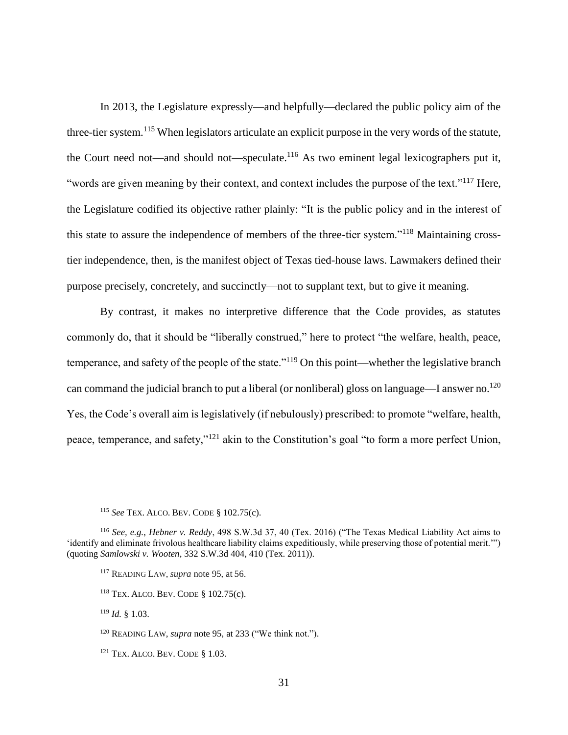In 2013, the Legislature expressly—and helpfully—declared the public policy aim of the three-tier system.[115] When legislators articulate an explicit purpose in the very words of the statute, the Court need not—and should not—speculate.[116] As two eminent legal lexicographers put it, "words are given meaning by their context, and context includes the purpose of the text."[117] Here, the Legislature codified its objective rather plainly: "It is the public policy and in the interest of this state to assure the independence of members of the three-tier system."[118] Maintaining cross-tier independence, then, is the manifest object of Texas tied-house laws. Lawmakers defined their purpose precisely, concretely, and succinctly—not to supplant text, but to give it meaning.

By contrast, it makes no interpretive difference that the Code provides, as statutes commonly do, that it should be "liberally construed," here to protect "the welfare, health, peace, temperance, and safety of the people of the state."[119] On this point—whether the legislative branch can command the judicial branch to put a liberal (or nonliberal) gloss on language—I answer no.[120] Yes, the Code's overall aim is legislatively (if nebulously) prescribed: to promote "welfare, health, peace, temperance, and safety,"[121] akin to the Constitution's goal "to form a more perfect Union,

---

[115] *See* TEX. ALCO. BEV. CODE § 102.75(c).

[116] *See, e.g.*, *Hebner v. Reddy*, 498 S.W.3d 37, 40 (Tex. 2016) ("The Texas Medical Liability Act aims to 'identify and eliminate frivolous healthcare liability claims expeditiously, while preserving those of potential merit.'") (quoting *Samlowski v. Wooten*, 332 S.W.3d 404, 410 (Tex. 2011)).

[117] READING LAW, *supra* note 95, at 56.

[118] TEX. ALCO. BEV. CODE § 102.75(c).

[119] *Id.* § 1.03.

[120] READING LAW, *supra* note 95, at 233 ("We think not.").

[121] TEX. ALCO. BEV. CODE § 1.03.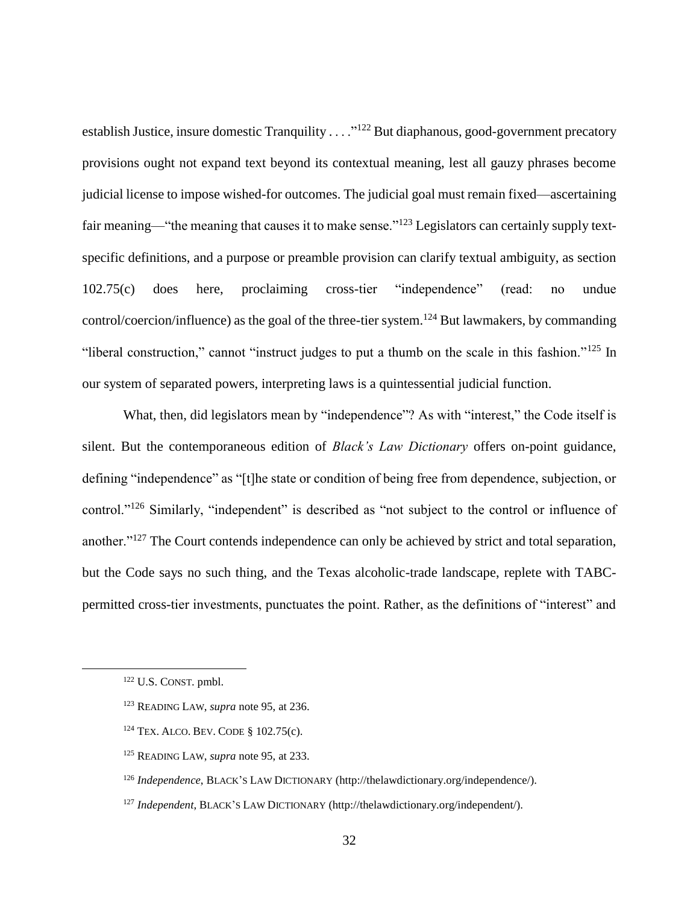establish Justice, insure domestic Tranquility . . . ."[122] But diaphanous, good-government precatory provisions ought not expand text beyond its contextual meaning, lest all gauzy phrases become judicial license to impose wished-for outcomes. The judicial goal must remain fixed—ascertaining fair meaning—"the meaning that causes it to make sense."[123] Legislators can certainly supply text-specific definitions, and a purpose or preamble provision can clarify textual ambiguity, as section 102.75(c) does here, proclaiming cross-tier "independence" (read: no undue control/coercion/influence) as the goal of the three-tier system.[124] But lawmakers, by commanding "liberal construction," cannot "instruct judges to put a thumb on the scale in this fashion."[125] In our system of separated powers, interpreting laws is a quintessential judicial function.

What, then, did legislators mean by "independence"? As with "interest," the Code itself is silent. But the contemporaneous edition of *Black's Law Dictionary* offers on-point guidance, defining "independence" as "[t]he state or condition of being free from dependence, subjection, or control."[126] Similarly, "independent" is described as "not subject to the control or influence of another."[127] The Court contends independence can only be achieved by strict and total separation, but the Code says no such thing, and the Texas alcoholic-trade landscape, replete with TABC-permitted cross-tier investments, punctuates the point. Rather, as the definitions of "interest" and

---

[122] U.S. CONST. pmbl.

[123] READING LAW, *supra* note 95, at 236.

[124] TEX. ALCO. BEV. CODE § 102.75(c).

[125] READING LAW, *supra* note 95, at 233.

[126] *Independence*, BLACK'S LAW DICTIONARY (http://thelawdictionary.org/independence/).

[127] *Independent*, BLACK'S LAW DICTIONARY (http://thelawdictionary.org/independent/).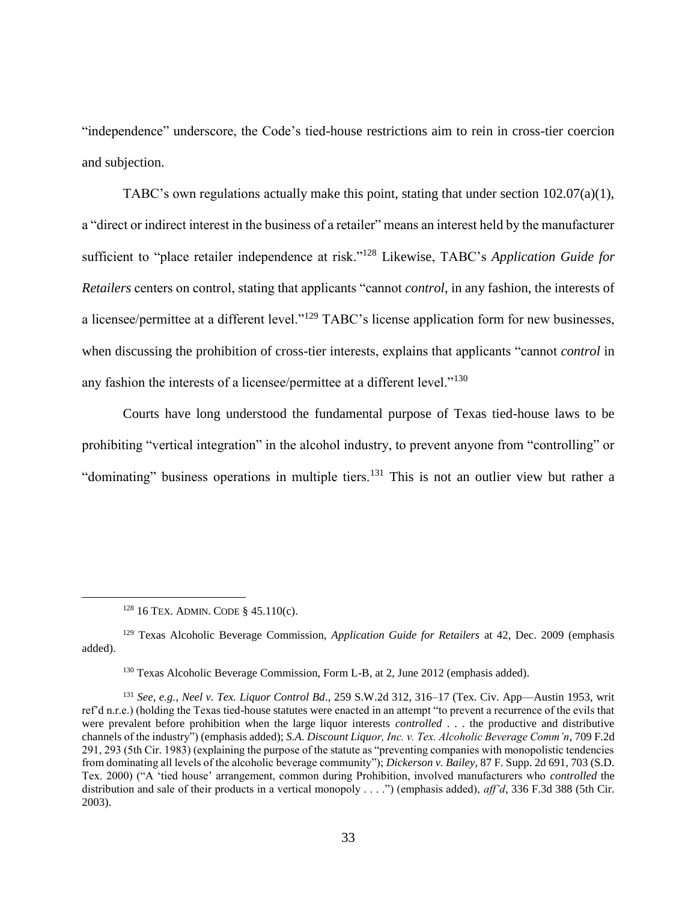"independence" underscore, the Code's tied-house restrictions aim to rein in cross-tier coercion and subjection.

TABC's own regulations actually make this point, stating that under section 102.07(a)(1), a "direct or indirect interest in the business of a retailer" means an interest held by the manufacturer sufficient to "place retailer independence at risk."[128] Likewise, TABC's *Application Guide for Retailers* centers on control, stating that applicants "cannot *control*, in any fashion, the interests of a licensee/permittee at a different level."[129] TABC's license application form for new businesses, when discussing the prohibition of cross-tier interests, explains that applicants "cannot *control* in any fashion the interests of a licensee/permittee at a different level."[130]

Courts have long understood the fundamental purpose of Texas tied-house laws to be prohibiting "vertical integration" in the alcohol industry, to prevent anyone from "controlling" or "dominating" business operations in multiple tiers.[131] This is not an outlier view but rather a

---

[128] 16 TEX. ADMIN. CODE § 45.110(c).

[129] Texas Alcoholic Beverage Commission, *Application Guide for Retailers* at 42, Dec. 2009 (emphasis added).

[130] Texas Alcoholic Beverage Commission, Form L-B, at 2, June 2012 (emphasis added).

[131] *See, e.g.*, *Neel v. Tex. Liquor Control Bd*., 259 S.W.2d 312, 316–17 (Tex. Civ. App—Austin 1953, writ ref'd n.r.e.) (holding the Texas tied-house statutes were enacted in an attempt "to prevent a recurrence of the evils that were prevalent before prohibition when the large liquor interests *controlled* . . . the productive and distributive channels of the industry") (emphasis added); *S.A. Discount Liquor, Inc. v. Tex. Alcoholic Beverage Comm'n*, 709 F.2d 291, 293 (5th Cir. 1983) (explaining the purpose of the statute as "preventing companies with monopolistic tendencies from dominating all levels of the alcoholic beverage community"); *Dickerson v. Bailey*, 87 F. Supp. 2d 691, 703 (S.D. Tex. 2000) ("A 'tied house' arrangement, common during Prohibition, involved manufacturers who *controlled* the distribution and sale of their products in a vertical monopoly . . . .") (emphasis added), *aff'd*, 336 F.3d 388 (5th Cir. 2003).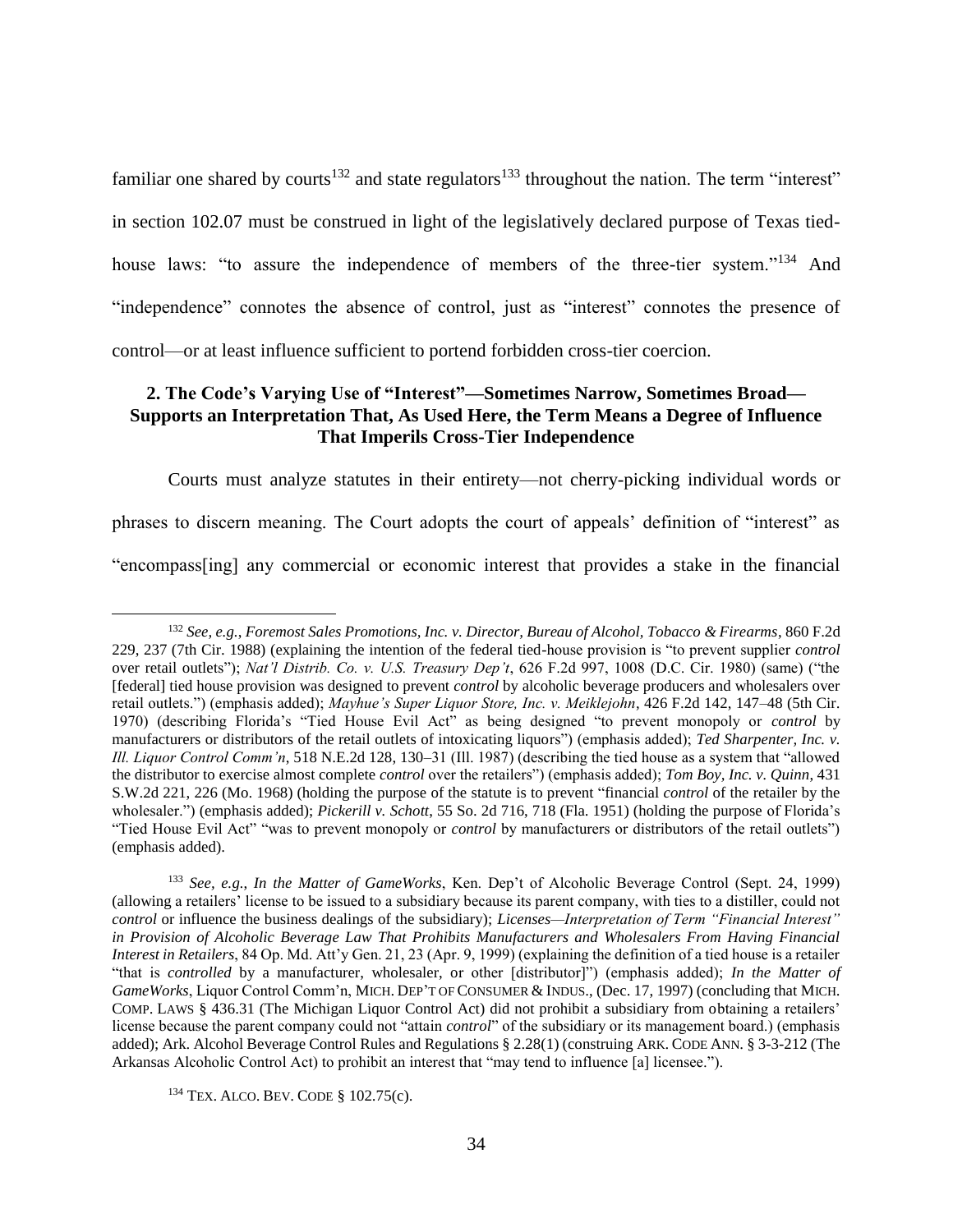familiar one shared by courts[132] and state regulators[133] throughout the nation. The term "interest" in section 102.07 must be construed in light of the legislatively declared purpose of Texas tied-house laws: "to assure the independence of members of the three-tier system."[134] And "independence" connotes the absence of control, just as "interest" connotes the presence of control—or at least influence sufficient to portend forbidden cross-tier coercion.

### 2. The Code's Varying Use of "Interest"—Sometimes Narrow, Sometimes Broad—Supports an Interpretation That, As Used Here, the Term Means a Degree of Influence That Imperils Cross-Tier Independence

Courts must analyze statutes in their entirety—not cherry-picking individual words or phrases to discern meaning. The Court adopts the court of appeals' definition of "interest" as "encompass[ing] any commercial or economic interest that provides a stake in the financial

---

[132] *See, e.g.*, *Foremost Sales Promotions, Inc. v. Director, Bureau of Alcohol, Tobacco & Firearms*, 860 F.2d 229, 237 (7th Cir. 1988) (explaining the intention of the federal tied-house provision is "to prevent supplier *control* over retail outlets"); *Nat'l Distrib. Co. v. U.S. Treasury Dep't*, 626 F.2d 997, 1008 (D.C. Cir. 1980) (same) ("the [federal] tied house provision was designed to prevent *control* by alcoholic beverage producers and wholesalers over retail outlets.") (emphasis added); *Mayhue's Super Liquor Store, Inc. v. Meiklejohn*, 426 F.2d 142, 147–48 (5th Cir. 1970) (describing Florida's "Tied House Evil Act" as being designed "to prevent monopoly or *control* by manufacturers or distributors of the retail outlets of intoxicating liquors") (emphasis added); *Ted Sharpenter, Inc. v. Ill. Liquor Control Comm'n*, 518 N.E.2d 128, 130–31 (Ill. 1987) (describing the tied house as a system that "allowed the distributor to exercise almost complete *control* over the retailers") (emphasis added); *Tom Boy, Inc. v. Quinn*, 431 S.W.2d 221, 226 (Mo. 1968) (holding the purpose of the statute is to prevent "financial *control* of the retailer by the wholesaler.") (emphasis added); *Pickerill v. Schott*, 55 So. 2d 716, 718 (Fla. 1951) (holding the purpose of Florida's "Tied House Evil Act" "was to prevent monopoly or *control* by manufacturers or distributors of the retail outlets") (emphasis added).

[133] *See, e.g.*, *In the Matter of GameWorks*, Ken. Dep't of Alcoholic Beverage Control (Sept. 24, 1999) (allowing a retailers' license to be issued to a subsidiary because its parent company, with ties to a distiller, could not *control* or influence the business dealings of the subsidiary); *Licenses—Interpretation of Term "Financial Interest" in Provision of Alcoholic Beverage Law That Prohibits Manufacturers and Wholesalers From Having Financial Interest in Retailers*, 84 Op. Md. Att'y Gen. 21, 23 (Apr. 9, 1999) (explaining the definition of a tied house is a retailer "that is *controlled* by a manufacturer, wholesaler, or other [distributor]") (emphasis added); *In the Matter of GameWorks*, Liquor Control Comm'n, MICH. DEP'T OF CONSUMER & INDUS., (Dec. 17, 1997) (concluding that MICH. COMP. LAWS § 436.31 (The Michigan Liquor Control Act) did not prohibit a subsidiary from obtaining a retailers' license because the parent company could not "attain *control*" of the subsidiary or its management board.) (emphasis added); Ark. Alcohol Beverage Control Rules and Regulations § 2.28(1) (construing ARK. CODE ANN. § 3-3-212 (The Arkansas Alcoholic Control Act) to prohibit an interest that "may tend to influence [a] licensee.").

[134] TEX. ALCO. BEV. CODE § 102.75(c).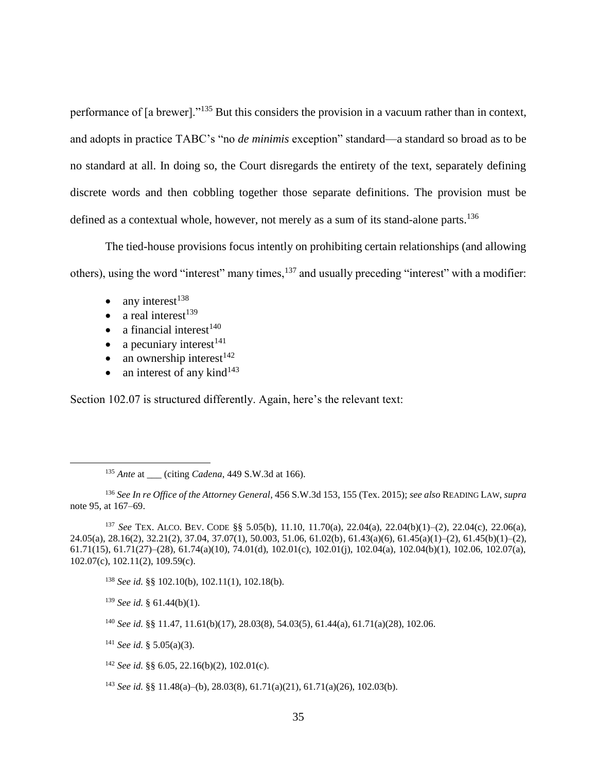performance of [a brewer]."[135] But this considers the provision in a vacuum rather than in context, and adopts in practice TABC's "no *de minimis* exception" standard—a standard so broad as to be no standard at all. In doing so, the Court disregards the entirety of the text, separately defining discrete words and then cobbling together those separate definitions. The provision must be defined as a contextual whole, however, not merely as a sum of its stand-alone parts.[136]

The tied-house provisions focus intently on prohibiting certain relationships (and allowing others), using the word "interest" many times,[137] and usually preceding "interest" with a modifier:

- any interest[138]
- a real interest[139]
- a financial interest[140]
- a pecuniary interest[141]
- an ownership interest[142]
- an interest of any kind[143]

Section 102.07 is structured differently. Again, here's the relevant text:

---

[135] *Ante* at ___ (citing *Cadena*, 449 S.W.3d at 166).

[136] *See In re Office of the Attorney General*, 456 S.W.3d 153, 155 (Tex. 2015); *see also* READING LAW, *supra* note 95, at 167–69.

[137] *See* TEX. ALCO. BEV. CODE §§ 5.05(b), 11.10, 11.70(a), 22.04(a), 22.04(b)(1)–(2), 22.04(c), 22.06(a), 24.05(a), 28.16(2), 32.21(2), 37.04, 37.07(1), 50.003, 51.06, 61.02(b), 61.43(a)(6), 61.45(a)(1)–(2), 61.45(b)(1)–(2), 61.71(15), 61.71(27)–(28), 61.74(a)(10), 74.01(d), 102.01(c), 102.01(j), 102.04(a), 102.04(b)(1), 102.06, 102.07(a), 102.07(c), 102.11(2), 109.59(c).

[138] *See id.* §§ 102.10(b), 102.11(1), 102.18(b).

[139] *See id.* § 61.44(b)(1).

[140] *See id.* §§ 11.47, 11.61(b)(17), 28.03(8), 54.03(5), 61.44(a), 61.71(a)(28), 102.06.

[141] *See id.* § 5.05(a)(3).

[142] *See id.* §§ 6.05, 22.16(b)(2), 102.01(c).

[143] *See id.* §§ 11.48(a)–(b), 28.03(8), 61.71(a)(21), 61.71(a)(26), 102.03(b).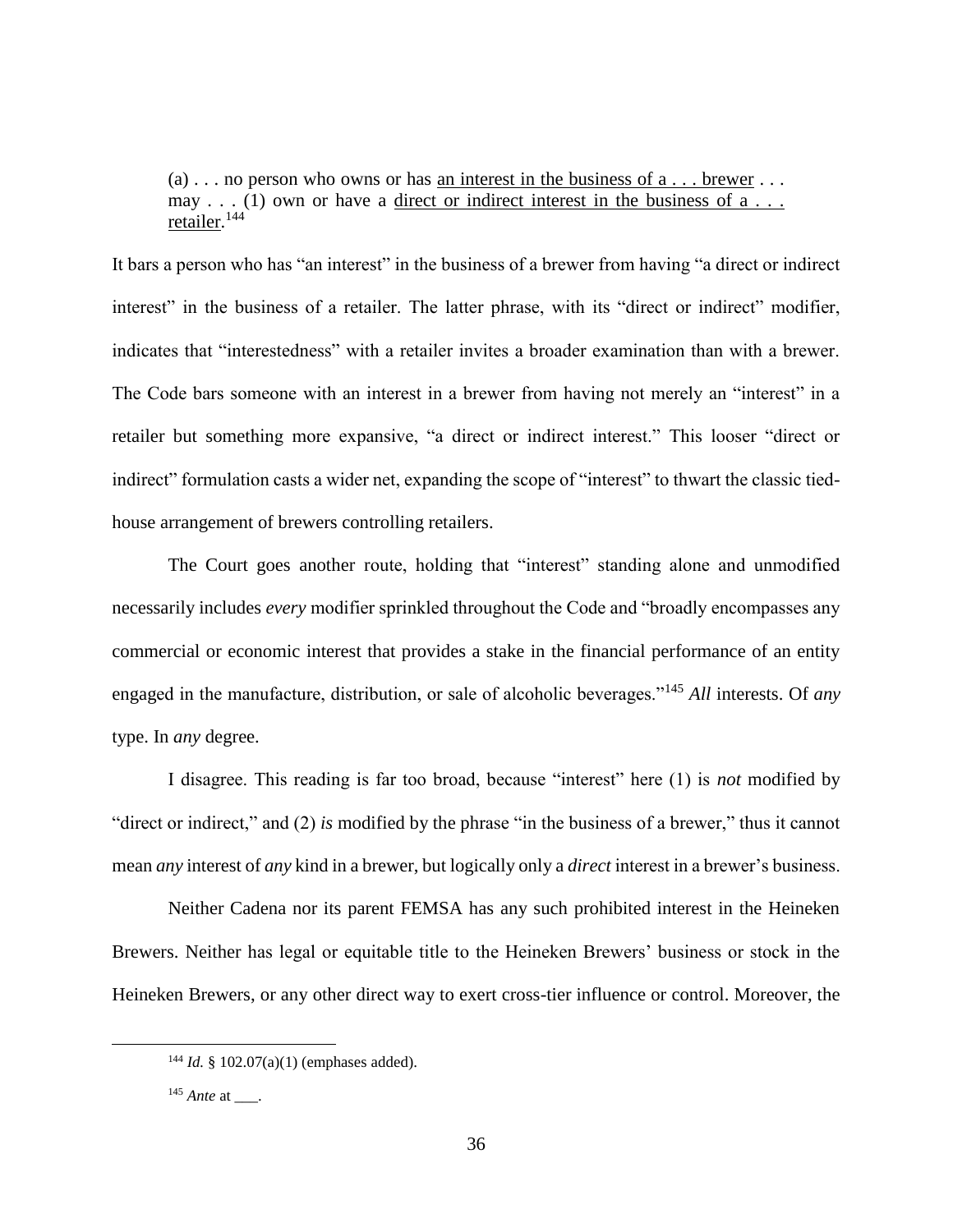> (a) . . . no person who owns or has an interest in the business of a . . . brewer . . . may . . . (1) own or have a direct or indirect interest in the business of a . . . retailer.[144]

It bars a person who has "an interest" in the business of a brewer from having "a direct or indirect interest" in the business of a retailer. The latter phrase, with its "direct or indirect" modifier, indicates that "interestedness" with a retailer invites a broader examination than with a brewer. The Code bars someone with an interest in a brewer from having not merely an "interest" in a retailer but something more expansive, "a direct or indirect interest." This looser "direct or indirect" formulation casts a wider net, expanding the scope of "interest" to thwart the classic tied-house arrangement of brewers controlling retailers.

The Court goes another route, holding that "interest" standing alone and unmodified necessarily includes *every* modifier sprinkled throughout the Code and "broadly encompasses any commercial or economic interest that provides a stake in the financial performance of an entity engaged in the manufacture, distribution, or sale of alcoholic beverages."[145] *All* interests. Of *any* type. In *any* degree.

I disagree. This reading is far too broad, because "interest" here (1) is *not* modified by "direct or indirect," and (2) *is* modified by the phrase "in the business of a brewer," thus it cannot mean *any* interest of *any* kind in a brewer, but logically only a *direct* interest in a brewer's business.

Neither Cadena nor its parent FEMSA has any such prohibited interest in the Heineken Brewers. Neither has legal or equitable title to the Heineken Brewers' business or stock in the Heineken Brewers, or any other direct way to exert cross-tier influence or control. Moreover, the

---

[144] *Id.* § 102.07(a)(1) (emphases added).

[145] *Ante* at ___.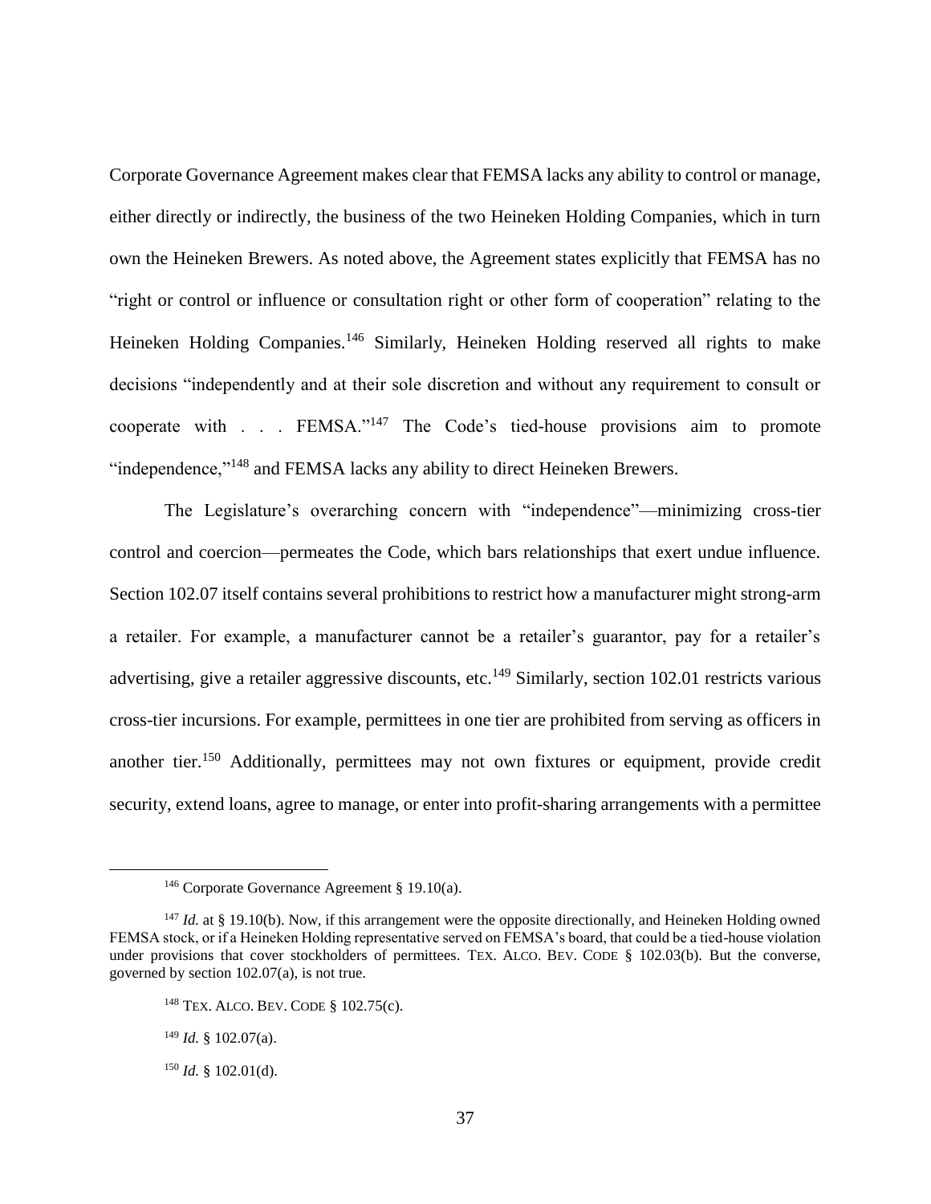Corporate Governance Agreement makes clear that FEMSA lacks any ability to control or manage, either directly or indirectly, the business of the two Heineken Holding Companies, which in turn own the Heineken Brewers. As noted above, the Agreement states explicitly that FEMSA has no "right or control or influence or consultation right or other form of cooperation" relating to the Heineken Holding Companies.[146] Similarly, Heineken Holding reserved all rights to make decisions "independently and at their sole discretion and without any requirement to consult or cooperate with . . . FEMSA."[147] The Code's tied-house provisions aim to promote "independence,"[148] and FEMSA lacks any ability to direct Heineken Brewers.

The Legislature's overarching concern with "independence"—minimizing cross-tier control and coercion—permeates the Code, which bars relationships that exert undue influence. Section 102.07 itself contains several prohibitions to restrict how a manufacturer might strong-arm a retailer. For example, a manufacturer cannot be a retailer's guarantor, pay for a retailer's advertising, give a retailer aggressive discounts, etc.[149] Similarly, section 102.01 restricts various cross-tier incursions. For example, permittees in one tier are prohibited from serving as officers in another tier.[150] Additionally, permittees may not own fixtures or equipment, provide credit security, extend loans, agree to manage, or enter into profit-sharing arrangements with a permittee

---

[146] Corporate Governance Agreement § 19.10(a).

[147] *Id.* at § 19.10(b). Now, if this arrangement were the opposite directionally, and Heineken Holding owned FEMSA stock, or if a Heineken Holding representative served on FEMSA's board, that could be a tied-house violation under provisions that cover stockholders of permittees. TEX. ALCO. BEV. CODE § 102.03(b). But the converse, governed by section 102.07(a), is not true.

[148] TEX. ALCO. BEV. CODE § 102.75(c).

[149] *Id.* § 102.07(a).

[150] *Id.* § 102.01(d).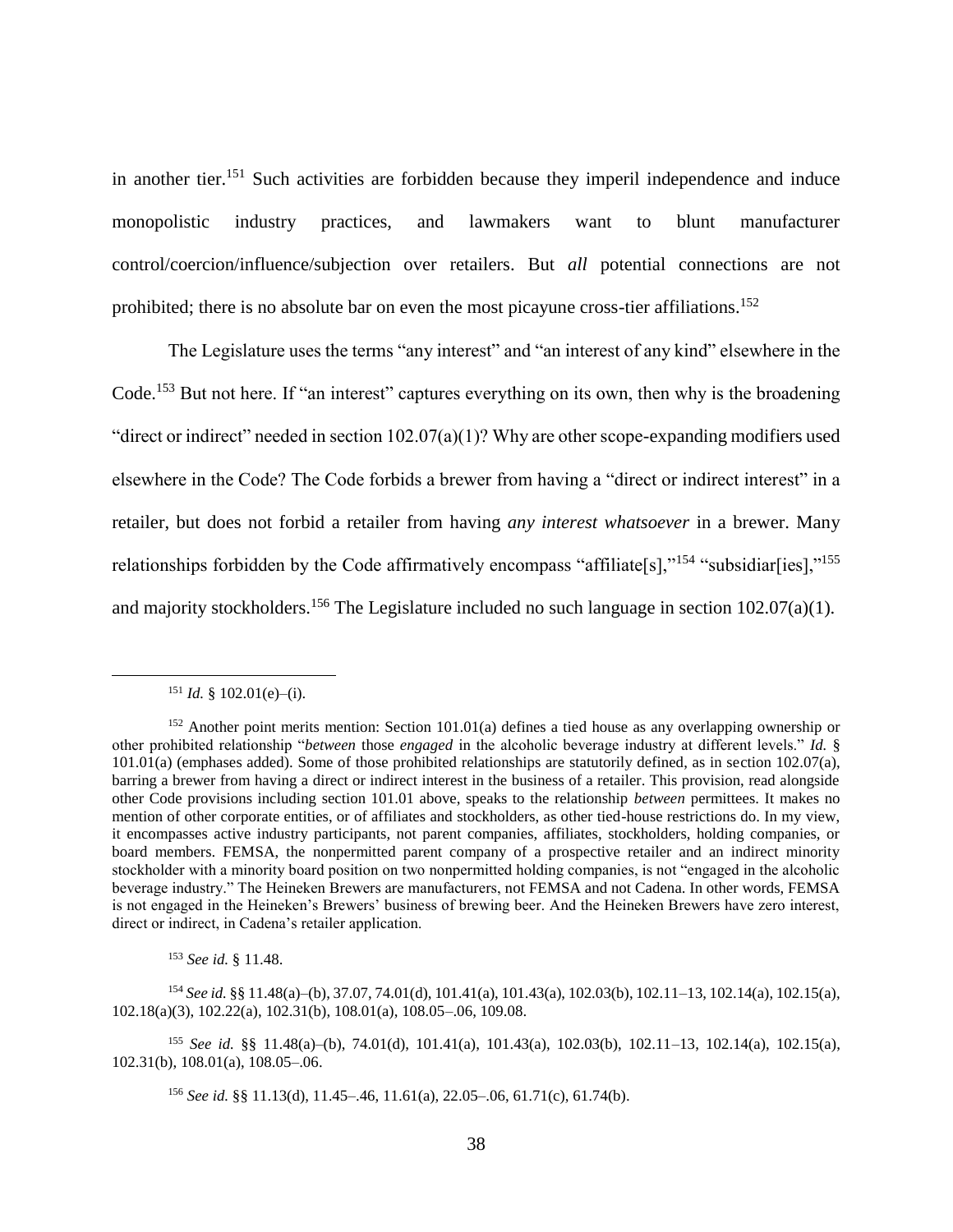in another tier.[151] Such activities are forbidden because they imperil independence and induce monopolistic industry practices, and lawmakers want to blunt manufacturer control/coercion/influence/subjection over retailers. But *all* potential connections are not prohibited; there is no absolute bar on even the most picayune cross-tier affiliations.[152]

The Legislature uses the terms "any interest" and "an interest of any kind" elsewhere in the Code.[153] But not here. If "an interest" captures everything on its own, then why is the broadening "direct or indirect" needed in section 102.07(a)(1)? Why are other scope-expanding modifiers used elsewhere in the Code? The Code forbids a brewer from having a "direct or indirect interest" in a retailer, but does not forbid a retailer from having *any interest whatsoever* in a brewer. Many relationships forbidden by the Code affirmatively encompass "affiliate[s],"[154] "subsidiar[ies],"[155] and majority stockholders.[156] The Legislature included no such language in section 102.07(a)(1).

---

[151] *Id.* § 102.01(e)–(i).

[152] Another point merits mention: Section 101.01(a) defines a tied house as any overlapping ownership or other prohibited relationship "*between* those *engaged* in the alcoholic beverage industry at different levels." *Id.* § 101.01(a) (emphases added). Some of those prohibited relationships are statutorily defined, as in section 102.07(a), barring a brewer from having a direct or indirect interest in the business of a retailer. This provision, read alongside other Code provisions including section 101.01 above, speaks to the relationship *between* permittees. It makes no mention of other corporate entities, or of affiliates and stockholders, as other tied-house restrictions do. In my view, it encompasses active industry participants, not parent companies, affiliates, stockholders, holding companies, or board members. FEMSA, the nonpermitted parent company of a prospective retailer and an indirect minority stockholder with a minority board position on two nonpermitted holding companies, is not "engaged in the alcoholic beverage industry." The Heineken Brewers are manufacturers, not FEMSA and not Cadena. In other words, FEMSA is not engaged in the Heineken's Brewers' business of brewing beer. And the Heineken Brewers have zero interest, direct or indirect, in Cadena's retailer application.

[153] *See id.* § 11.48.

[154] *See id.* §§ 11.48(a)–(b), 37.07, 74.01(d), 101.41(a), 101.43(a), 102.03(b), 102.11–13, 102.14(a), 102.15(a), 102.18(a)(3), 102.22(a), 102.31(b), 108.01(a), 108.05–.06, 109.08.

[155] *See id.* §§ 11.48(a)–(b), 74.01(d), 101.41(a), 101.43(a), 102.03(b), 102.11–13, 102.14(a), 102.15(a), 102.31(b), 108.01(a), 108.05–.06.

[156] *See id.* §§ 11.13(d), 11.45–.46, 11.61(a), 22.05–.06, 61.71(c), 61.74(b).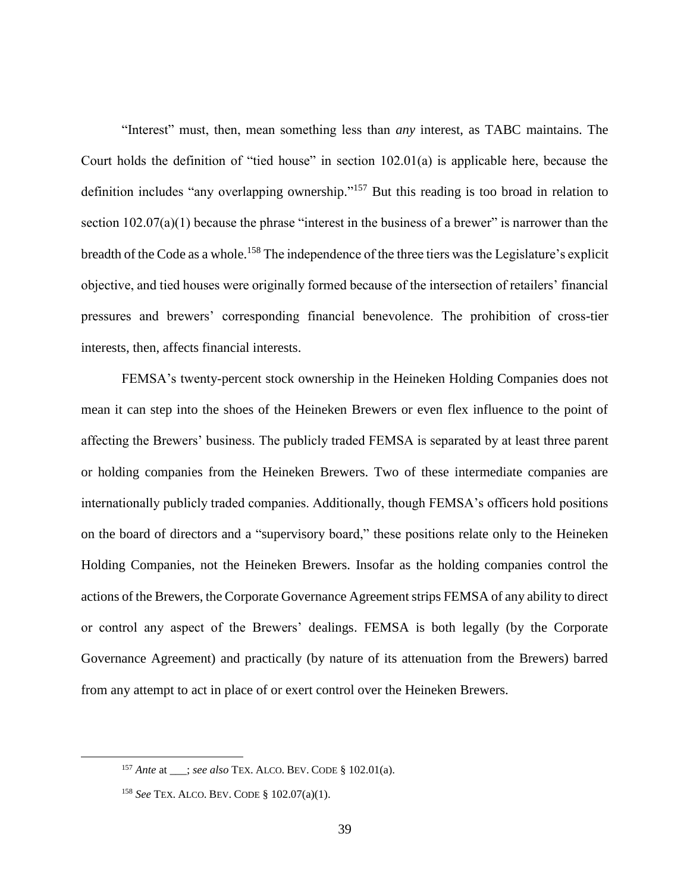"Interest" must, then, mean something less than *any* interest, as TABC maintains. The Court holds the definition of "tied house" in section 102.01(a) is applicable here, because the definition includes "any overlapping ownership."[157] But this reading is too broad in relation to section 102.07(a)(1) because the phrase "interest in the business of a brewer" is narrower than the breadth of the Code as a whole.[158] The independence of the three tiers was the Legislature's explicit objective, and tied houses were originally formed because of the intersection of retailers' financial pressures and brewers' corresponding financial benevolence. The prohibition of cross-tier interests, then, affects financial interests.

FEMSA's twenty-percent stock ownership in the Heineken Holding Companies does not mean it can step into the shoes of the Heineken Brewers or even flex influence to the point of affecting the Brewers' business. The publicly traded FEMSA is separated by at least three parent or holding companies from the Heineken Brewers. Two of these intermediate companies are internationally publicly traded companies. Additionally, though FEMSA's officers hold positions on the board of directors and a "supervisory board," these positions relate only to the Heineken Holding Companies, not the Heineken Brewers. Insofar as the holding companies control the actions of the Brewers, the Corporate Governance Agreement strips FEMSA of any ability to direct or control any aspect of the Brewers' dealings. FEMSA is both legally (by the Corporate Governance Agreement) and practically (by nature of its attenuation from the Brewers) barred from any attempt to act in place of or exert control over the Heineken Brewers.

---

[157] *Ante* at ___; *see also* TEX. ALCO. BEV. CODE § 102.01(a).

[158] *See* TEX. ALCO. BEV. CODE § 102.07(a)(1).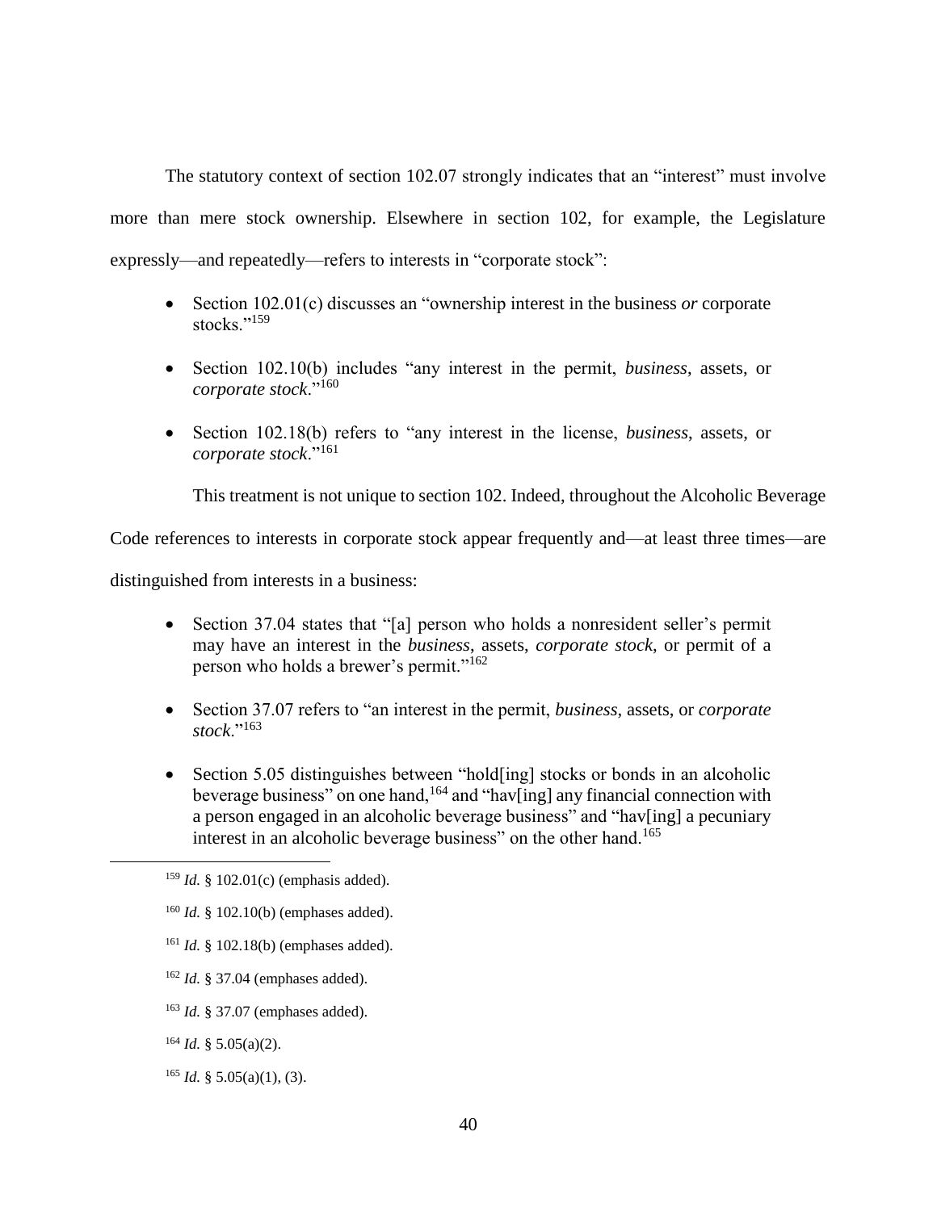The statutory context of section 102.07 strongly indicates that an "interest" must involve more than mere stock ownership. Elsewhere in section 102, for example, the Legislature expressly—and repeatedly—refers to interests in "corporate stock":

- Section 102.01(c) discusses an "ownership interest in the business *or* corporate stocks."[159]
- Section 102.10(b) includes "any interest in the permit, *business*, assets, or *corporate stock*."[160]
- Section 102.18(b) refers to "any interest in the license, *business*, assets, or *corporate stock*."[161]

This treatment is not unique to section 102. Indeed, throughout the Alcoholic Beverage Code references to interests in corporate stock appear frequently and—at least three times—are distinguished from interests in a business:

- Section 37.04 states that "[a] person who holds a nonresident seller's permit may have an interest in the *business*, assets, *corporate stock*, or permit of a person who holds a brewer's permit."[162]
- Section 37.07 refers to "an interest in the permit, *business*, assets, or *corporate stock*."[163]
- Section 5.05 distinguishes between "hold[ing] stocks or bonds in an alcoholic beverage business" on one hand,[164] and "hav[ing] any financial connection with a person engaged in an alcoholic beverage business" and "hav[ing] a pecuniary interest in an alcoholic beverage business" on the other hand.[165]

---

[159] *Id.* § 102.01(c) (emphasis added).

[160] *Id.* § 102.10(b) (emphases added).

[161] *Id.* § 102.18(b) (emphases added).

[162] *Id.* § 37.04 (emphases added).

[163] *Id.* § 37.07 (emphases added).

[164] *Id.* § 5.05(a)(2).

[165] *Id.* § 5.05(a)(1), (3).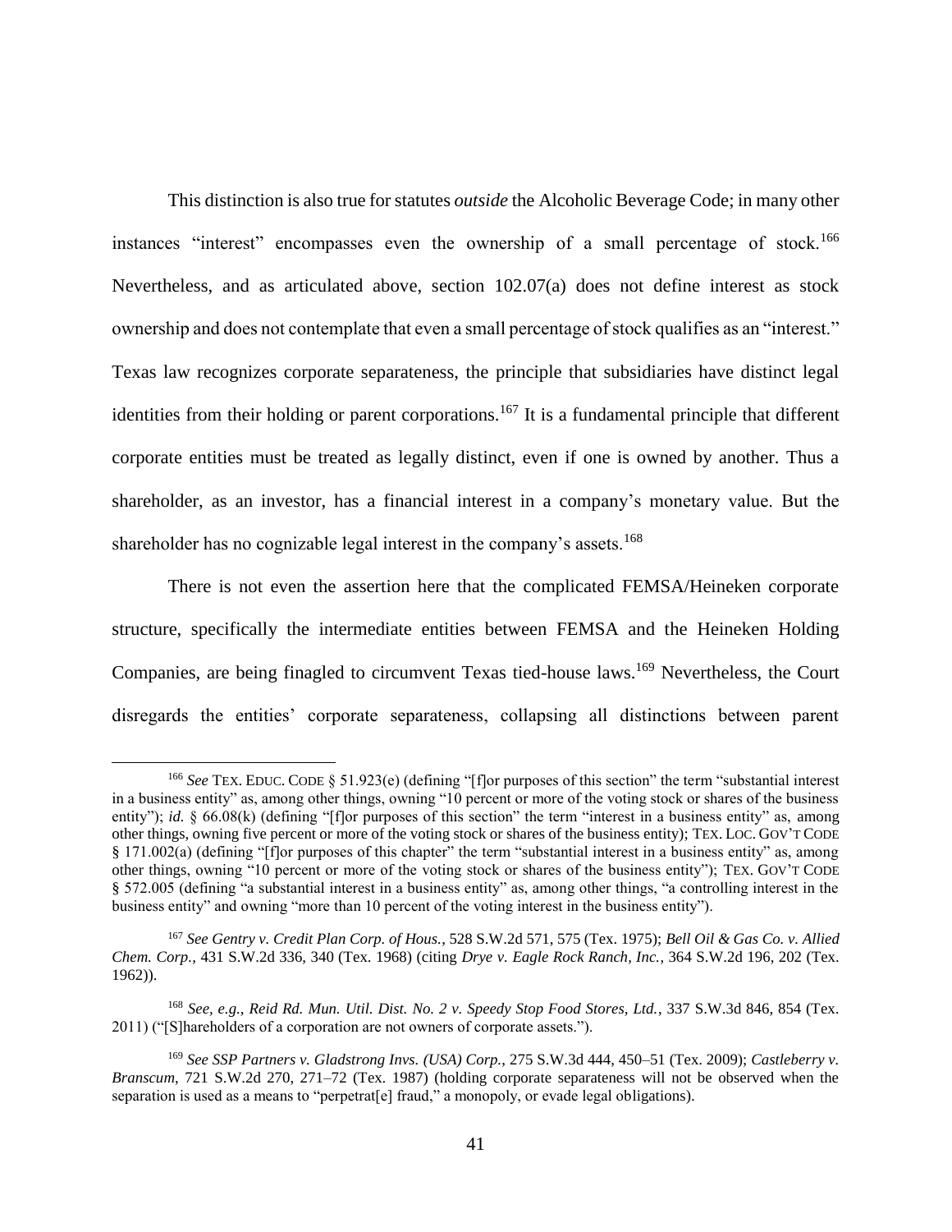This distinction is also true for statutes *outside* the Alcoholic Beverage Code; in many other instances "interest" encompasses even the ownership of a small percentage of stock.[166] Nevertheless, and as articulated above, section 102.07(a) does not define interest as stock ownership and does not contemplate that even a small percentage of stock qualifies as an "interest." Texas law recognizes corporate separateness, the principle that subsidiaries have distinct legal identities from their holding or parent corporations.[167] It is a fundamental principle that different corporate entities must be treated as legally distinct, even if one is owned by another. Thus a shareholder, as an investor, has a financial interest in a company's monetary value. But the shareholder has no cognizable legal interest in the company's assets.[168]

There is not even the assertion here that the complicated FEMSA/Heineken corporate structure, specifically the intermediate entities between FEMSA and the Heineken Holding Companies, are being finagled to circumvent Texas tied-house laws.[169] Nevertheless, the Court disregards the entities' corporate separateness, collapsing all distinctions between parent

---

[166] *See* TEX. EDUC. CODE § 51.923(e) (defining "[f]or purposes of this section" the term "substantial interest in a business entity" as, among other things, owning "10 percent or more of the voting stock or shares of the business entity"); *id.* § 66.08(k) (defining "[f]or purposes of this section" the term "interest in a business entity" as, among other things, owning five percent or more of the voting stock or shares of the business entity); TEX. LOC. GOV'T CODE § 171.002(a) (defining "[f]or purposes of this chapter" the term "substantial interest in a business entity" as, among other things, owning "10 percent or more of the voting stock or shares of the business entity"); TEX. GOV'T CODE § 572.005 (defining "a substantial interest in a business entity" as, among other things, "a controlling interest in the business entity" and owning "more than 10 percent of the voting interest in the business entity").

[167] *See Gentry v. Credit Plan Corp. of Hous.*, 528 S.W.2d 571, 575 (Tex. 1975); *Bell Oil & Gas Co. v. Allied Chem. Corp.*, 431 S.W.2d 336, 340 (Tex. 1968) (citing *Drye v. Eagle Rock Ranch, Inc.*, 364 S.W.2d 196, 202 (Tex. 1962)).

[168] *See, e.g.*, *Reid Rd. Mun. Util. Dist. No. 2 v. Speedy Stop Food Stores, Ltd.*, 337 S.W.3d 846, 854 (Tex. 2011) ("[S]hareholders of a corporation are not owners of corporate assets.").

[169] *See SSP Partners v. Gladstrong Invs. (USA) Corp.*, 275 S.W.3d 444, 450–51 (Tex. 2009); *Castleberry v. Branscum*, 721 S.W.2d 270, 271–72 (Tex. 1987) (holding corporate separateness will not be observed when the separation is used as a means to "perpetrat[e] fraud," a monopoly, or evade legal obligations).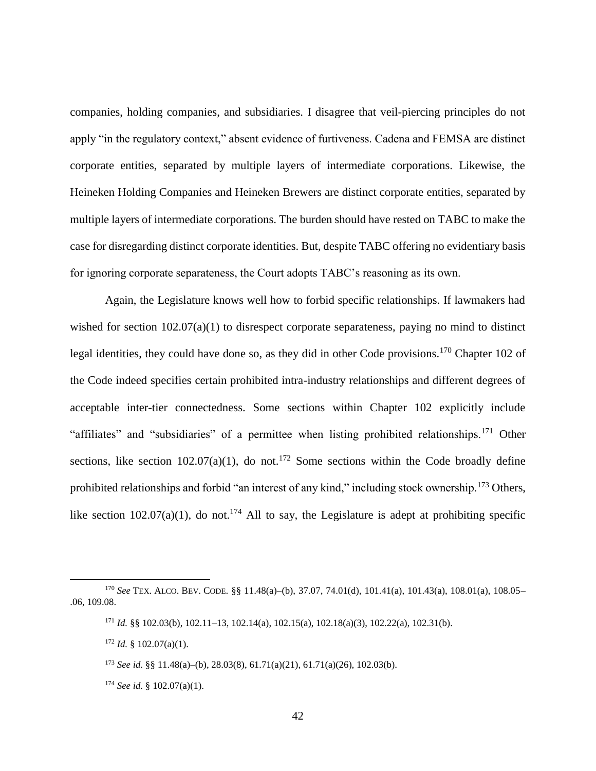companies, holding companies, and subsidiaries. I disagree that veil-piercing principles do not apply "in the regulatory context," absent evidence of furtiveness. Cadena and FEMSA are distinct corporate entities, separated by multiple layers of intermediate corporations. Likewise, the Heineken Holding Companies and Heineken Brewers are distinct corporate entities, separated by multiple layers of intermediate corporations. The burden should have rested on TABC to make the case for disregarding distinct corporate identities. But, despite TABC offering no evidentiary basis for ignoring corporate separateness, the Court adopts TABC's reasoning as its own.

Again, the Legislature knows well how to forbid specific relationships. If lawmakers had wished for section 102.07(a)(1) to disrespect corporate separateness, paying no mind to distinct legal identities, they could have done so, as they did in other Code provisions.[170] Chapter 102 of the Code indeed specifies certain prohibited intra-industry relationships and different degrees of acceptable inter-tier connectedness. Some sections within Chapter 102 explicitly include "affiliates" and "subsidiaries" of a permittee when listing prohibited relationships.[171] Other sections, like section 102.07(a)(1), do not.[172] Some sections within the Code broadly define prohibited relationships and forbid "an interest of any kind," including stock ownership.[173] Others, like section 102.07(a)(1), do not.[174] All to say, the Legislature is adept at prohibiting specific

---

[170] *See* TEX. ALCO. BEV. CODE. §§ 11.48(a)–(b), 37.07, 74.01(d), 101.41(a), 101.43(a), 108.01(a), 108.05–.06, 109.08.

[171] *Id.* §§ 102.03(b), 102.11–13, 102.14(a), 102.15(a), 102.18(a)(3), 102.22(a), 102.31(b).

[172] *Id.* § 102.07(a)(1).

[173] *See id.* §§ 11.48(a)–(b), 28.03(8), 61.71(a)(21), 61.71(a)(26), 102.03(b).

[174] *See id.* § 102.07(a)(1).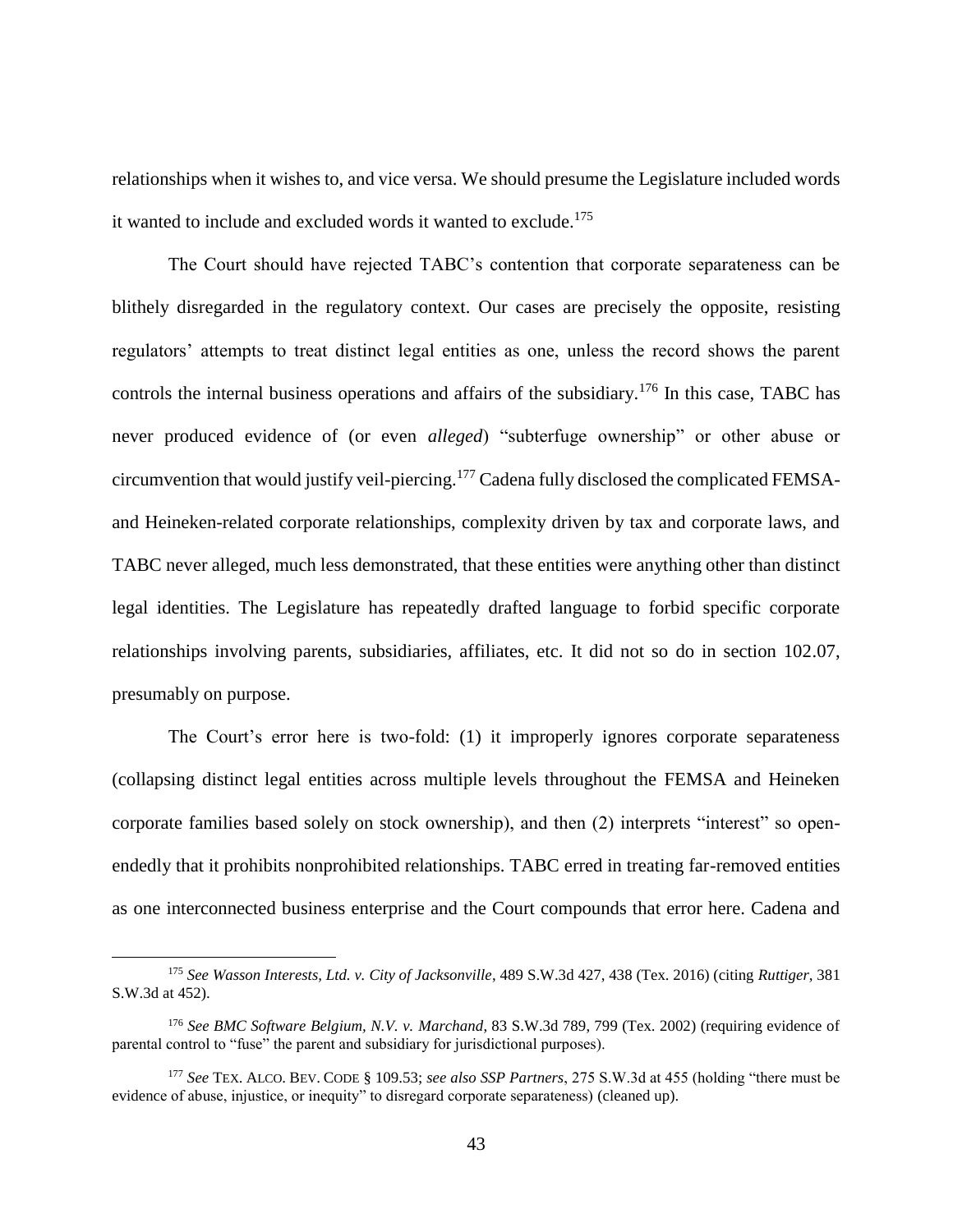relationships when it wishes to, and vice versa. We should presume the Legislature included words it wanted to include and excluded words it wanted to exclude.[175]

The Court should have rejected TABC's contention that corporate separateness can be blithely disregarded in the regulatory context. Our cases are precisely the opposite, resisting regulators' attempts to treat distinct legal entities as one, unless the record shows the parent controls the internal business operations and affairs of the subsidiary.[176] In this case, TABC has never produced evidence of (or even *alleged*) "subterfuge ownership" or other abuse or circumvention that would justify veil-piercing.[177] Cadena fully disclosed the complicated FEMSA- and Heineken-related corporate relationships, complexity driven by tax and corporate laws, and TABC never alleged, much less demonstrated, that these entities were anything other than distinct legal identities. The Legislature has repeatedly drafted language to forbid specific corporate relationships involving parents, subsidiaries, affiliates, etc. It did not so do in section 102.07, presumably on purpose.

The Court's error here is two-fold: (1) it improperly ignores corporate separateness (collapsing distinct legal entities across multiple levels throughout the FEMSA and Heineken corporate families based solely on stock ownership), and then (2) interprets "interest" so open-endedly that it prohibits nonprohibited relationships. TABC erred in treating far-removed entities as one interconnected business enterprise and the Court compounds that error here. Cadena and

---

[175] *See Wasson Interests, Ltd. v. City of Jacksonville*, 489 S.W.3d 427, 438 (Tex. 2016) (citing *Ruttiger*, 381 S.W.3d at 452).

[176] *See BMC Software Belgium, N.V. v. Marchand*, 83 S.W.3d 789, 799 (Tex. 2002) (requiring evidence of parental control to "fuse" the parent and subsidiary for jurisdictional purposes).

[177] *See* TEX. ALCO. BEV. CODE § 109.53; *see also SSP Partners*, 275 S.W.3d at 455 (holding "there must be evidence of abuse, injustice, or inequity" to disregard corporate separateness) (cleaned up).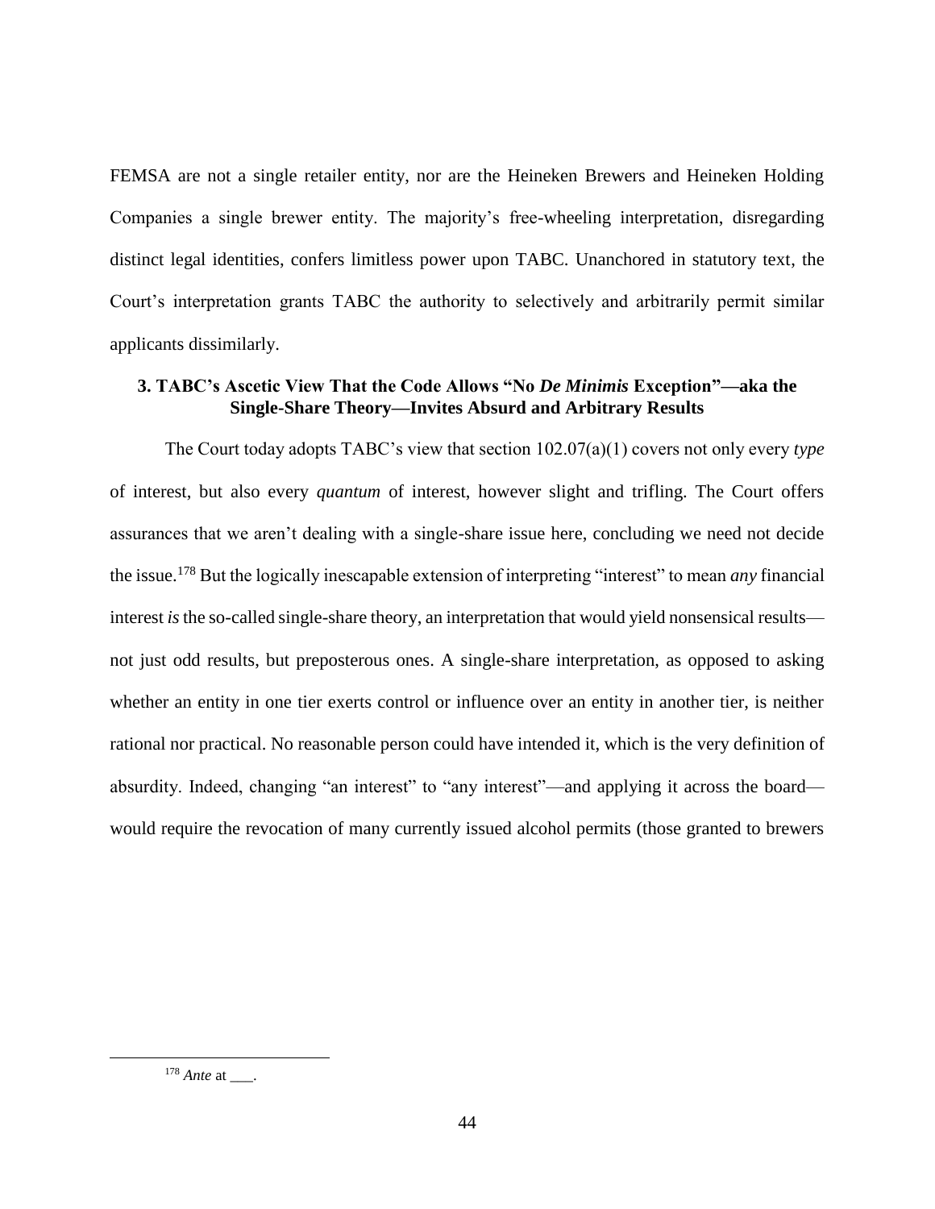FEMSA are not a single retailer entity, nor are the Heineken Brewers and Heineken Holding Companies a single brewer entity. The majority's free-wheeling interpretation, disregarding distinct legal identities, confers limitless power upon TABC. Unanchored in statutory text, the Court's interpretation grants TABC the authority to selectively and arbitrarily permit similar applicants dissimilarly.

### 3. TABC's Ascetic View That the Code Allows "No *De Minimis* Exception"—aka the Single-Share Theory—Invites Absurd and Arbitrary Results

The Court today adopts TABC's view that section 102.07(a)(1) covers not only every *type* of interest, but also every *quantum* of interest, however slight and trifling. The Court offers assurances that we aren't dealing with a single-share issue here, concluding we need not decide the issue.[178] But the logically inescapable extension of interpreting "interest" to mean *any* financial interest *is* the so-called single-share theory, an interpretation that would yield nonsensical results—not just odd results, but preposterous ones. A single-share interpretation, as opposed to asking whether an entity in one tier exerts control or influence over an entity in another tier, is neither rational nor practical. No reasonable person could have intended it, which is the very definition of absurdity. Indeed, changing "an interest" to "any interest"—and applying it across the board—would require the revocation of many currently issued alcohol permits (those granted to brewers

[178] *Ante* at ___.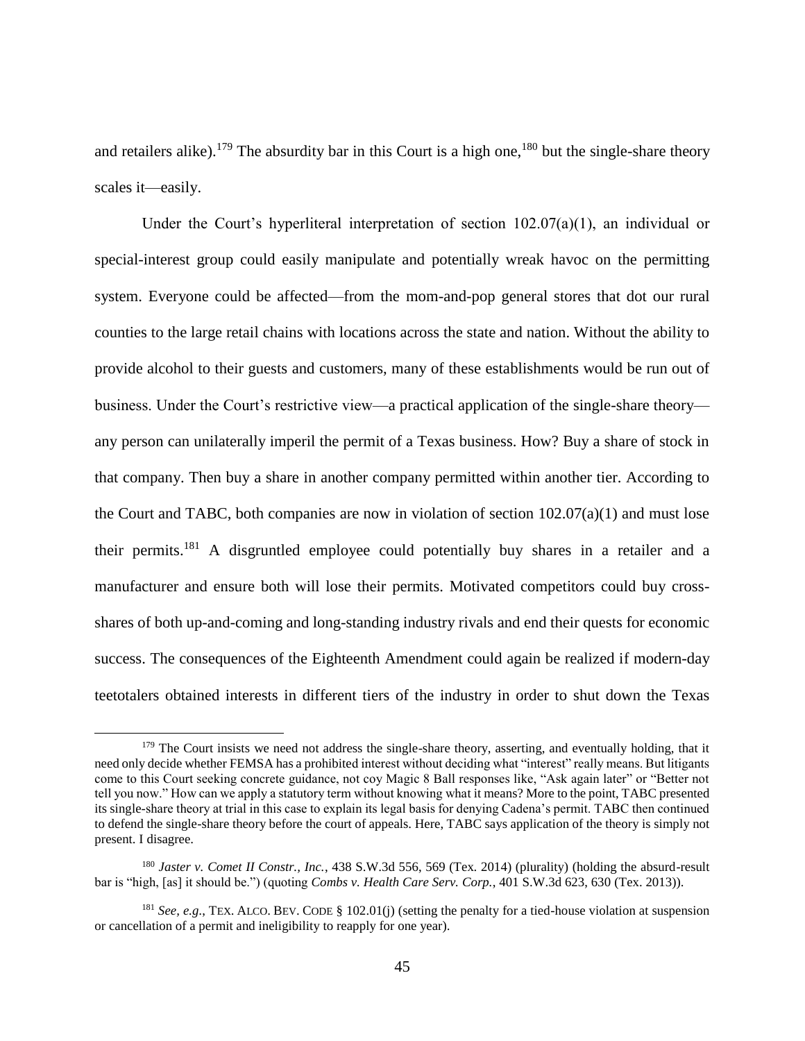and retailers alike).[179] The absurdity bar in this Court is a high one,[180] but the single-share theory scales it—easily.

Under the Court's hyperliteral interpretation of section 102.07(a)(1), an individual or special-interest group could easily manipulate and potentially wreak havoc on the permitting system. Everyone could be affected—from the mom-and-pop general stores that dot our rural counties to the large retail chains with locations across the state and nation. Without the ability to provide alcohol to their guests and customers, many of these establishments would be run out of business. Under the Court's restrictive view—a practical application of the single-share theory—any person can unilaterally imperil the permit of a Texas business. How? Buy a share of stock in that company. Then buy a share in another company permitted within another tier. According to the Court and TABC, both companies are now in violation of section 102.07(a)(1) and must lose their permits.[181] A disgruntled employee could potentially buy shares in a retailer and a manufacturer and ensure both will lose their permits. Motivated competitors could buy cross-shares of both up-and-coming and long-standing industry rivals and end their quests for economic success. The consequences of the Eighteenth Amendment could again be realized if modern-day teetotalers obtained interests in different tiers of the industry in order to shut down the Texas

---

[179] The Court insists we need not address the single-share theory, asserting, and eventually holding, that it need only decide whether FEMSA has a prohibited interest without deciding what "interest" really means. But litigants come to this Court seeking concrete guidance, not coy Magic 8 Ball responses like, "Ask again later" or "Better not tell you now." How can we apply a statutory term without knowing what it means? More to the point, TABC presented its single-share theory at trial in this case to explain its legal basis for denying Cadena's permit. TABC then continued to defend the single-share theory before the court of appeals. Here, TABC says application of the theory is simply not present. I disagree.

[180] *Jaster v. Comet II Constr., Inc.*, 438 S.W.3d 556, 569 (Tex. 2014) (plurality) (holding the absurd-result bar is "high, [as] it should be.") (quoting *Combs v. Health Care Serv. Corp.*, 401 S.W.3d 623, 630 (Tex. 2013)).

[181] *See, e.g.*, TEX. ALCO. BEV. CODE § 102.01(j) (setting the penalty for a tied-house violation at suspension or cancellation of a permit and ineligibility to reapply for one year).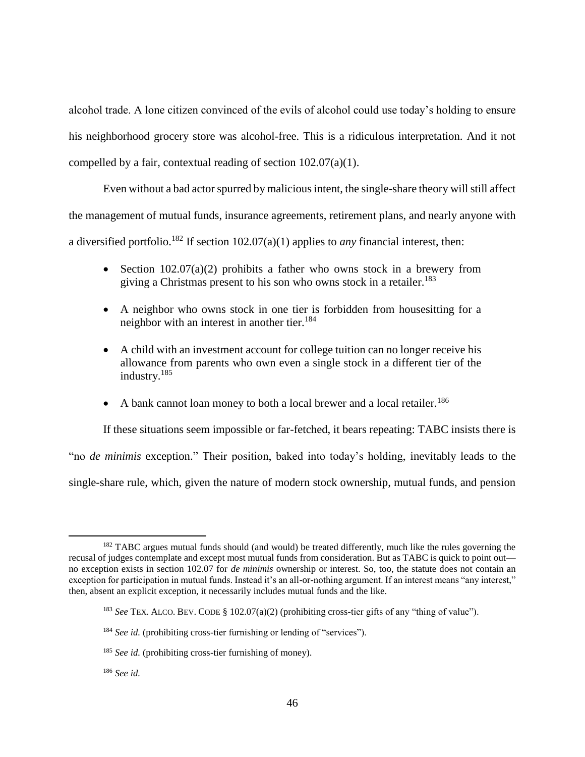alcohol trade. A lone citizen convinced of the evils of alcohol could use today's holding to ensure his neighborhood grocery store was alcohol-free. This is a ridiculous interpretation. And it not compelled by a fair, contextual reading of section 102.07(a)(1).

Even without a bad actor spurred by malicious intent, the single-share theory will still affect the management of mutual funds, insurance agreements, retirement plans, and nearly anyone with a diversified portfolio.[182] If section 102.07(a)(1) applies to *any* financial interest, then:

- Section 102.07(a)(2) prohibits a father who owns stock in a brewery from giving a Christmas present to his son who owns stock in a retailer.[183]
- A neighbor who owns stock in one tier is forbidden from housesitting for a neighbor with an interest in another tier.[184]
- A child with an investment account for college tuition can no longer receive his allowance from parents who own even a single stock in a different tier of the industry.[185]
- A bank cannot loan money to both a local brewer and a local retailer.[186]

If these situations seem impossible or far-fetched, it bears repeating: TABC insists there is "no *de minimis* exception." Their position, baked into today's holding, inevitably leads to the single-share rule, which, given the nature of modern stock ownership, mutual funds, and pension

---

[182] TABC argues mutual funds should (and would) be treated differently, much like the rules governing the recusal of judges contemplate and except most mutual funds from consideration. But as TABC is quick to point out—no exception exists in section 102.07 for *de minimis* ownership or interest. So, too, the statute does not contain an exception for participation in mutual funds. Instead it's an all-or-nothing argument. If an interest means "any interest," then, absent an explicit exception, it necessarily includes mutual funds and the like.

[183] *See* TEX. ALCO. BEV. CODE § 102.07(a)(2) (prohibiting cross-tier gifts of any "thing of value").

[184] *See id.* (prohibiting cross-tier furnishing or lending of "services").

[185] *See id.* (prohibiting cross-tier furnishing of money).

[186] *See id.*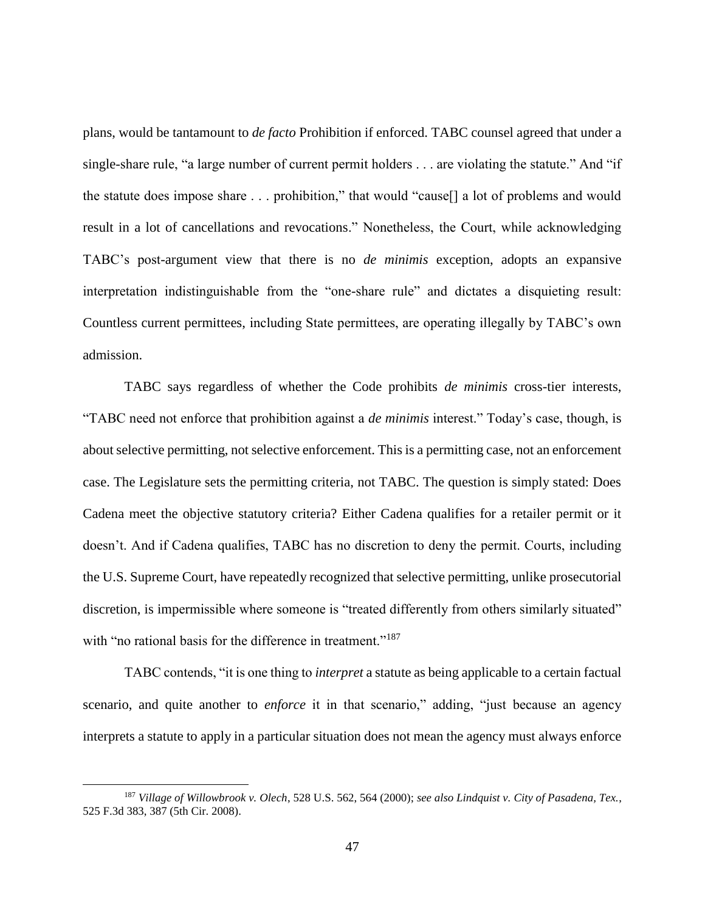plans, would be tantamount to *de facto* Prohibition if enforced. TABC counsel agreed that under a single-share rule, "a large number of current permit holders . . . are violating the statute." And "if the statute does impose share . . . prohibition," that would "cause[] a lot of problems and would result in a lot of cancellations and revocations." Nonetheless, the Court, while acknowledging TABC's post-argument view that there is no *de minimis* exception, adopts an expansive interpretation indistinguishable from the "one-share rule" and dictates a disquieting result: Countless current permittees, including State permittees, are operating illegally by TABC's own admission.

TABC says regardless of whether the Code prohibits *de minimis* cross-tier interests, "TABC need not enforce that prohibition against a *de minimis* interest." Today's case, though, is about selective permitting, not selective enforcement. This is a permitting case, not an enforcement case. The Legislature sets the permitting criteria, not TABC. The question is simply stated: Does Cadena meet the objective statutory criteria? Either Cadena qualifies for a retailer permit or it doesn't. And if Cadena qualifies, TABC has no discretion to deny the permit. Courts, including the U.S. Supreme Court, have repeatedly recognized that selective permitting, unlike prosecutorial discretion, is impermissible where someone is "treated differently from others similarly situated" with "no rational basis for the difference in treatment."[187]

TABC contends, "it is one thing to *interpret* a statute as being applicable to a certain factual scenario, and quite another to *enforce* it in that scenario," adding, "just because an agency interprets a statute to apply in a particular situation does not mean the agency must always enforce

---

[187] *Village of Willowbrook v. Olech*, 528 U.S. 562, 564 (2000); *see also Lindquist v. City of Pasadena, Tex.*, 525 F.3d 383, 387 (5th Cir. 2008).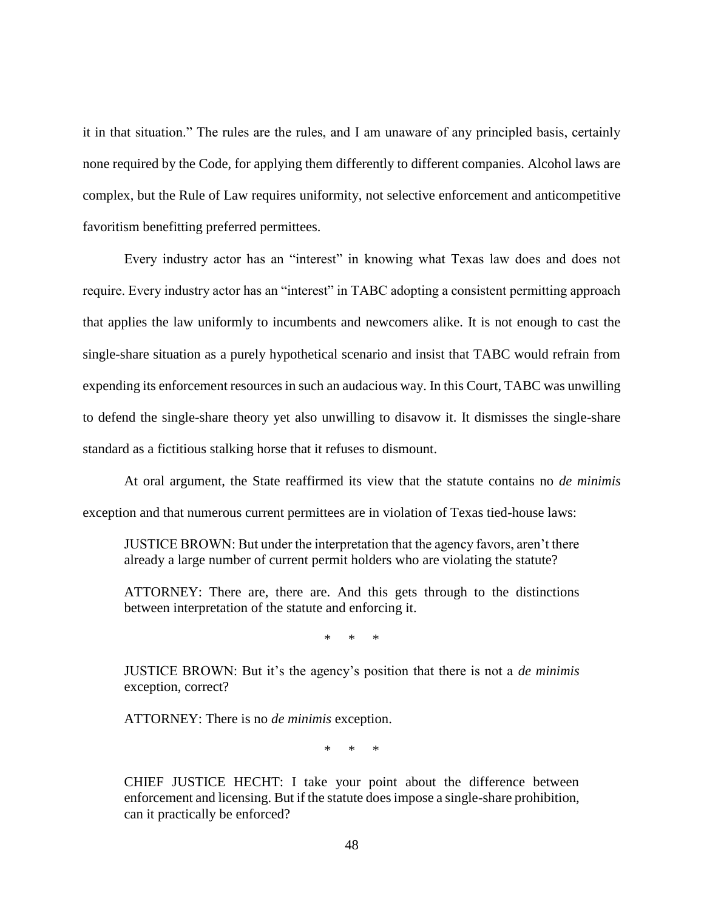it in that situation." The rules are the rules, and I am unaware of any principled basis, certainly none required by the Code, for applying them differently to different companies. Alcohol laws are complex, but the Rule of Law requires uniformity, not selective enforcement and anticompetitive favoritism benefitting preferred permittees.

Every industry actor has an "interest" in knowing what Texas law does and does not require. Every industry actor has an "interest" in TABC adopting a consistent permitting approach that applies the law uniformly to incumbents and newcomers alike. It is not enough to cast the single-share situation as a purely hypothetical scenario and insist that TABC would refrain from expending its enforcement resources in such an audacious way. In this Court, TABC was unwilling to defend the single-share theory yet also unwilling to disavow it. It dismisses the single-share standard as a fictitious stalking horse that it refuses to dismount.

At oral argument, the State reaffirmed its view that the statute contains no *de minimis* exception and that numerous current permittees are in violation of Texas tied-house laws:

> JUSTICE BROWN: But under the interpretation that the agency favors, aren't there already a large number of current permit holders who are violating the statute?
>
> ATTORNEY: There are, there are. And this gets through to the distinctions between interpretation of the statute and enforcing it.
>
> \* \* \*
>
> JUSTICE BROWN: But it's the agency's position that there is not a *de minimis* exception, correct?
>
> ATTORNEY: There is no *de minimis* exception.
>
> \* \* \*
>
> CHIEF JUSTICE HECHT: I take your point about the difference between enforcement and licensing. But if the statute does impose a single-share prohibition, can it practically be enforced?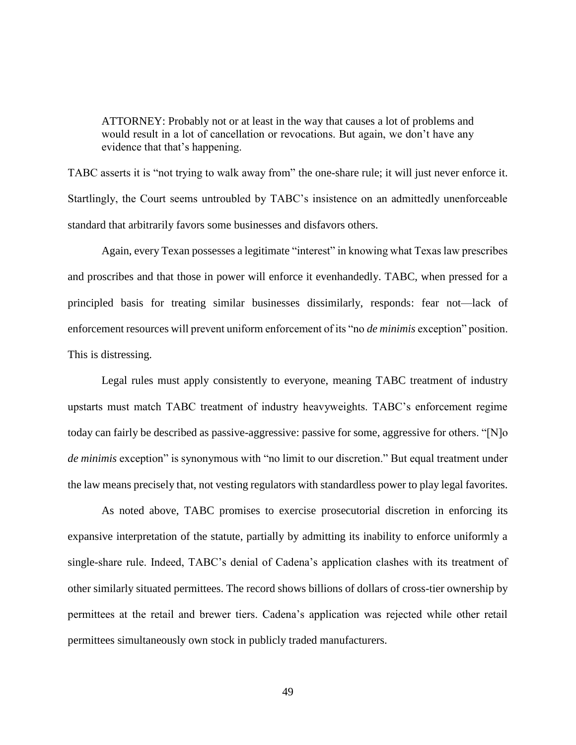> ATTORNEY: Probably not or at least in the way that causes a lot of problems and would result in a lot of cancellation or revocations. But again, we don't have any evidence that that's happening.

TABC asserts it is "not trying to walk away from" the one-share rule; it will just never enforce it. Startlingly, the Court seems untroubled by TABC's insistence on an admittedly unenforceable standard that arbitrarily favors some businesses and disfavors others.

Again, every Texan possesses a legitimate "interest" in knowing what Texas law prescribes and proscribes and that those in power will enforce it evenhandedly. TABC, when pressed for a principled basis for treating similar businesses dissimilarly, responds: fear not—lack of enforcement resources will prevent uniform enforcement of its "no *de minimis* exception" position. This is distressing.

Legal rules must apply consistently to everyone, meaning TABC treatment of industry upstarts must match TABC treatment of industry heavyweights. TABC's enforcement regime today can fairly be described as passive-aggressive: passive for some, aggressive for others. "[N]o *de minimis* exception" is synonymous with "no limit to our discretion." But equal treatment under the law means precisely that, not vesting regulators with standardless power to play legal favorites.

As noted above, TABC promises to exercise prosecutorial discretion in enforcing its expansive interpretation of the statute, partially by admitting its inability to enforce uniformly a single-share rule. Indeed, TABC's denial of Cadena's application clashes with its treatment of other similarly situated permittees. The record shows billions of dollars of cross-tier ownership by permittees at the retail and brewer tiers. Cadena's application was rejected while other retail permittees simultaneously own stock in publicly traded manufacturers.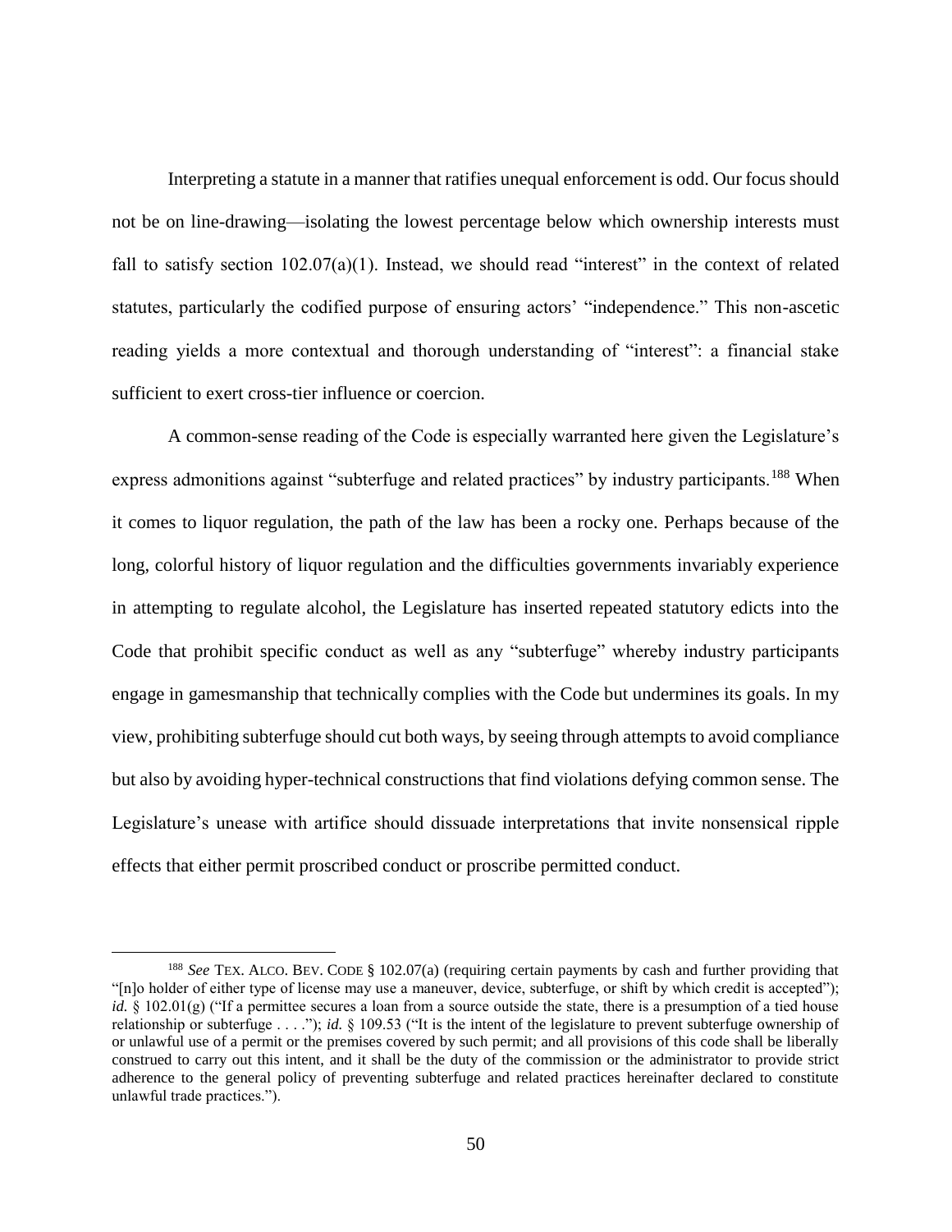Interpreting a statute in a manner that ratifies unequal enforcement is odd. Our focus should not be on line-drawing—isolating the lowest percentage below which ownership interests must fall to satisfy section 102.07(a)(1). Instead, we should read "interest" in the context of related statutes, particularly the codified purpose of ensuring actors' "independence." This non-ascetic reading yields a more contextual and thorough understanding of "interest": a financial stake sufficient to exert cross-tier influence or coercion.

A common-sense reading of the Code is especially warranted here given the Legislature's express admonitions against "subterfuge and related practices" by industry participants.[188] When it comes to liquor regulation, the path of the law has been a rocky one. Perhaps because of the long, colorful history of liquor regulation and the difficulties governments invariably experience in attempting to regulate alcohol, the Legislature has inserted repeated statutory edicts into the Code that prohibit specific conduct as well as any "subterfuge" whereby industry participants engage in gamesmanship that technically complies with the Code but undermines its goals. In my view, prohibiting subterfuge should cut both ways, by seeing through attempts to avoid compliance but also by avoiding hyper-technical constructions that find violations defying common sense. The Legislature's unease with artifice should dissuade interpretations that invite nonsensical ripple effects that either permit proscribed conduct or proscribe permitted conduct.

---

[188] *See* TEX. ALCO. BEV. CODE § 102.07(a) (requiring certain payments by cash and further providing that "[n]o holder of either type of license may use a maneuver, device, subterfuge, or shift by which credit is accepted"); *id.* § 102.01(g) ("If a permittee secures a loan from a source outside the state, there is a presumption of a tied house relationship or subterfuge . . . ."); *id.* § 109.53 ("It is the intent of the legislature to prevent subterfuge ownership of or unlawful use of a permit or the premises covered by such permit; and all provisions of this code shall be liberally construed to carry out this intent, and it shall be the duty of the commission or the administrator to provide strict adherence to the general policy of preventing subterfuge and related practices hereinafter declared to constitute unlawful trade practices.").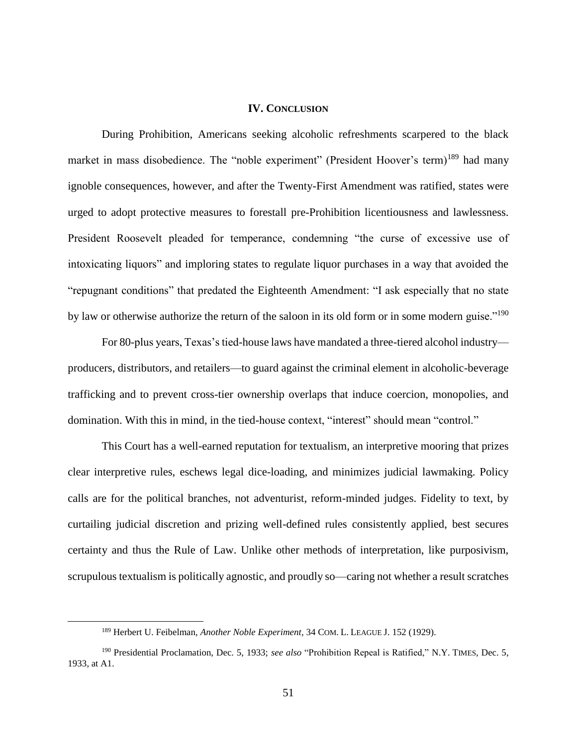## IV. Conclusion

During Prohibition, Americans seeking alcoholic refreshments scarpered to the black market in mass disobedience. The "noble experiment" (President Hoover's term)[189] had many ignoble consequences, however, and after the Twenty-First Amendment was ratified, states were urged to adopt protective measures to forestall pre-Prohibition licentiousness and lawlessness. President Roosevelt pleaded for temperance, condemning "the curse of excessive use of intoxicating liquors" and imploring states to regulate liquor purchases in a way that avoided the "repugnant conditions" that predated the Eighteenth Amendment: "I ask especially that no state by law or otherwise authorize the return of the saloon in its old form or in some modern guise."[190]

For 80-plus years, Texas's tied-house laws have mandated a three-tiered alcohol industry—producers, distributors, and retailers—to guard against the criminal element in alcoholic-beverage trafficking and to prevent cross-tier ownership overlaps that induce coercion, monopolies, and domination. With this in mind, in the tied-house context, "interest" should mean "control."

This Court has a well-earned reputation for textualism, an interpretive mooring that prizes clear interpretive rules, eschews legal dice-loading, and minimizes judicial lawmaking. Policy calls are for the political branches, not adventurist, reform-minded judges. Fidelity to text, by curtailing judicial discretion and prizing well-defined rules consistently applied, best secures certainty and thus the Rule of Law. Unlike other methods of interpretation, like purposivism, scrupulous textualism is politically agnostic, and proudly so—caring not whether a result scratches

---

[189] Herbert U. Feibelman, *Another Noble Experiment*, 34 COM. L. LEAGUE J. 152 (1929).

[190] Presidential Proclamation, Dec. 5, 1933; *see also* "Prohibition Repeal is Ratified," N.Y. TIMES, Dec. 5, 1933, at A1.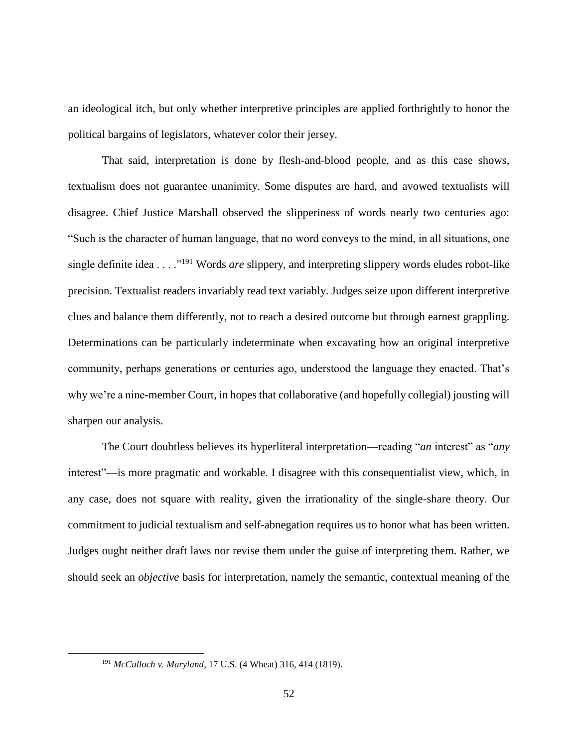an ideological itch, but only whether interpretive principles are applied forthrightly to honor the political bargains of legislators, whatever color their jersey.

That said, interpretation is done by flesh-and-blood people, and as this case shows, textualism does not guarantee unanimity. Some disputes are hard, and avowed textualists will disagree. Chief Justice Marshall observed the slipperiness of words nearly two centuries ago: "Such is the character of human language, that no word conveys to the mind, in all situations, one single definite idea . . . ."[191] Words *are* slippery, and interpreting slippery words eludes robot-like precision. Textualist readers invariably read text variably. Judges seize upon different interpretive clues and balance them differently, not to reach a desired outcome but through earnest grappling. Determinations can be particularly indeterminate when excavating how an original interpretive community, perhaps generations or centuries ago, understood the language they enacted. That's why we're a nine-member Court, in hopes that collaborative (and hopefully collegial) jousting will sharpen our analysis.

The Court doubtless believes its hyperliteral interpretation—reading "*an* interest" as "*any* interest"—is more pragmatic and workable. I disagree with this consequentialist view, which, in any case, does not square with reality, given the irrationality of the single-share theory. Our commitment to judicial textualism and self-abnegation requires us to honor what has been written. Judges ought neither draft laws nor revise them under the guise of interpreting them. Rather, we should seek an *objective* basis for interpretation, namely the semantic, contextual meaning of the

---

[191] *McCulloch v. Maryland*, 17 U.S. (4 Wheat) 316, 414 (1819).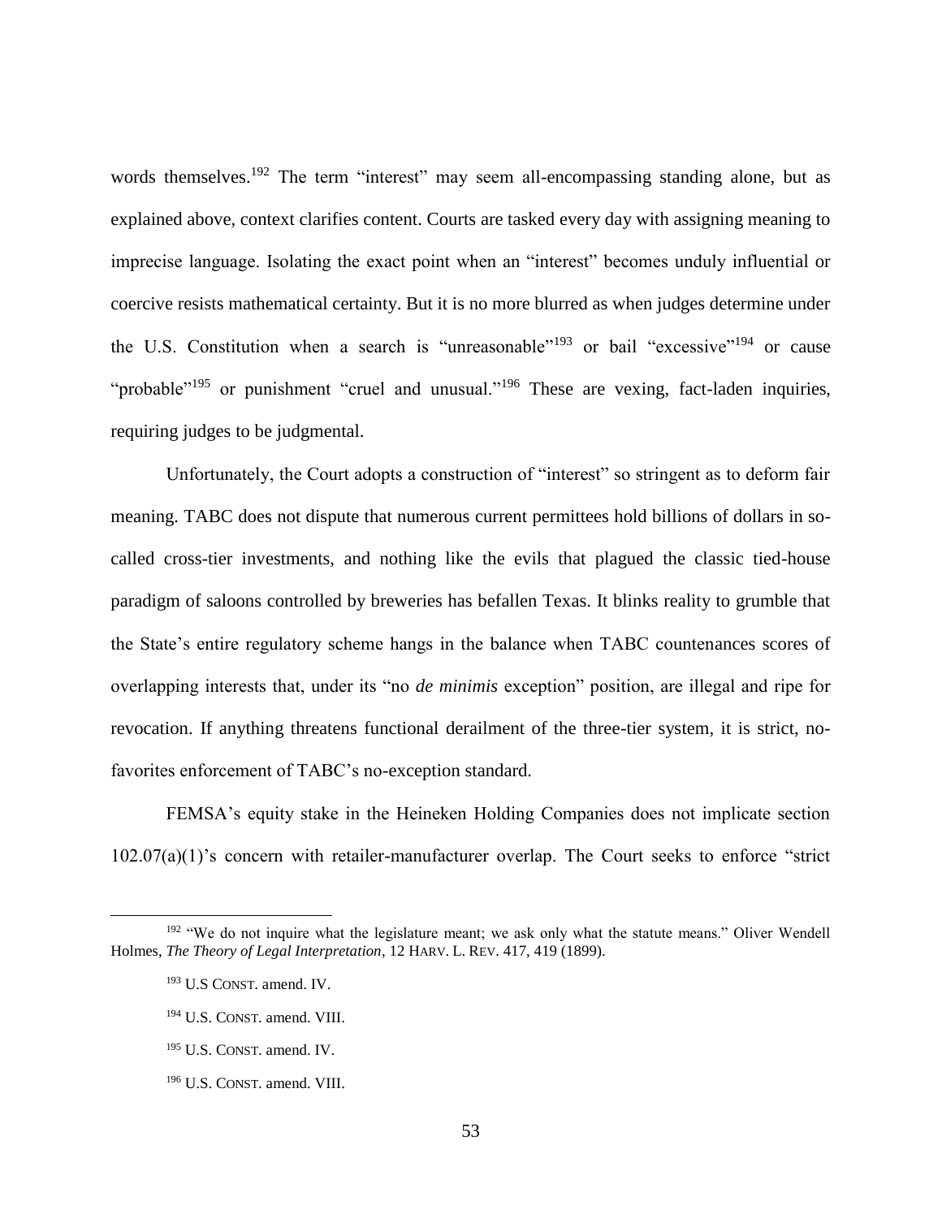words themselves.[192] The term "interest" may seem all-encompassing standing alone, but as explained above, context clarifies content. Courts are tasked every day with assigning meaning to imprecise language. Isolating the exact point when an "interest" becomes unduly influential or coercive resists mathematical certainty. But it is no more blurred as when judges determine under the U.S. Constitution when a search is "unreasonable"[193] or bail "excessive"[194] or cause "probable"[195] or punishment "cruel and unusual."[196] These are vexing, fact-laden inquiries, requiring judges to be judgmental.

Unfortunately, the Court adopts a construction of "interest" so stringent as to deform fair meaning. TABC does not dispute that numerous current permittees hold billions of dollars in so-called cross-tier investments, and nothing like the evils that plagued the classic tied-house paradigm of saloons controlled by breweries has befallen Texas. It blinks reality to grumble that the State's entire regulatory scheme hangs in the balance when TABC countenances scores of overlapping interests that, under its "no *de minimis* exception" position, are illegal and ripe for revocation. If anything threatens functional derailment of the three-tier system, it is strict, no-favorites enforcement of TABC's no-exception standard.

FEMSA's equity stake in the Heineken Holding Companies does not implicate section 102.07(a)(1)'s concern with retailer-manufacturer overlap. The Court seeks to enforce "strict

---

[192] "We do not inquire what the legislature meant; we ask only what the statute means." Oliver Wendell Holmes, *The Theory of Legal Interpretation*, 12 HARV. L. REV. 417, 419 (1899).

[193] U.S CONST. amend. IV.

[194] U.S. CONST. amend. VIII.

[195] U.S. CONST. amend. IV.

[196] U.S. CONST. amend. VIII.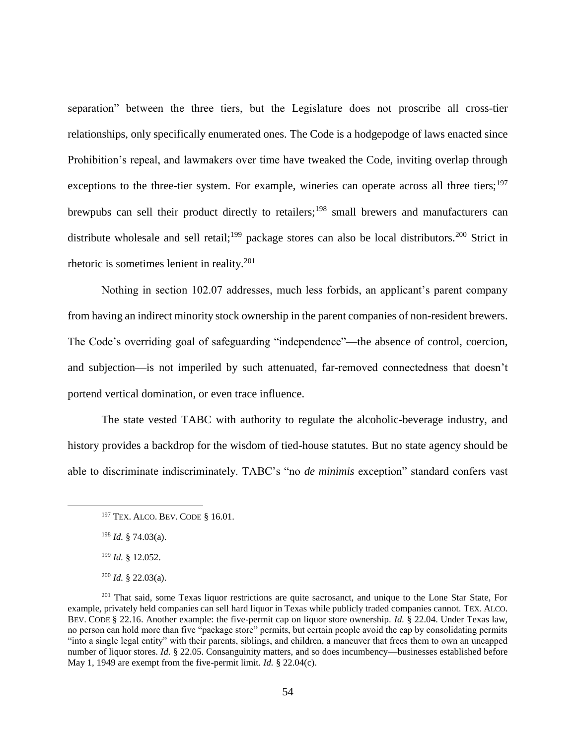separation" between the three tiers, but the Legislature does not proscribe all cross-tier relationships, only specifically enumerated ones. The Code is a hodgepodge of laws enacted since Prohibition's repeal, and lawmakers over time have tweaked the Code, inviting overlap through exceptions to the three-tier system. For example, wineries can operate across all three tiers;[197] brewpubs can sell their product directly to retailers;[198] small brewers and manufacturers can distribute wholesale and sell retail;[199] package stores can also be local distributors.[200] Strict in rhetoric is sometimes lenient in reality.[201]

Nothing in section 102.07 addresses, much less forbids, an applicant's parent company from having an indirect minority stock ownership in the parent companies of non-resident brewers. The Code's overriding goal of safeguarding "independence"—the absence of control, coercion, and subjection—is not imperiled by such attenuated, far-removed connectedness that doesn't portend vertical domination, or even trace influence.

The state vested TABC with authority to regulate the alcoholic-beverage industry, and history provides a backdrop for the wisdom of tied-house statutes. But no state agency should be able to discriminate indiscriminately. TABC's "no *de minimis* exception" standard confers vast

---

[197] TEX. ALCO. BEV. CODE § 16.01.

[198] *Id.* § 74.03(a).

[199] *Id.* § 12.052.

[200] *Id.* § 22.03(a).

[201] That said, some Texas liquor restrictions are quite sacrosanct, and unique to the Lone Star State, For example, privately held companies can sell hard liquor in Texas while publicly traded companies cannot. TEX. ALCO. BEV. CODE § 22.16. Another example: the five-permit cap on liquor store ownership. *Id.* § 22.04. Under Texas law, no person can hold more than five "package store" permits, but certain people avoid the cap by consolidating permits "into a single legal entity" with their parents, siblings, and children, a maneuver that frees them to own an uncapped number of liquor stores. *Id.* § 22.05. Consanguinity matters, and so does incumbency—businesses established before May 1, 1949 are exempt from the five-permit limit. *Id.* § 22.04(c).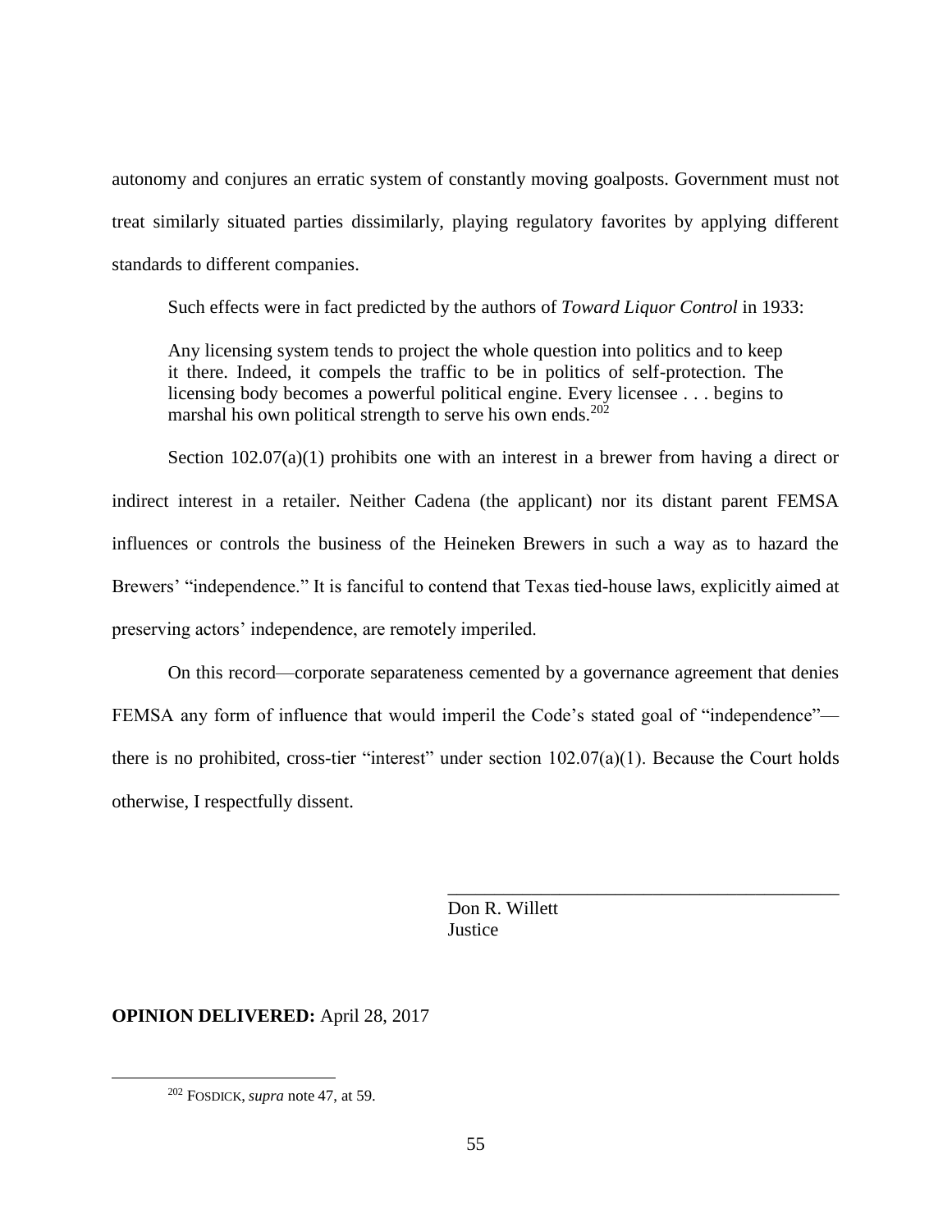autonomy and conjures an erratic system of constantly moving goalposts. Government must not treat similarly situated parties dissimilarly, playing regulatory favorites by applying different standards to different companies.

Such effects were in fact predicted by the authors of *Toward Liquor Control* in 1933:

> Any licensing system tends to project the whole question into politics and to keep it there. Indeed, it compels the traffic to be in politics of self-protection. The licensing body becomes a powerful political engine. Every licensee . . . begins to marshal his own political strength to serve his own ends.[202]

Section 102.07(a)(1) prohibits one with an interest in a brewer from having a direct or indirect interest in a retailer. Neither Cadena (the applicant) nor its distant parent FEMSA influences or controls the business of the Heineken Brewers in such a way as to hazard the Brewers' "independence." It is fanciful to contend that Texas tied-house laws, explicitly aimed at preserving actors' independence, are remotely imperiled.

On this record—corporate separateness cemented by a governance agreement that denies FEMSA any form of influence that would imperil the Code's stated goal of "independence"—there is no prohibited, cross-tier "interest" under section 102.07(a)(1). Because the Court holds otherwise, I respectfully dissent.

Don R. Willett
Justice

**OPINION DELIVERED:** April 28, 2017

---

[202] FOSDICK, *supra* note 47, at 59.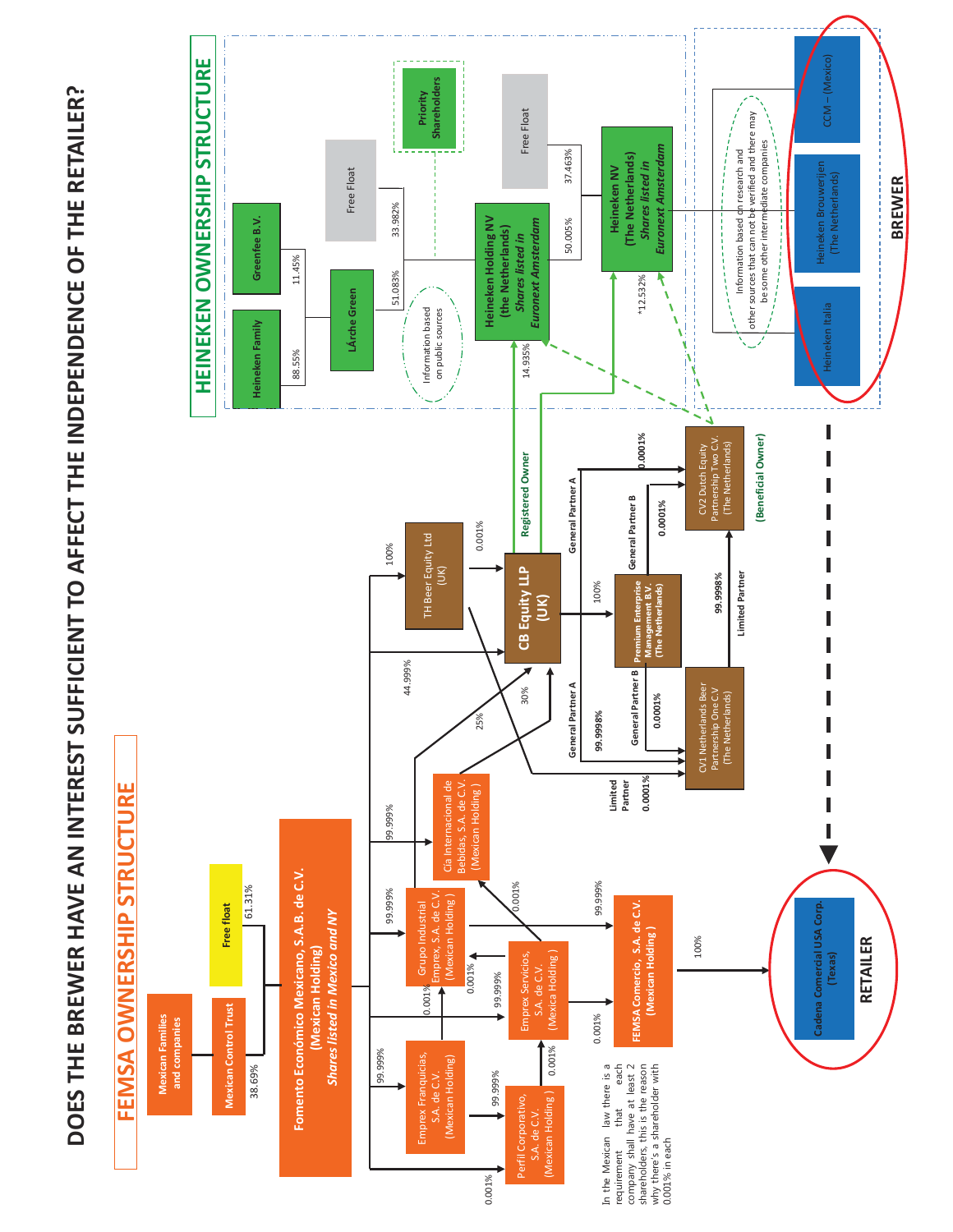# DOES THE BREWER HAVE AN INTEREST SUFFICIENT TO AFFECT THE INDEPENDENCE OF THE RETAILER?

## FEMSA OWNERSHIP STRUCTURE

Mexican Families and companies

Mexican Control Trust

38.69%

Free float

61.31%

**Fomento Económico Mexicano, S.A.B. de C.V. (Mexican Holding)**
*Shares listed in Mexico and NY*

Emprex Franquicias, S.A. de C.V. (Mexican Holding)

99.999%

Perfil Corporativo, S.A. de C.V. (Mexican Holding)

99.999%

0.001%

Grupo Industrial Emprex, S.A. de C.V. (Mexican Holding)

99.999%

0.001%

Emprex Servicios, S.A. de C.V. (Mexica Holding)

99.999%

0.001%

0.001%

Cía Internacional de Bebidas, S.A. de C.V. (Mexican Holding)

99.999%

0.001%

FEMSA Comercio, S.A. de C.V. (Mexican Holding)

99.999%

0.001%

100%

Cadena Comercial USA Corp. (Texas)

**RETAILER**

In the Mexican law there is a requirement that each company shall have at least 2 shareholders, this is the reason why there's a shareholder with 0.001% in each

TH Beer Equity Ltd (UK)

100%

0.001%

44.999%

25%

30%

**CB Equity LLP (UK)**

Registered Owner

100%

Premium Enterprise Management B.V. (The Netherlands)

General Partner A

General Partner B

0.0001%

0.0001%

CV1 Netherlands Beer Partnership One C.V. (The Netherlands)

99.9998%

Limited Partner

0.0001%

99.9998%

Limited Partner

CV2 Dutch Equity Partnership Two C.V. (The Netherlands)

0.0001%

(Beneficial Owner)

## HEINEKEN OWNERSHIP STRUCTURE

Heineken Family

88.55%

Greenfee B.V.

11.45%

LÁrche Green

51.083%

Free Float

33.982%

Priority Shareholders

Information based on public sources

14.935%

**Heineken Holding NV (the Netherlands)**
*Shares listed in Euronext Amsterdam*

50.005%

Free Float

37.463%

**Heineken NV (The Netherlands)**
*Shares listed in Euronext Amsterdam*

*12.532%

Information based on research and other sources that can not be verified and there may be some other intermediate companies

Heineken Italia

Heineken Brouwerijen (The Netherlands)

CCM – (Mexico)

**BREWER**